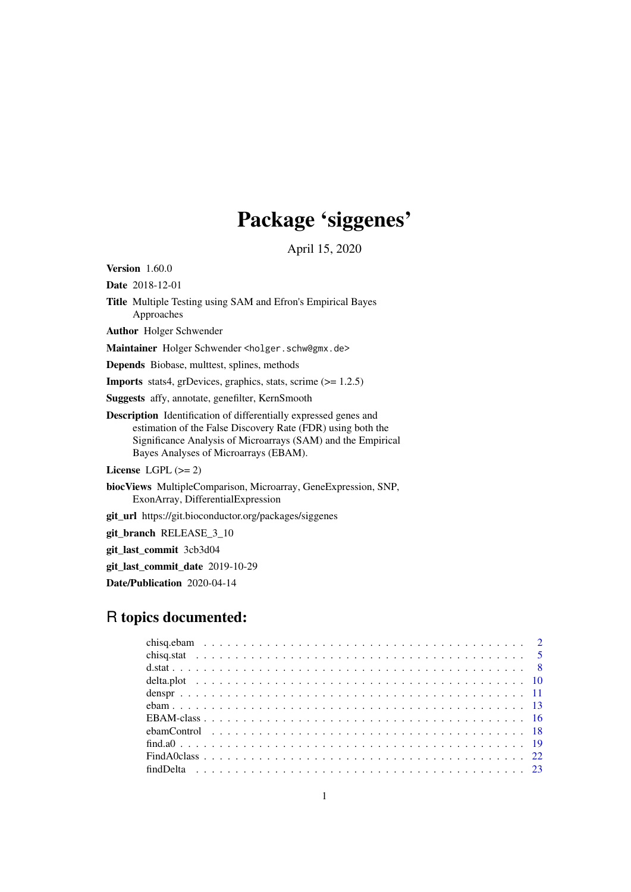# Package 'siggenes'

April 15, 2020

**Version** 1.60.0

**Date** 2018-12-01

**Title** Multiple Testing using SAM and Efron's Empirical Bayes Approaches

**Author** Holger Schwender

**Maintainer** Holger Schwender <holger.schw@gmx.de>

**Depends** Biobase, multtest, splines, methods

**Imports** stats4, grDevices, graphics, stats, scrime (>= 1.2.5)

**Suggests** affy, annotate, genefilter, KernSmooth

**Description** Identification of differentially expressed genes and estimation of the False Discovery Rate (FDR) using both the Significance Analysis of Microarrays (SAM) and the Empirical Bayes Analyses of Microarrays (EBAM).

**License** LGPL (>= 2)

**biocViews** MultipleComparison, Microarray, GeneExpression, SNP, ExonArray, DifferentialExpression

**git_url** https://git.bioconductor.org/packages/siggenes

**git_branch** RELEASE_3_10

**git_last_commit** 3cb3d04

**git_last_commit_date** 2019-10-29

**Date/Publication** 2020-04-14

## R topics documented:

- chisq.ebam . . . . . . . . . . . . . . . . . . . . . . . . . . . . . . . . . . . . . . . . 2
- chisq.stat . . . . . . . . . . . . . . . . . . . . . . . . . . . . . . . . . . . . . . . . . 5
- d.stat . . . . . . . . . . . . . . . . . . . . . . . . . . . . . . . . . . . . . . . . . . . 8
- delta.plot . . . . . . . . . . . . . . . . . . . . . . . . . . . . . . . . . . . . . . . . . 10
- denspr . . . . . . . . . . . . . . . . . . . . . . . . . . . . . . . . . . . . . . . . . . 11
- ebam . . . . . . . . . . . . . . . . . . . . . . . . . . . . . . . . . . . . . . . . . . . 13
- EBAM-class . . . . . . . . . . . . . . . . . . . . . . . . . . . . . . . . . . . . . . . 16
- ebamControl . . . . . . . . . . . . . . . . . . . . . . . . . . . . . . . . . . . . . . . 18
- find.a0 . . . . . . . . . . . . . . . . . . . . . . . . . . . . . . . . . . . . . . . . . . 19
- FindA0class . . . . . . . . . . . . . . . . . . . . . . . . . . . . . . . . . . . . . . . 22
- findDelta . . . . . . . . . . . . . . . . . . . . . . . . . . . . . . . . . . . . . . . . . 23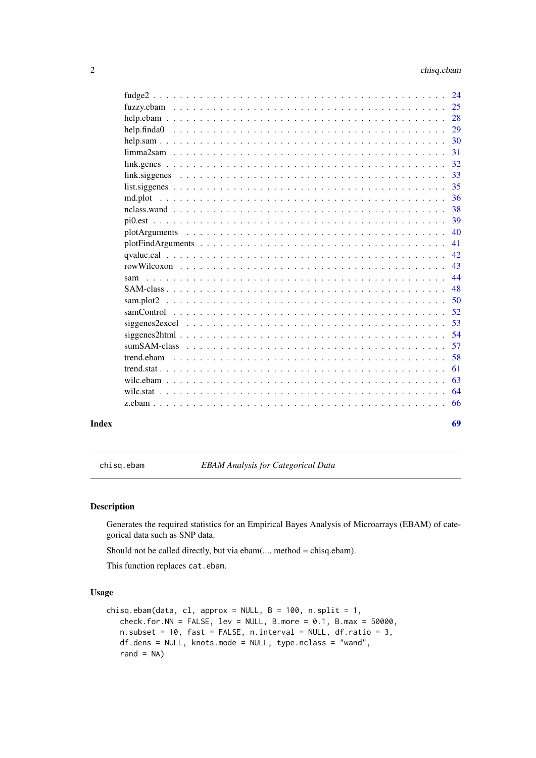fudge2 . . . . . . . . . . . . . . . . . . . . . . . . . . . . . . . . . . . . . . . . . . . 24
fuzzy.ebam . . . . . . . . . . . . . . . . . . . . . . . . . . . . . . . . . . . . . . . . . 25
help.ebam . . . . . . . . . . . . . . . . . . . . . . . . . . . . . . . . . . . . . . . . . . 28
help.finda0 . . . . . . . . . . . . . . . . . . . . . . . . . . . . . . . . . . . . . . . . . 29
help.sam . . . . . . . . . . . . . . . . . . . . . . . . . . . . . . . . . . . . . . . . . . . 30
limma2sam . . . . . . . . . . . . . . . . . . . . . . . . . . . . . . . . . . . . . . . . . 31
link.genes . . . . . . . . . . . . . . . . . . . . . . . . . . . . . . . . . . . . . . . . . . 32
link.siggenes . . . . . . . . . . . . . . . . . . . . . . . . . . . . . . . . . . . . . . . . 33
list.siggenes . . . . . . . . . . . . . . . . . . . . . . . . . . . . . . . . . . . . . . . . . 35
md.plot . . . . . . . . . . . . . . . . . . . . . . . . . . . . . . . . . . . . . . . . . . . . 36
nclass.wand . . . . . . . . . . . . . . . . . . . . . . . . . . . . . . . . . . . . . . . . . 38
pi0.est . . . . . . . . . . . . . . . . . . . . . . . . . . . . . . . . . . . . . . . . . . . . . 39
plotArguments . . . . . . . . . . . . . . . . . . . . . . . . . . . . . . . . . . . . . . . . 40
plotFindArguments . . . . . . . . . . . . . . . . . . . . . . . . . . . . . . . . . . . . . . 41
qvalue.cal . . . . . . . . . . . . . . . . . . . . . . . . . . . . . . . . . . . . . . . . . . . 42
rowWilcoxon . . . . . . . . . . . . . . . . . . . . . . . . . . . . . . . . . . . . . . . . . 43
sam . . . . . . . . . . . . . . . . . . . . . . . . . . . . . . . . . . . . . . . . . . . . . . 44
SAM-class . . . . . . . . . . . . . . . . . . . . . . . . . . . . . . . . . . . . . . . . . . . 48
sam.plot2 . . . . . . . . . . . . . . . . . . . . . . . . . . . . . . . . . . . . . . . . . . . 50
samControl . . . . . . . . . . . . . . . . . . . . . . . . . . . . . . . . . . . . . . . . . . 52
siggenes2excel . . . . . . . . . . . . . . . . . . . . . . . . . . . . . . . . . . . . . . . . 53
siggenes2html . . . . . . . . . . . . . . . . . . . . . . . . . . . . . . . . . . . . . . . . 54
sumSAM-class . . . . . . . . . . . . . . . . . . . . . . . . . . . . . . . . . . . . . . . . 57
trend.ebam . . . . . . . . . . . . . . . . . . . . . . . . . . . . . . . . . . . . . . . . . . 58
trend.stat . . . . . . . . . . . . . . . . . . . . . . . . . . . . . . . . . . . . . . . . . . . 61
wilc.ebam . . . . . . . . . . . . . . . . . . . . . . . . . . . . . . . . . . . . . . . . . . . 63
wilc.stat . . . . . . . . . . . . . . . . . . . . . . . . . . . . . . . . . . . . . . . . . . . . 64
z.ebam . . . . . . . . . . . . . . . . . . . . . . . . . . . . . . . . . . . . . . . . . . . . . 66

**Index** **69**

---

`chisq.ebam` *EBAM Analysis for Categorical Data*

---

### Description

Generates the required statistics for an Empirical Bayes Analysis of Microarrays (EBAM) of categorical data such as SNP data.

Should not be called directly, but via ebam(..., method = chisq.ebam).

This function replaces `cat.ebam`.

### Usage

```
chisq.ebam(data, cl, approx = NULL, B = 100, n.split = 1,
   check.for.NN = FALSE, lev = NULL, B.more = 0.1, B.max = 50000,
   n.subset = 10, fast = FALSE, n.interval = NULL, df.ratio = 3,
   df.dens = NULL, knots.mode = NULL, type.nclass = "wand",
   rand = NA)
```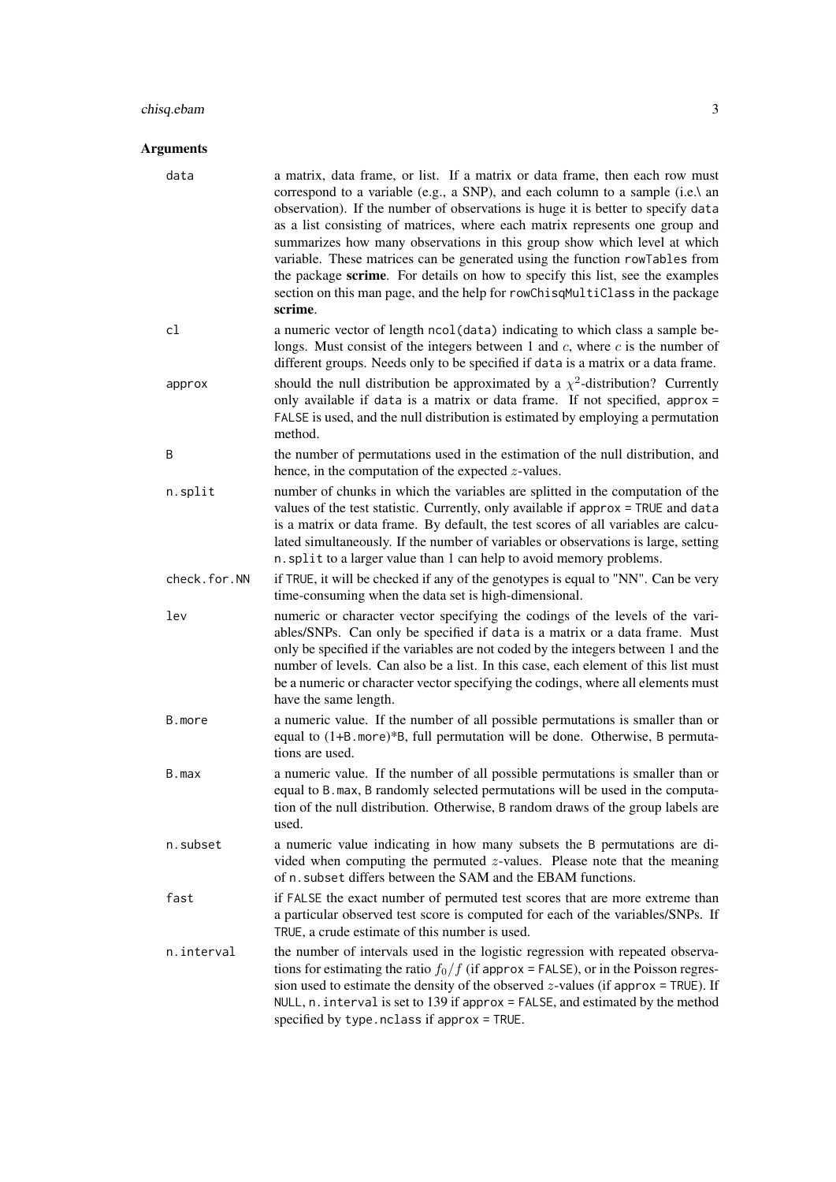## Arguments

`data` — a matrix, data frame, or list. If a matrix or data frame, then each row must correspond to a variable (e.g., a SNP), and each column to a sample (i.e.\ an observation). If the number of observations is huge it is better to specify `data` as a list consisting of matrices, where each matrix represents one group and summarizes how many observations in this group show which level at which variable. These matrices can be generated using the function `rowTables` from the package **scrime**. For details on how to specify this list, see the examples section on this man page, and the help for `rowChisqMultiClass` in the package **scrime**.

`cl` — a numeric vector of length `ncol(data)` indicating to which class a sample belongs. Must consist of the integers between 1 and $c$, where $c$ is the number of different groups. Needs only to be specified if `data` is a matrix or a data frame.

`approx` — should the null distribution be approximated by a $\chi^2$-distribution? Currently only available if `data` is a matrix or data frame. If not specified, `approx = FALSE` is used, and the null distribution is estimated by employing a permutation method.

`B` — the number of permutations used in the estimation of the null distribution, and hence, in the computation of the expected $z$-values.

`n.split` — number of chunks in which the variables are splitted in the computation of the values of the test statistic. Currently, only available if `approx = TRUE` and `data` is a matrix or data frame. By default, the test scores of all variables are calculated simultaneously. If the number of variables or observations is large, setting `n.split` to a larger value than 1 can help to avoid memory problems.

`check.for.NN` — if `TRUE`, it will be checked if any of the genotypes is equal to "NN". Can be very time-consuming when the data set is high-dimensional.

`lev` — numeric or character vector specifying the codings of the levels of the variables/SNPs. Can only be specified if `data` is a matrix or a data frame. Must only be specified if the variables are not coded by the integers between 1 and the number of levels. Can also be a list. In this case, each element of this list must be a numeric or character vector specifying the codings, where all elements must have the same length.

`B.more` — a numeric value. If the number of all possible permutations is smaller than or equal to (1+`B.more`)*`B`, full permutation will be done. Otherwise, `B` permutations are used.

`B.max` — a numeric value. If the number of all possible permutations is smaller than or equal to `B.max`, `B` randomly selected permutations will be used in the computation of the null distribution. Otherwise, `B` random draws of the group labels are used.

`n.subset` — a numeric value indicating in how many subsets the `B` permutations are divided when computing the permuted $z$-values. Please note that the meaning of `n.subset` differs between the SAM and the EBAM functions.

`fast` — if `FALSE` the exact number of permuted test scores that are more extreme than a particular observed test score is computed for each of the variables/SNPs. If `TRUE`, a crude estimate of this number is used.

`n.interval` — the number of intervals used in the logistic regression with repeated observations for estimating the ratio $f_0/f$ (if `approx = FALSE`), or in the Poisson regression used to estimate the density of the observed $z$-values (if `approx = TRUE`). If `NULL`, `n.interval` is set to 139 if `approx = FALSE`, and estimated by the method specified by `type.nclass` if `approx = TRUE`.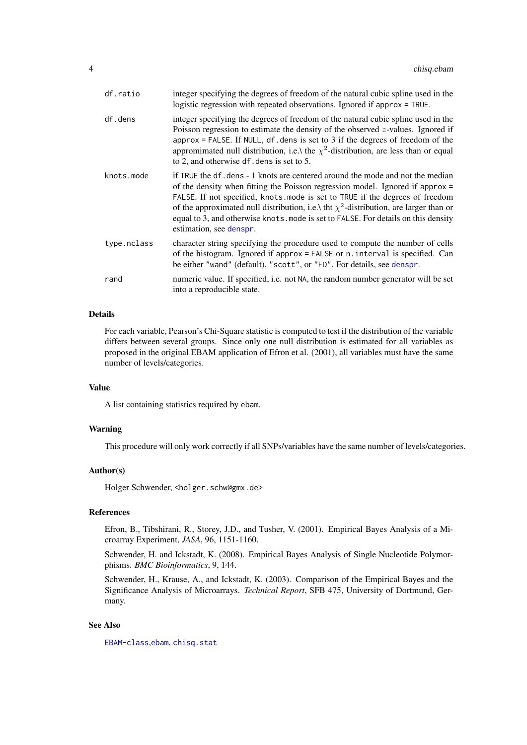| | |
|---|---|
| `df.ratio` | integer specifying the degrees of freedom of the natural cubic spline used in the logistic regression with repeated observations. Ignored if `approx = TRUE`. |
| `df.dens` | integer specifying the degrees of freedom of the natural cubic spline used in the Poisson regression to estimate the density of the observed $z$-values. Ignored if `approx = FALSE`. If `NULL`, `df.dens` is set to 3 if the degrees of freedom of the appromimated null distribution, i.e.\ the $\chi^2$-distribution, are less than or equal to 2, and otherwise `df.dens` is set to 5. |
| `knots.mode` | if `TRUE` the `df.dens` - 1 knots are centered around the mode and not the median of the density when fitting the Poisson regression model. Ignored if `approx = FALSE`. If not specified, `knots.mode` is set to `TRUE` if the degrees of freedom of the approximated null distribution, i.e.\ tht $\chi^2$-distribution, are larger than or equal to 3, and otherwise `knots.mode` is set to `FALSE`. For details on this density estimation, see `denspr`. |
| `type.nclass` | character string specifying the procedure used to compute the number of cells of the histogram. Ignored if `approx = FALSE` or `n.interval` is specified. Can be either `"wand"` (default), `"scott"`, or `"FD"`. For details, see `denspr`. |
| `rand` | numeric value. If specified, i.e. not `NA`, the random number generator will be set into a reproducible state. |

## Details

For each variable, Pearson's Chi-Square statistic is computed to test if the distribution of the variable differs between several groups. Since only one null distribution is estimated for all variables as proposed in the original EBAM application of Efron et al. (2001), all variables must have the same number of levels/categories.

## Value

A list containing statistics required by `ebam`.

## Warning

This procedure will only work correctly if all SNPs/variables have the same number of levels/categories.

## Author(s)

Holger Schwender, <holger.schw@gmx.de>

## References

Efron, B., Tibshirani, R., Storey, J.D., and Tusher, V. (2001). Empirical Bayes Analysis of a Microarray Experiment, *JASA*, 96, 1151-1160.

Schwender, H. and Ickstadt, K. (2008). Empirical Bayes Analysis of Single Nucleotide Polymorphisms. *BMC Bioinformatics*, 9, 144.

Schwender, H., Krause, A., and Ickstadt, K. (2003). Comparison of the Empirical Bayes and the Significance Analysis of Microarrays. *Technical Report*, SFB 475, University of Dortmund, Germany.

## See Also

`EBAM-class`,`ebam`, `chisq.stat`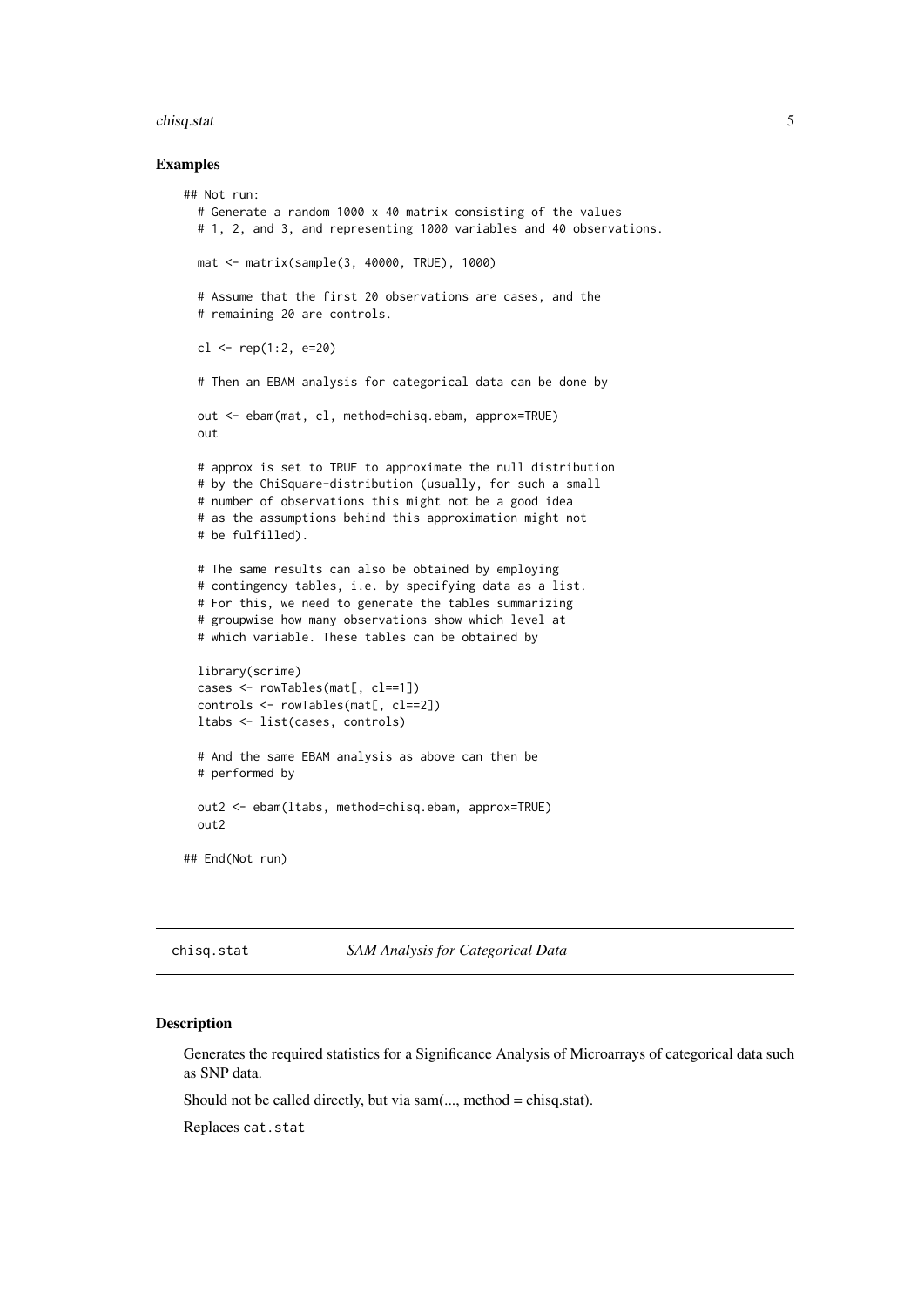### Examples

```
## Not run:
  # Generate a random 1000 x 40 matrix consisting of the values
  # 1, 2, and 3, and representing 1000 variables and 40 observations.

  mat <- matrix(sample(3, 40000, TRUE), 1000)

  # Assume that the first 20 observations are cases, and the
  # remaining 20 are controls.

  cl <- rep(1:2, e=20)

  # Then an EBAM analysis for categorical data can be done by

  out <- ebam(mat, cl, method=chisq.ebam, approx=TRUE)
  out

  # approx is set to TRUE to approximate the null distribution
  # by the ChiSquare-distribution (usually, for such a small
  # number of observations this might not be a good idea
  # as the assumptions behind this approximation might not
  # be fulfilled).

  # The same results can also be obtained by employing
  # contingency tables, i.e. by specifying data as a list.
  # For this, we need to generate the tables summarizing
  # groupwise how many observations show which level at
  # which variable. These tables can be obtained by

  library(scrime)
  cases <- rowTables(mat[, cl==1])
  controls <- rowTables(mat[, cl==2])
  ltabs <- list(cases, controls)

  # And the same EBAM analysis as above can then be
  # performed by

  out2 <- ebam(ltabs, method=chisq.ebam, approx=TRUE)
  out2

## End(Not run)
```

---

## chisq.stat *SAM Analysis for Categorical Data*

---

### Description

Generates the required statistics for a Significance Analysis of Microarrays of categorical data such as SNP data.

Should not be called directly, but via sam(..., method = chisq.stat).

Replaces `cat.stat`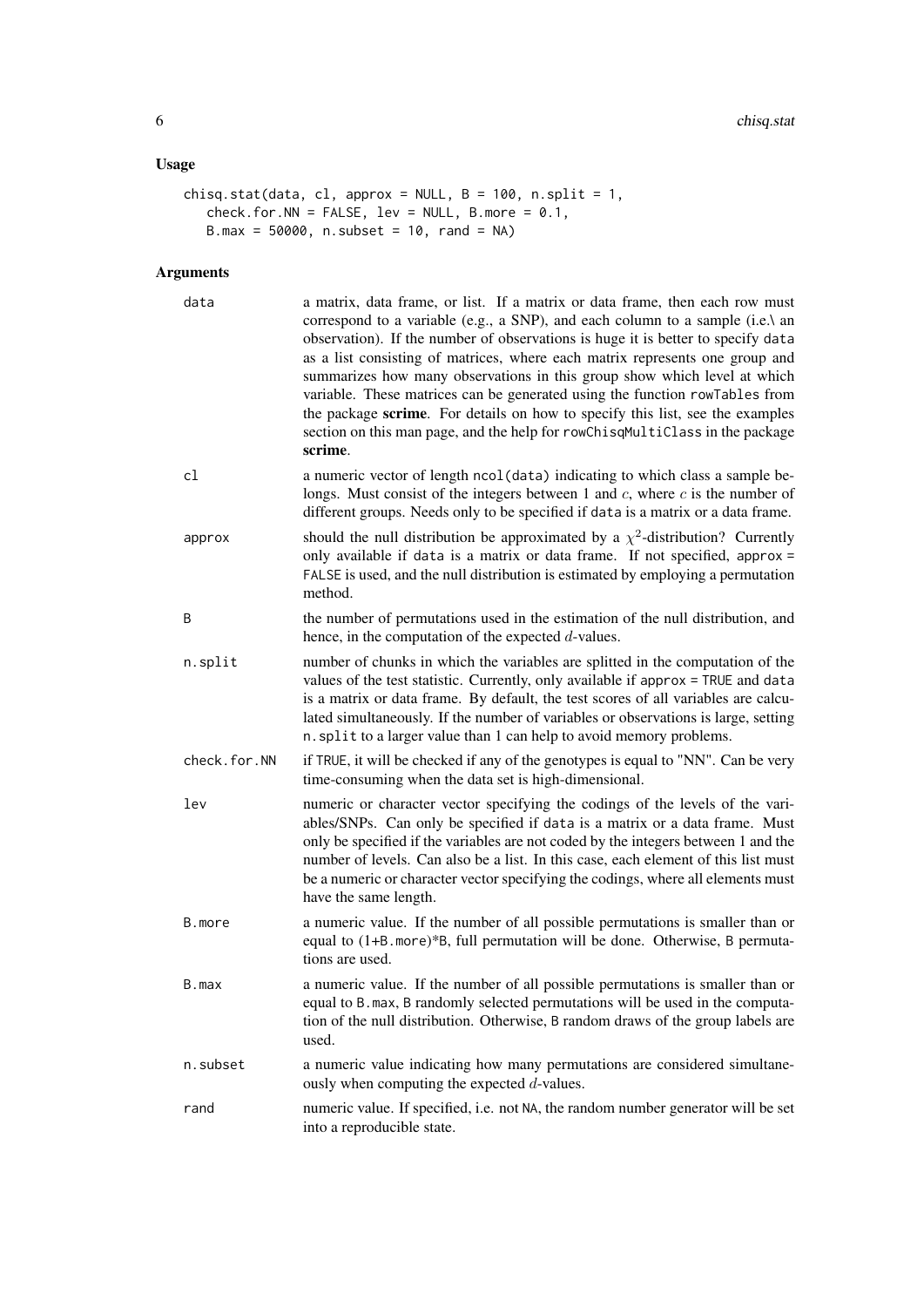## Usage

```
chisq.stat(data, cl, approx = NULL, B = 100, n.split = 1,
   check.for.NN = FALSE, lev = NULL, B.more = 0.1,
   B.max = 50000, n.subset = 10, rand = NA)
```

## Arguments

| | |
|---|---|
| `data` | a matrix, data frame, or list. If a matrix or data frame, then each row must correspond to a variable (e.g., a SNP), and each column to a sample (i.e.\ an observation). If the number of observations is huge it is better to specify `data` as a list consisting of matrices, where each matrix represents one group and summarizes how many observations in this group show which level at which variable. These matrices can be generated using the function `rowTables` from the package **scrime**. For details on how to specify this list, see the examples section on this man page, and the help for `rowChisqMultiClass` in the package **scrime**. |
| `cl` | a numeric vector of length `ncol(data)` indicating to which class a sample belongs. Must consist of the integers between 1 and $c$, where $c$ is the number of different groups. Needs only to be specified if `data` is a matrix or a data frame. |
| `approx` | should the null distribution be approximated by a $\chi^2$-distribution? Currently only available if `data` is a matrix or data frame. If not specified, `approx = FALSE` is used, and the null distribution is estimated by employing a permutation method. |
| `B` | the number of permutations used in the estimation of the null distribution, and hence, in the computation of the expected $d$-values. |
| `n.split` | number of chunks in which the variables are splitted in the computation of the values of the test statistic. Currently, only available if `approx = TRUE` and `data` is a matrix or data frame. By default, the test scores of all variables are calculated simultaneously. If the number of variables or observations is large, setting `n.split` to a larger value than 1 can help to avoid memory problems. |
| `check.for.NN` | if `TRUE`, it will be checked if any of the genotypes is equal to "NN". Can be very time-consuming when the data set is high-dimensional. |
| `lev` | numeric or character vector specifying the codings of the levels of the variables/SNPs. Can only be specified if `data` is a matrix or a data frame. Must only be specified if the variables are not coded by the integers between 1 and the number of levels. Can also be a list. In this case, each element of this list must be a numeric or character vector specifying the codings, where all elements must have the same length. |
| `B.more` | a numeric value. If the number of all possible permutations is smaller than or equal to `(1+B.more)*B`, full permutation will be done. Otherwise, `B` permutations are used. |
| `B.max` | a numeric value. If the number of all possible permutations is smaller than or equal to `B.max`, `B` randomly selected permutations will be used in the computation of the null distribution. Otherwise, `B` random draws of the group labels are used. |
| `n.subset` | a numeric value indicating how many permutations are considered simultaneously when computing the expected $d$-values. |
| `rand` | numeric value. If specified, i.e. not `NA`, the random number generator will be set into a reproducible state. |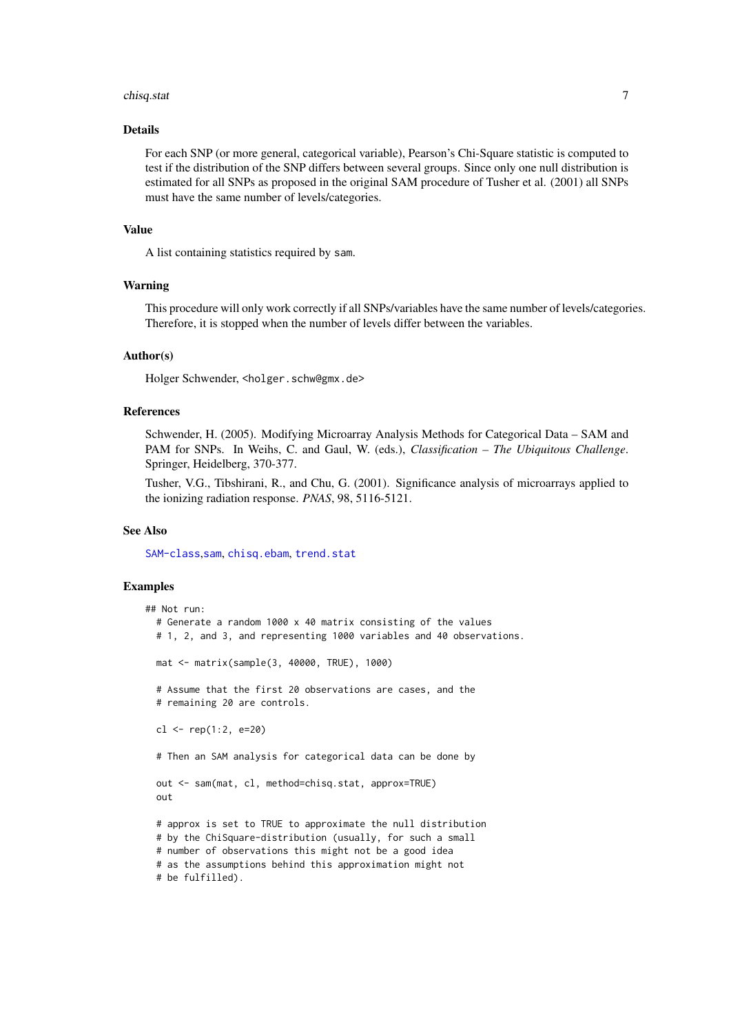### Details

For each SNP (or more general, categorical variable), Pearson's Chi-Square statistic is computed to test if the distribution of the SNP differs between several groups. Since only one null distribution is estimated for all SNPs as proposed in the original SAM procedure of Tusher et al. (2001) all SNPs must have the same number of levels/categories.

### Value

A list containing statistics required by `sam`.

### Warning

This procedure will only work correctly if all SNPs/variables have the same number of levels/categories. Therefore, it is stopped when the number of levels differ between the variables.

### Author(s)

Holger Schwender, <holger.schw@gmx.de>

### References

Schwender, H. (2005). Modifying Microarray Analysis Methods for Categorical Data – SAM and PAM for SNPs. In Weihs, C. and Gaul, W. (eds.), *Classification – The Ubiquitous Challenge*. Springer, Heidelberg, 370-377.

Tusher, V.G., Tibshirani, R., and Chu, G. (2001). Significance analysis of microarrays applied to the ionizing radiation response. *PNAS*, 98, 5116-5121.

### See Also

SAM-class, sam, chisq.ebam, trend.stat

### Examples

```
## Not run:
  # Generate a random 1000 x 40 matrix consisting of the values
  # 1, 2, and 3, and representing 1000 variables and 40 observations.

  mat <- matrix(sample(3, 40000, TRUE), 1000)

  # Assume that the first 20 observations are cases, and the
  # remaining 20 are controls.

  cl <- rep(1:2, e=20)

  # Then an SAM analysis for categorical data can be done by

  out <- sam(mat, cl, method=chisq.stat, approx=TRUE)
  out

  # approx is set to TRUE to approximate the null distribution
  # by the ChiSquare-distribution (usually, for such a small
  # number of observations this might not be a good idea
  # as the assumptions behind this approximation might not
  # be fulfilled).
```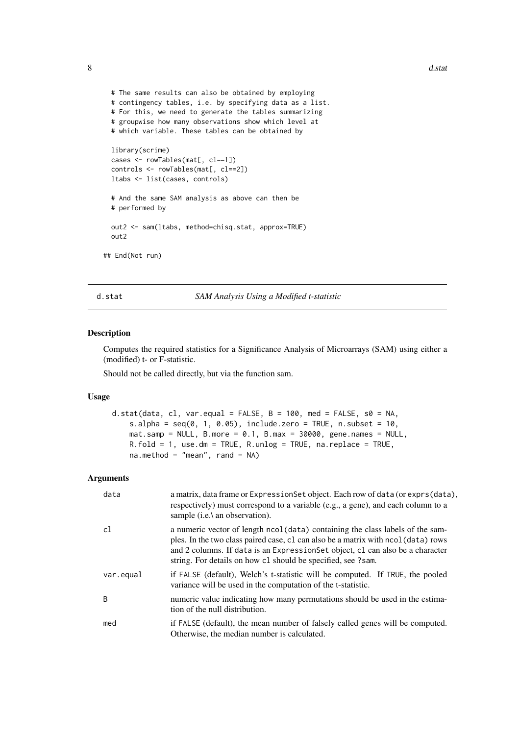```
  # The same results can also be obtained by employing
  # contingency tables, i.e. by specifying data as a list.
  # For this, we need to generate the tables summarizing
  # groupwise how many observations show which level at
  # which variable. These tables can be obtained by

  library(scrime)
  cases <- rowTables(mat[, cl==1])
  controls <- rowTables(mat[, cl==2])
  ltabs <- list(cases, controls)

  # And the same SAM analysis as above can then be
  # performed by

  out2 <- sam(ltabs, method=chisq.stat, approx=TRUE)
  out2

## End(Not run)
```

---

d.stat *SAM Analysis Using a Modified t-statistic*

---

### Description

Computes the required statistics for a Significance Analysis of Microarrays (SAM) using either a (modified) t- or F-statistic.

Should not be called directly, but via the function sam.

### Usage

```
d.stat(data, cl, var.equal = FALSE, B = 100, med = FALSE, s0 = NA,
    s.alpha = seq(0, 1, 0.05), include.zero = TRUE, n.subset = 10,
    mat.samp = NULL, B.more = 0.1, B.max = 30000, gene.names = NULL,
    R.fold = 1, use.dm = TRUE, R.unlog = TRUE, na.replace = TRUE,
    na.method = "mean", rand = NA)
```

### Arguments

| | |
|---|---|
| data | a matrix, data frame or ExpressionSet object. Each row of data (or exprs(data), respectively) must correspond to a variable (e.g., a gene), and each column to a sample (i.e.\ an observation). |
| cl | a numeric vector of length ncol(data) containing the class labels of the samples. In the two class paired case, cl can also be a matrix with ncol(data) rows and 2 columns. If data is an ExpressionSet object, cl can also be a character string. For details on how cl should be specified, see ?sam. |
| var.equal | if FALSE (default), Welch's t-statistic will be computed. If TRUE, the pooled variance will be used in the computation of the t-statistic. |
| B | numeric value indicating how many permutations should be used in the estimation of the null distribution. |
| med | if FALSE (default), the mean number of falsely called genes will be computed. Otherwise, the median number is calculated. |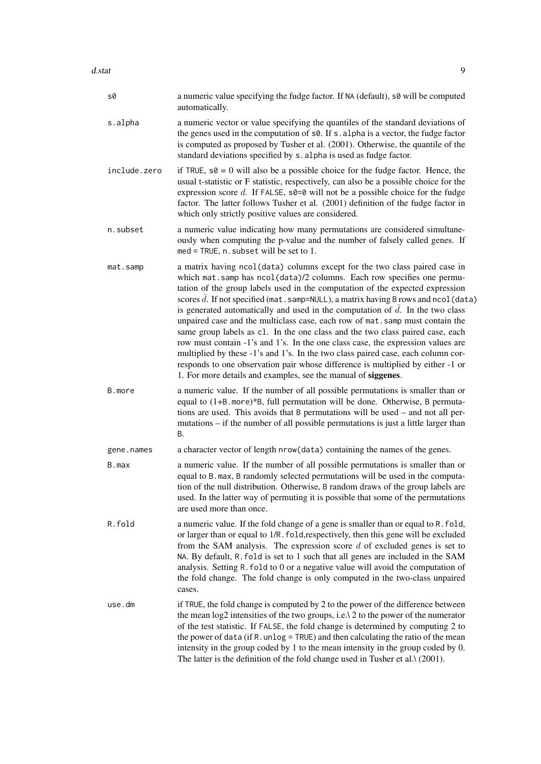| | |
|---|---|
| s0 | a numeric value specifying the fudge factor. If NA (default), s0 will be computed automatically. |
| s.alpha | a numeric vector or value specifying the quantiles of the standard deviations of the genes used in the computation of s0. If s.alpha is a vector, the fudge factor is computed as proposed by Tusher et al. (2001). Otherwise, the quantile of the standard deviations specified by s.alpha is used as fudge factor. |
| include.zero | if TRUE, s0 = 0 will also be a possible choice for the fudge factor. Hence, the usual t-statistic or F statistic, respectively, can also be a possible choice for the expression score $d$. If FALSE, s0=0 will not be a possible choice for the fudge factor. The latter follows Tusher et al. (2001) definition of the fudge factor in which only strictly positive values are considered. |
| n.subset | a numeric value indicating how many permutations are considered simultaneously when computing the p-value and the number of falsely called genes. If med = TRUE, n.subset will be set to 1. |
| mat.samp | a matrix having ncol(data) columns except for the two class paired case in which mat.samp has ncol(data)/2 columns. Each row specifies one permutation of the group labels used in the computation of the expected expression scores $\bar{d}$. If not specified (mat.samp=NULL), a matrix having B rows and ncol(data) is generated automatically and used in the computation of $\bar{d}$. In the two class unpaired case and the multiclass case, each row of mat.samp must contain the same group labels as cl. In the one class and the two class paired case, each row must contain -1's and 1's. In the one class case, the expression values are multiplied by these -1's and 1's. In the two class paired case, each column corresponds to one observation pair whose difference is multiplied by either -1 or 1. For more details and examples, see the manual of **siggenes**. |
| B.more | a numeric value. If the number of all possible permutations is smaller than or equal to (1+B.more)*B, full permutation will be done. Otherwise, B permutations are used. This avoids that B permutations will be used – and not all permutations – if the number of all possible permutations is just a little larger than B. |
| gene.names | a character vector of length nrow(data) containing the names of the genes. |
| B.max | a numeric value. If the number of all possible permutations is smaller than or equal to B.max, B randomly selected permutations will be used in the computation of the null distribution. Otherwise, B random draws of the group labels are used. In the latter way of permuting it is possible that some of the permutations are used more than once. |
| R.fold | a numeric value. If the fold change of a gene is smaller than or equal to R.fold, or larger than or equal to 1/R.fold,respectively, then this gene will be excluded from the SAM analysis. The expression score $d$ of excluded genes is set to NA. By default, R.fold is set to 1 such that all genes are included in the SAM analysis. Setting R.fold to 0 or a negative value will avoid the computation of the fold change. The fold change is only computed in the two-class unpaired cases. |
| use.dm | if TRUE, the fold change is computed by 2 to the power of the difference between the mean log2 intensities of the two groups, i.e.\ 2 to the power of the numerator of the test statistic. If FALSE, the fold change is determined by computing 2 to the power of data (if R.unlog = TRUE) and then calculating the ratio of the mean intensity in the group coded by 1 to the mean intensity in the group coded by 0. The latter is the definition of the fold change used in Tusher et al.\ (2001). |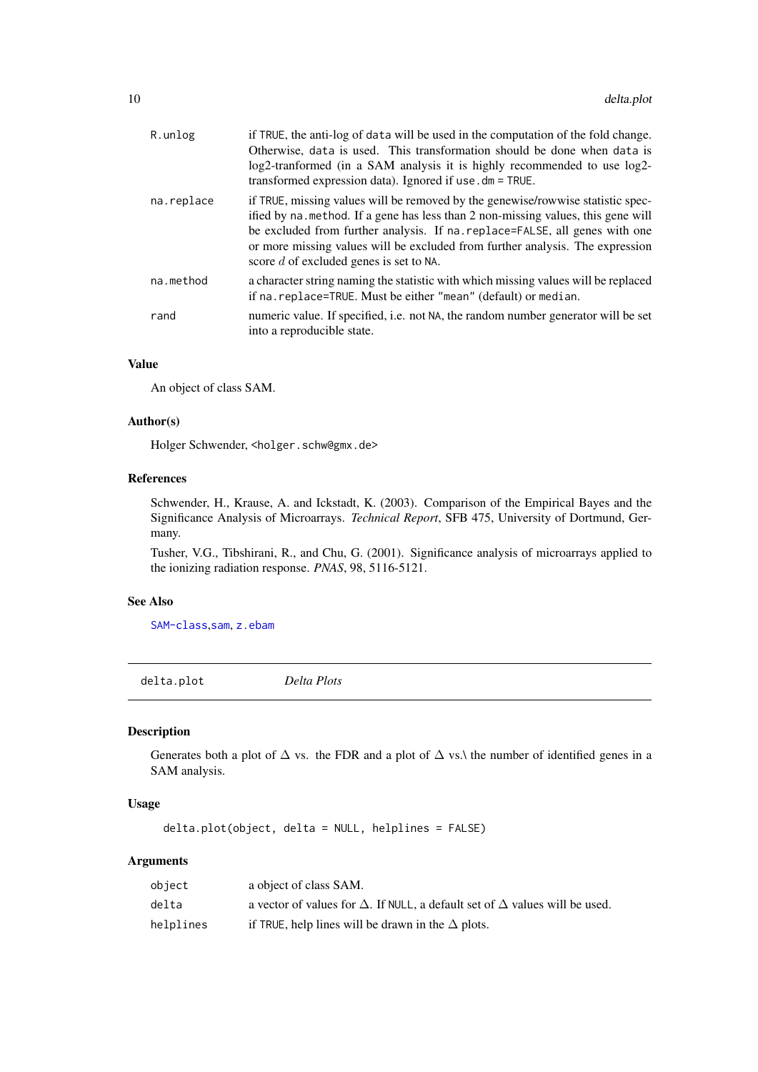| | |
|---|---|
| R.unlog | if TRUE, the anti-log of data will be used in the computation of the fold change. Otherwise, data is used. This transformation should be done when data is log2-tranformed (in a SAM analysis it is highly recommended to use log2-transformed expression data). Ignored if use.dm = TRUE. |
| na.replace | if TRUE, missing values will be removed by the genewise/rowwise statistic specified by na.method. If a gene has less than 2 non-missing values, this gene will be excluded from further analysis. If na.replace=FALSE, all genes with one or more missing values will be excluded from further analysis. The expression score $d$ of excluded genes is set to NA. |
| na.method | a character string naming the statistic with which missing values will be replaced if na.replace=TRUE. Must be either "mean" (default) or median. |
| rand | numeric value. If specified, i.e. not NA, the random number generator will be set into a reproducible state. |

### Value

An object of class SAM.

### Author(s)

Holger Schwender, <holger.schw@gmx.de>

### References

Schwender, H., Krause, A. and Ickstadt, K. (2003). Comparison of the Empirical Bayes and the Significance Analysis of Microarrays. *Technical Report*, SFB 475, University of Dortmund, Germany.

Tusher, V.G., Tibshirani, R., and Chu, G. (2001). Significance analysis of microarrays applied to the ionizing radiation response. *PNAS*, 98, 5116-5121.

### See Also

SAM-class, sam, z.ebam

---

## delta.plot *Delta Plots*

### Description

Generates both a plot of $\Delta$ vs. the FDR and a plot of $\Delta$ vs.\ the number of identified genes in a SAM analysis.

### Usage

```
delta.plot(object, delta = NULL, helplines = FALSE)
```

### Arguments

| | |
|---|---|
| object | a object of class SAM. |
| delta | a vector of values for $\Delta$. If NULL, a default set of $\Delta$ values will be used. |
| helplines | if TRUE, help lines will be drawn in the $\Delta$ plots. |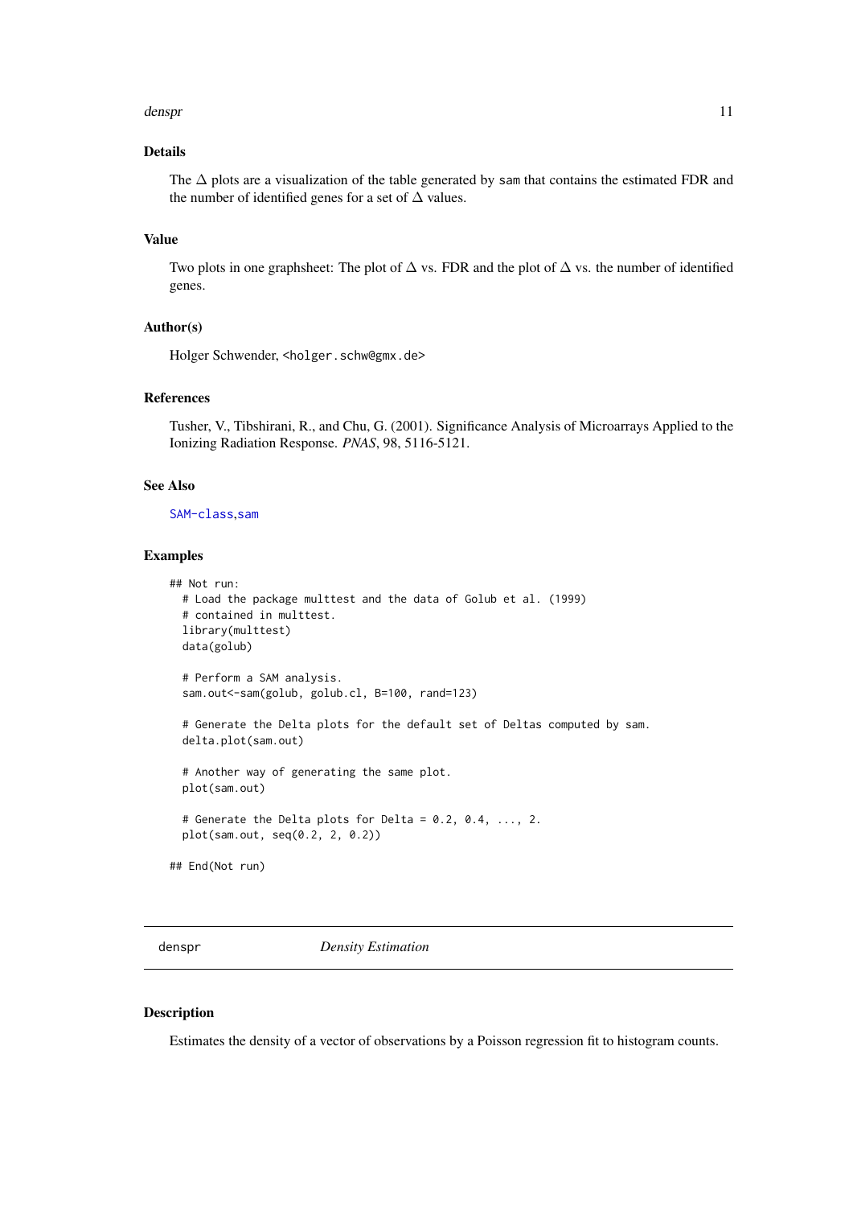### Details

The $\Delta$ plots are a visualization of the table generated by `sam` that contains the estimated FDR and the number of identified genes for a set of $\Delta$ values.

### Value

Two plots in one graphsheet: The plot of $\Delta$ vs. FDR and the plot of $\Delta$ vs. the number of identified genes.

### Author(s)

Holger Schwender, <holger.schw@gmx.de>

### References

Tusher, V., Tibshirani, R., and Chu, G. (2001). Significance Analysis of Microarrays Applied to the Ionizing Radiation Response. *PNAS*, 98, 5116-5121.

### See Also

SAM-class, sam

### Examples

```
## Not run:
  # Load the package multtest and the data of Golub et al. (1999)
  # contained in multtest.
  library(multtest)
  data(golub)

  # Perform a SAM analysis.
  sam.out<-sam(golub, golub.cl, B=100, rand=123)

  # Generate the Delta plots for the default set of Deltas computed by sam.
  delta.plot(sam.out)

  # Another way of generating the same plot.
  plot(sam.out)

  # Generate the Delta plots for Delta = 0.2, 0.4, ..., 2.
  plot(sam.out, seq(0.2, 2, 0.2))

## End(Not run)
```

---

## denspr — *Density Estimation*

### Description

Estimates the density of a vector of observations by a Poisson regression fit to histogram counts.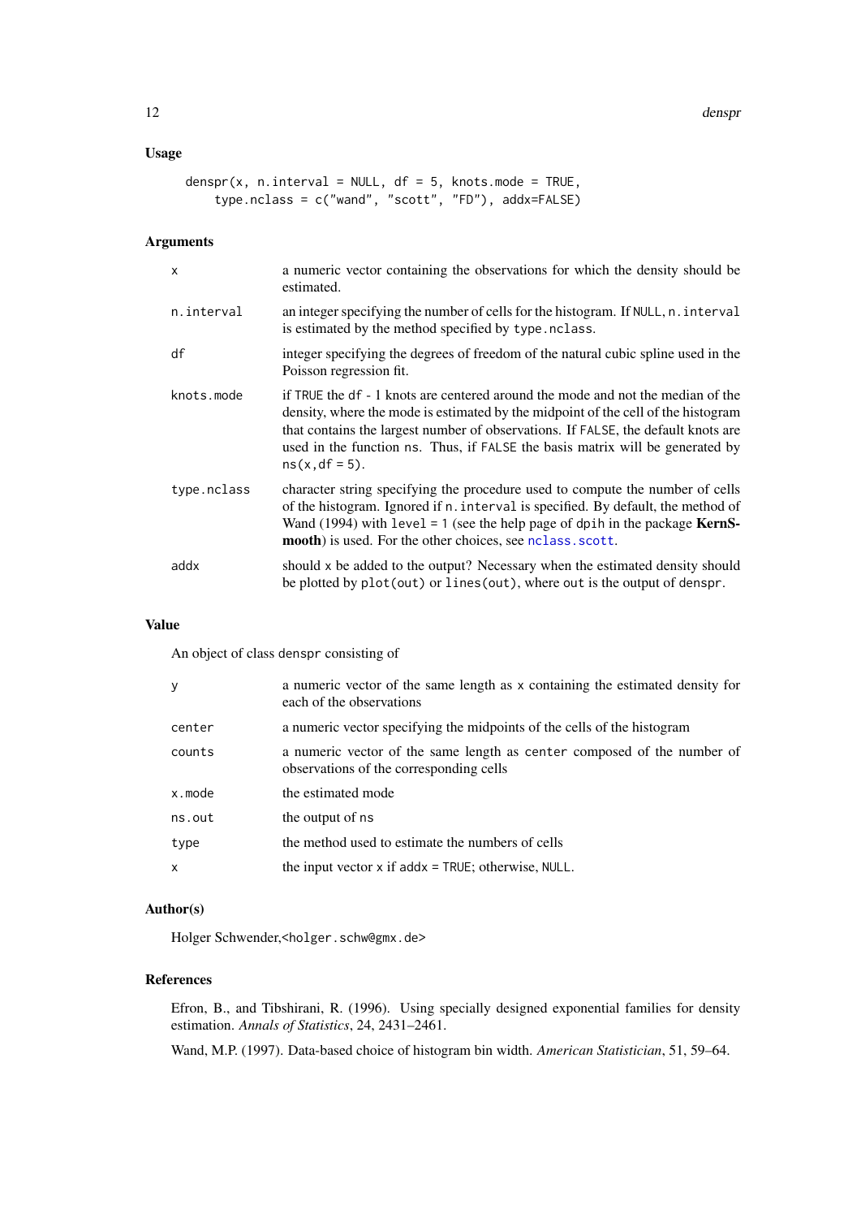## Usage

```
denspr(x, n.interval = NULL, df = 5, knots.mode = TRUE,
    type.nclass = c("wand", "scott", "FD"), addx=FALSE)
```

## Arguments

| | |
|---|---|
| `x` | a numeric vector containing the observations for which the density should be estimated. |
| `n.interval` | an integer specifying the number of cells for the histogram. If `NULL`, `n.interval` is estimated by the method specified by `type.nclass`. |
| `df` | integer specifying the degrees of freedom of the natural cubic spline used in the Poisson regression fit. |
| `knots.mode` | if `TRUE` the `df` - 1 knots are centered around the mode and not the median of the density, where the mode is estimated by the midpoint of the cell of the histogram that contains the largest number of observations. If `FALSE`, the default knots are used in the function `ns`. Thus, if `FALSE` the basis matrix will be generated by `ns(x,df = 5)`. |
| `type.nclass` | character string specifying the procedure used to compute the number of cells of the histogram. Ignored if `n.interval` is specified. By default, the method of Wand (1994) with `level = 1` (see the help page of `dpih` in the package **KernSmooth**) is used. For the other choices, see `nclass.scott`. |
| `addx` | should `x` be added to the output? Necessary when the estimated density should be plotted by `plot(out)` or `lines(out)`, where `out` is the output of `denspr`. |

## Value

An object of class `denspr` consisting of

| | |
|---|---|
| `y` | a numeric vector of the same length as `x` containing the estimated density for each of the observations |
| `center` | a numeric vector specifying the midpoints of the cells of the histogram |
| `counts` | a numeric vector of the same length as `center` composed of the number of observations of the corresponding cells |
| `x.mode` | the estimated mode |
| `ns.out` | the output of `ns` |
| `type` | the method used to estimate the numbers of cells |
| `x` | the input vector `x` if `addx = TRUE`; otherwise, `NULL`. |

## Author(s)

Holger Schwender,<holger.schw@gmx.de>

## References

Efron, B., and Tibshirani, R. (1996). Using specially designed exponential families for density estimation. *Annals of Statistics*, 24, 2431–2461.

Wand, M.P. (1997). Data-based choice of histogram bin width. *American Statistician*, 51, 59–64.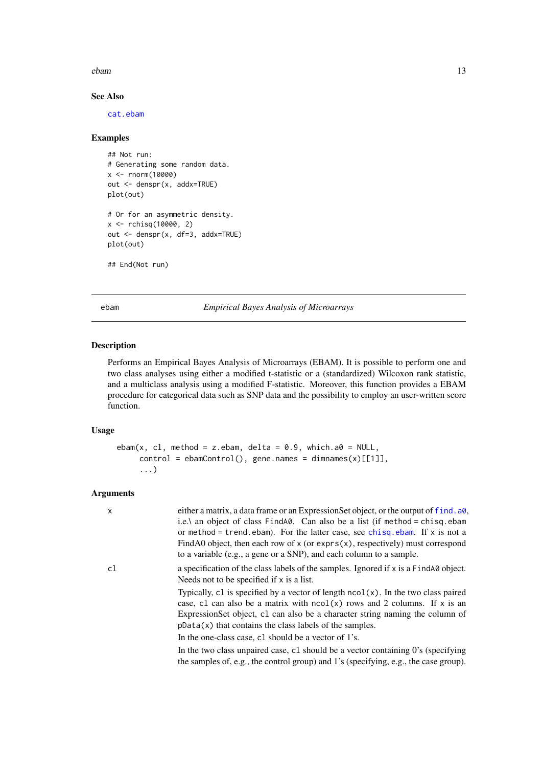### See Also

cat.ebam

### Examples

```
## Not run:
# Generating some random data.
x <- rnorm(10000)
out <- denspr(x, addx=TRUE)
plot(out)

# Or for an asymmetric density.
x <- rchisq(10000, 2)
out <- denspr(x, df=3, addx=TRUE)
plot(out)

## End(Not run)
```

---

## ebam — *Empirical Bayes Analysis of Microarrays*

---

### Description

Performs an Empirical Bayes Analysis of Microarrays (EBAM). It is possible to perform one and two class analyses using either a modified t-statistic or a (standardized) Wilcoxon rank statistic, and a multiclass analysis using a modified F-statistic. Moreover, this function provides a EBAM procedure for categorical data such as SNP data and the possibility to employ an user-written score function.

### Usage

```
ebam(x, cl, method = z.ebam, delta = 0.9, which.a0 = NULL,
     control = ebamControl(), gene.names = dimnames(x)[[1]],
     ...)
```

### Arguments

`x` either a matrix, a data frame or an ExpressionSet object, or the output of `find.a0`, i.e.\ an object of class `FindA0`. Can also be a list (if `method = chisq.ebam` or `method = trend.ebam`). For the latter case, see `chisq.ebam`. If `x` is not a FindA0 object, then each row of `x` (or `exprs(x)`, respectively) must correspond to a variable (e.g., a gene or a SNP), and each column to a sample.

`cl` a specification of the class labels of the samples. Ignored if `x` is a `FindA0` object. Needs not to be specified if `x` is a list.

Typically, `cl` is specified by a vector of length `ncol(x)`. In the two class paired case, `cl` can also be a matrix with `ncol(x)` rows and 2 columns. If `x` is an ExpressionSet object, `cl` can also be a character string naming the column of `pData(x)` that contains the class labels of the samples.

In the one-class case, `cl` should be a vector of 1's.

In the two class unpaired case, `cl` should be a vector containing 0's (specifying the samples of, e.g., the control group) and 1's (specifying, e.g., the case group).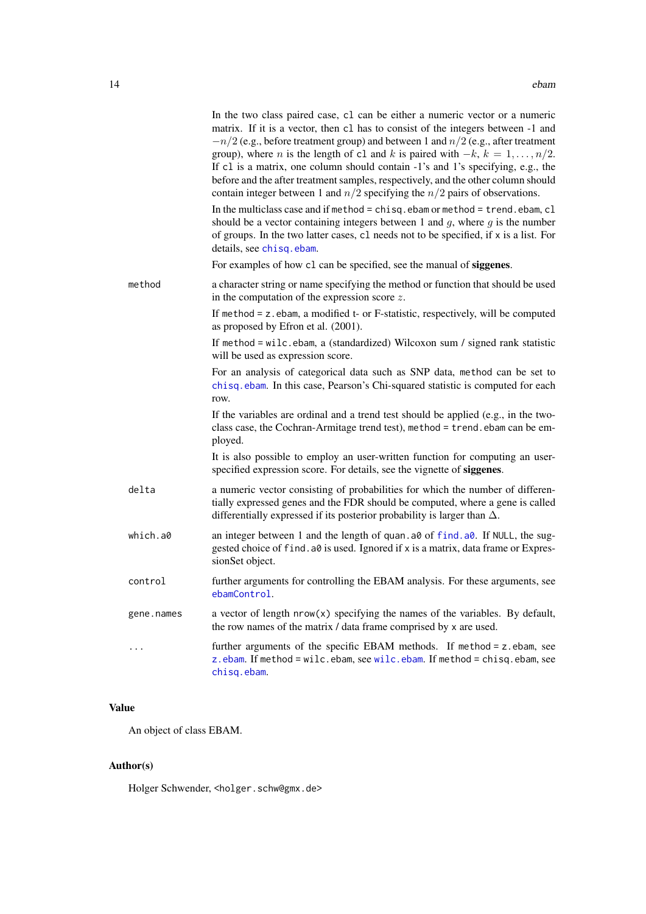In the two class paired case, `cl` can be either a numeric vector or a numeric matrix. If it is a vector, then `cl` has to consist of the integers between -1 and $-n/2$ (e.g., before treatment group) and between 1 and $n/2$ (e.g., after treatment group), where $n$ is the length of `cl` and $k$ is paired with $-k$, $k = 1, \ldots, n/2$. If `cl` is a matrix, one column should contain -1's and 1's specifying, e.g., the before and the after treatment samples, respectively, and the other column should contain integer between 1 and $n/2$ specifying the $n/2$ pairs of observations.

In the multiclass case and if `method = chisq.ebam` or `method = trend.ebam`, `cl` should be a vector containing integers between 1 and $g$, where $g$ is the number of groups. In the two latter cases, `cl` needs not to be specified, if `x` is a list. For details, see `chisq.ebam`.

For examples of how `cl` can be specified, see the manual of **siggenes**.

`method`
: a character string or name specifying the method or function that should be used in the computation of the expression score $z$.

  If `method = z.ebam`, a modified t- or F-statistic, respectively, will be computed as proposed by Efron et al. (2001).

  If `method = wilc.ebam`, a (standardized) Wilcoxon sum / signed rank statistic will be used as expression score.

  For an analysis of categorical data such as SNP data, `method` can be set to `chisq.ebam`. In this case, Pearson's Chi-squared statistic is computed for each row.

  If the variables are ordinal and a trend test should be applied (e.g., in the two-class case, the Cochran-Armitage trend test), `method = trend.ebam` can be employed.

  It is also possible to employ an user-written function for computing an user-specified expression score. For details, see the vignette of **siggenes**.

`delta`
: a numeric vector consisting of probabilities for which the number of differentially expressed genes and the FDR should be computed, where a gene is called differentially expressed if its posterior probability is larger than $\Delta$.

`which.a0`
: an integer between 1 and the length of `quan.a0` of `find.a0`. If `NULL`, the suggested choice of `find.a0` is used. Ignored if `x` is a matrix, data frame or ExpressionSet object.

`control`
: further arguments for controlling the EBAM analysis. For these arguments, see `ebamControl`.

`gene.names`
: a vector of length `nrow(x)` specifying the names of the variables. By default, the row names of the matrix / data frame comprised by `x` are used.

`...`
: further arguments of the specific EBAM methods. If `method = z.ebam`, see `z.ebam`. If `method = wilc.ebam`, see `wilc.ebam`. If `method = chisq.ebam`, see `chisq.ebam`.

## Value

An object of class EBAM.

## Author(s)

Holger Schwender, <holger.schw@gmx.de>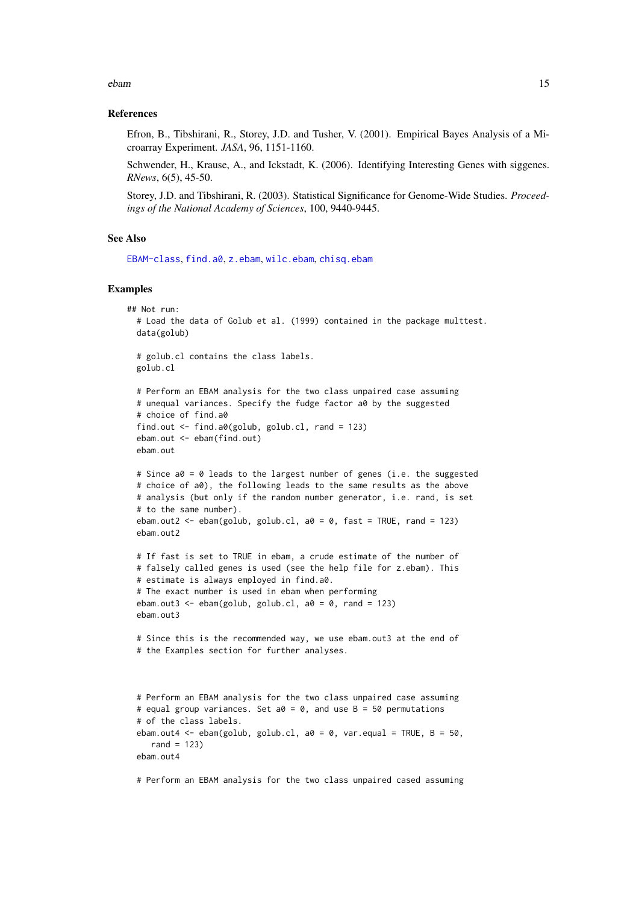### References

Efron, B., Tibshirani, R., Storey, J.D. and Tusher, V. (2001). Empirical Bayes Analysis of a Microarray Experiment. *JASA*, 96, 1151-1160.

Schwender, H., Krause, A., and Ickstadt, K. (2006). Identifying Interesting Genes with siggenes. *RNews*, 6(5), 45-50.

Storey, J.D. and Tibshirani, R. (2003). Statistical Significance for Genome-Wide Studies. *Proceedings of the National Academy of Sciences*, 100, 9440-9445.

### See Also

EBAM-class, find.a0, z.ebam, wilc.ebam, chisq.ebam

### Examples

```
## Not run:
  # Load the data of Golub et al. (1999) contained in the package multtest.
  data(golub)

  # golub.cl contains the class labels.
  golub.cl

  # Perform an EBAM analysis for the two class unpaired case assuming
  # unequal variances. Specify the fudge factor a0 by the suggested
  # choice of find.a0
  find.out <- find.a0(golub, golub.cl, rand = 123)
  ebam.out <- ebam(find.out)
  ebam.out

  # Since a0 = 0 leads to the largest number of genes (i.e. the suggested
  # choice of a0), the following leads to the same results as the above
  # analysis (but only if the random number generator, i.e. rand, is set
  # to the same number).
  ebam.out2 <- ebam(golub, golub.cl, a0 = 0, fast = TRUE, rand = 123)
  ebam.out2

  # If fast is set to TRUE in ebam, a crude estimate of the number of
  # falsely called genes is used (see the help file for z.ebam). This
  # estimate is always employed in find.a0.
  # The exact number is used in ebam when performing
  ebam.out3 <- ebam(golub, golub.cl, a0 = 0, rand = 123)
  ebam.out3

  # Since this is the recommended way, we use ebam.out3 at the end of
  # the Examples section for further analyses.



  # Perform an EBAM analysis for the two class unpaired case assuming
  # equal group variances. Set a0 = 0, and use B = 50 permutations
  # of the class labels.
  ebam.out4 <- ebam(golub, golub.cl, a0 = 0, var.equal = TRUE, B = 50,
     rand = 123)
  ebam.out4

  # Perform an EBAM analysis for the two class unpaired cased assuming
```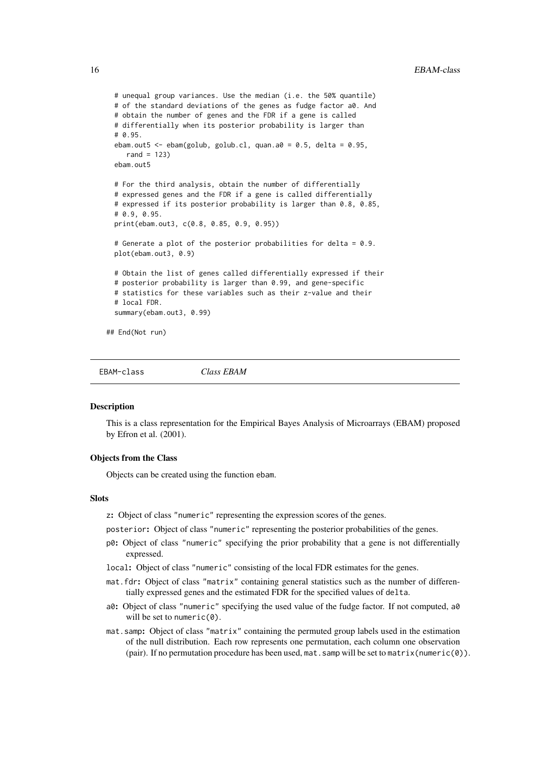```
  # unequal group variances. Use the median (i.e. the 50% quantile)
  # of the standard deviations of the genes as fudge factor a0. And
  # obtain the number of genes and the FDR if a gene is called
  # differentially when its posterior probability is larger than
  # 0.95.
  ebam.out5 <- ebam(golub, golub.cl, quan.a0 = 0.5, delta = 0.95,
     rand = 123)
  ebam.out5

  # For the third analysis, obtain the number of differentially
  # expressed genes and the FDR if a gene is called differentially
  # expressed if its posterior probability is larger than 0.8, 0.85,
  # 0.9, 0.95.
  print(ebam.out3, c(0.8, 0.85, 0.9, 0.95))

  # Generate a plot of the posterior probabilities for delta = 0.9.
  plot(ebam.out3, 0.9)

  # Obtain the list of genes called differentially expressed if their
  # posterior probability is larger than 0.99, and gene-specific
  # statistics for these variables such as their z-value and their
  # local FDR.
  summary(ebam.out3, 0.99)

## End(Not run)
```

---

## EBAM-class — *Class EBAM*

### Description

This is a class representation for the Empirical Bayes Analysis of Microarrays (EBAM) proposed by Efron et al. (2001).

### Objects from the Class

Objects can be created using the function `ebam`.

### Slots

- `z`: Object of class `"numeric"` representing the expression scores of the genes.
- `posterior`: Object of class `"numeric"` representing the posterior probabilities of the genes.
- `p0`: Object of class `"numeric"` specifying the prior probability that a gene is not differentially expressed.
- `local`: Object of class `"numeric"` consisting of the local FDR estimates for the genes.
- `mat.fdr`: Object of class `"matrix"` containing general statistics such as the number of differentially expressed genes and the estimated FDR for the specified values of `delta`.
- `a0`: Object of class `"numeric"` specifying the used value of the fudge factor. If not computed, `a0` will be set to `numeric(0)`.
- `mat.samp`: Object of class `"matrix"` containing the permuted group labels used in the estimation of the null distribution. Each row represents one permutation, each column one observation (pair). If no permutation procedure has been used, `mat.samp` will be set to `matrix(numeric(0))`.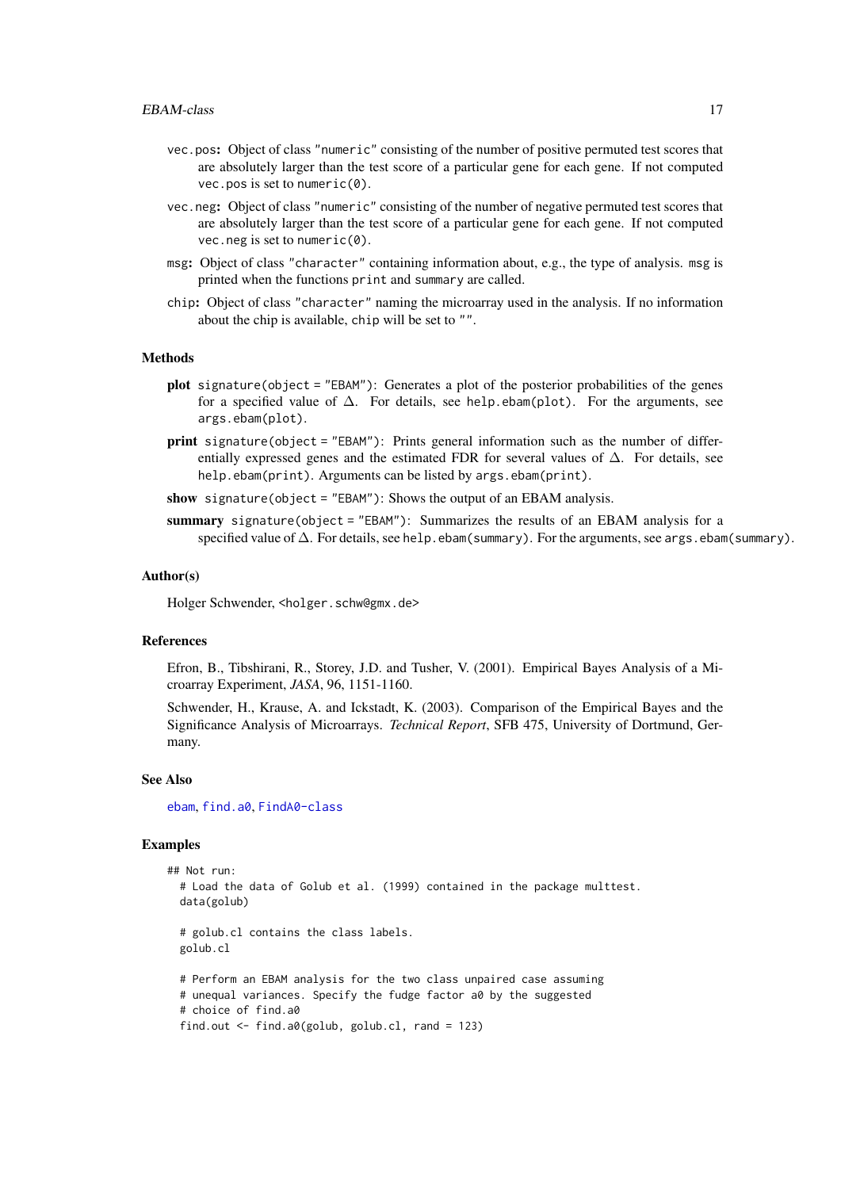**vec.pos:** Object of class "numeric" consisting of the number of positive permuted test scores that are absolutely larger than the test score of a particular gene for each gene. If not computed vec.pos is set to numeric(0).

**vec.neg:** Object of class "numeric" consisting of the number of negative permuted test scores that are absolutely larger than the test score of a particular gene for each gene. If not computed vec.neg is set to numeric(0).

**msg:** Object of class "character" containing information about, e.g., the type of analysis. msg is printed when the functions print and summary are called.

**chip:** Object of class "character" naming the microarray used in the analysis. If no information about the chip is available, chip will be set to "".

### Methods

**plot** signature(object = "EBAM"): Generates a plot of the posterior probabilities of the genes for a specified value of $\Delta$. For details, see help.ebam(plot). For the arguments, see args.ebam(plot).

**print** signature(object = "EBAM"): Prints general information such as the number of differentially expressed genes and the estimated FDR for several values of $\Delta$. For details, see help.ebam(print). Arguments can be listed by args.ebam(print).

**show** signature(object = "EBAM"): Shows the output of an EBAM analysis.

**summary** signature(object = "EBAM"): Summarizes the results of an EBAM analysis for a specified value of $\Delta$. For details, see help.ebam(summary). For the arguments, see args.ebam(summary).

### Author(s)

Holger Schwender, <holger.schw@gmx.de>

### References

Efron, B., Tibshirani, R., Storey, J.D. and Tusher, V. (2001). Empirical Bayes Analysis of a Microarray Experiment, *JASA*, 96, 1151-1160.

Schwender, H., Krause, A. and Ickstadt, K. (2003). Comparison of the Empirical Bayes and the Significance Analysis of Microarrays. *Technical Report*, SFB 475, University of Dortmund, Germany.

### See Also

ebam, find.a0, FindA0-class

### Examples

```
## Not run:
  # Load the data of Golub et al. (1999) contained in the package multtest.
  data(golub)

  # golub.cl contains the class labels.
  golub.cl

  # Perform an EBAM analysis for the two class unpaired case assuming
  # unequal variances. Specify the fudge factor a0 by the suggested
  # choice of find.a0
  find.out <- find.a0(golub, golub.cl, rand = 123)
```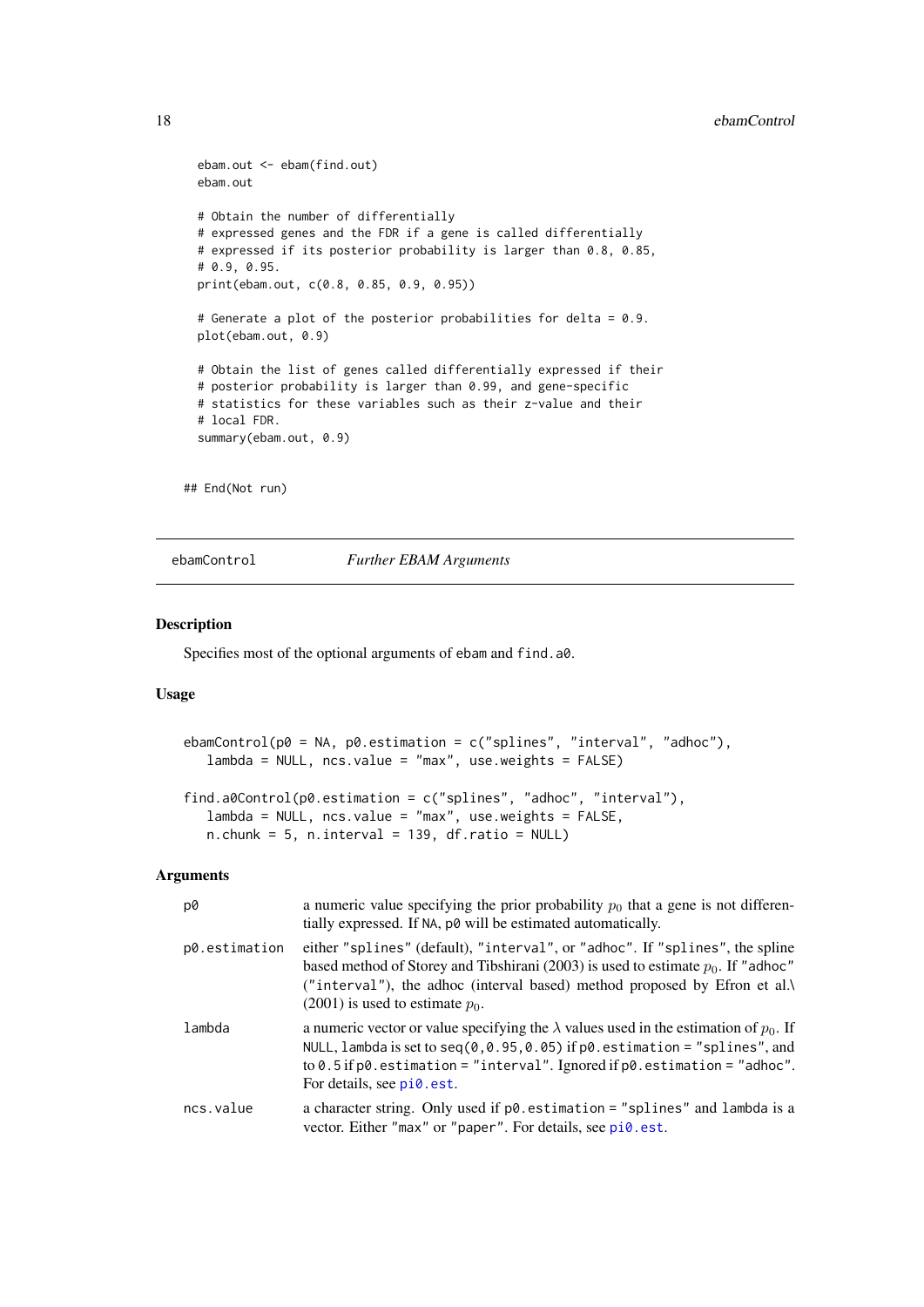```
ebam.out <- ebam(find.out)
ebam.out

# Obtain the number of differentially
# expressed genes and the FDR if a gene is called differentially
# expressed if its posterior probability is larger than 0.8, 0.85,
# 0.9, 0.95.
print(ebam.out, c(0.8, 0.85, 0.9, 0.95))

# Generate a plot of the posterior probabilities for delta = 0.9.
plot(ebam.out, 0.9)

# Obtain the list of genes called differentially expressed if their
# posterior probability is larger than 0.99, and gene-specific
# statistics for these variables such as their z-value and their
# local FDR.
summary(ebam.out, 0.9)

## End(Not run)
```

---

## ebamControl *Further EBAM Arguments*

### Description

Specifies most of the optional arguments of ebam and find.a0.

### Usage

```
ebamControl(p0 = NA, p0.estimation = c("splines", "interval", "adhoc"),
   lambda = NULL, ncs.value = "max", use.weights = FALSE)

find.a0Control(p0.estimation = c("splines", "adhoc", "interval"),
   lambda = NULL, ncs.value = "max", use.weights = FALSE,
   n.chunk = 5, n.interval = 139, df.ratio = NULL)
```

### Arguments

| | |
|---|---|
| p0 | a numeric value specifying the prior probability $p_0$ that a gene is not differentially expressed. If NA, p0 will be estimated automatically. |
| p0.estimation | either "splines" (default), "interval", or "adhoc". If "splines", the spline based method of Storey and Tibshirani (2003) is used to estimate $p_0$. If "adhoc" ("interval"), the adhoc (interval based) method proposed by Efron et al.\ (2001) is used to estimate $p_0$. |
| lambda | a numeric vector or value specifying the $\lambda$ values used in the estimation of $p_0$. If NULL, lambda is set to seq(0,0.95,0.05) if p0.estimation = "splines", and to 0.5 if p0.estimation = "interval". Ignored if p0.estimation = "adhoc". For details, see pi0.est. |
| ncs.value | a character string. Only used if p0.estimation = "splines" and lambda is a vector. Either "max" or "paper". For details, see pi0.est. |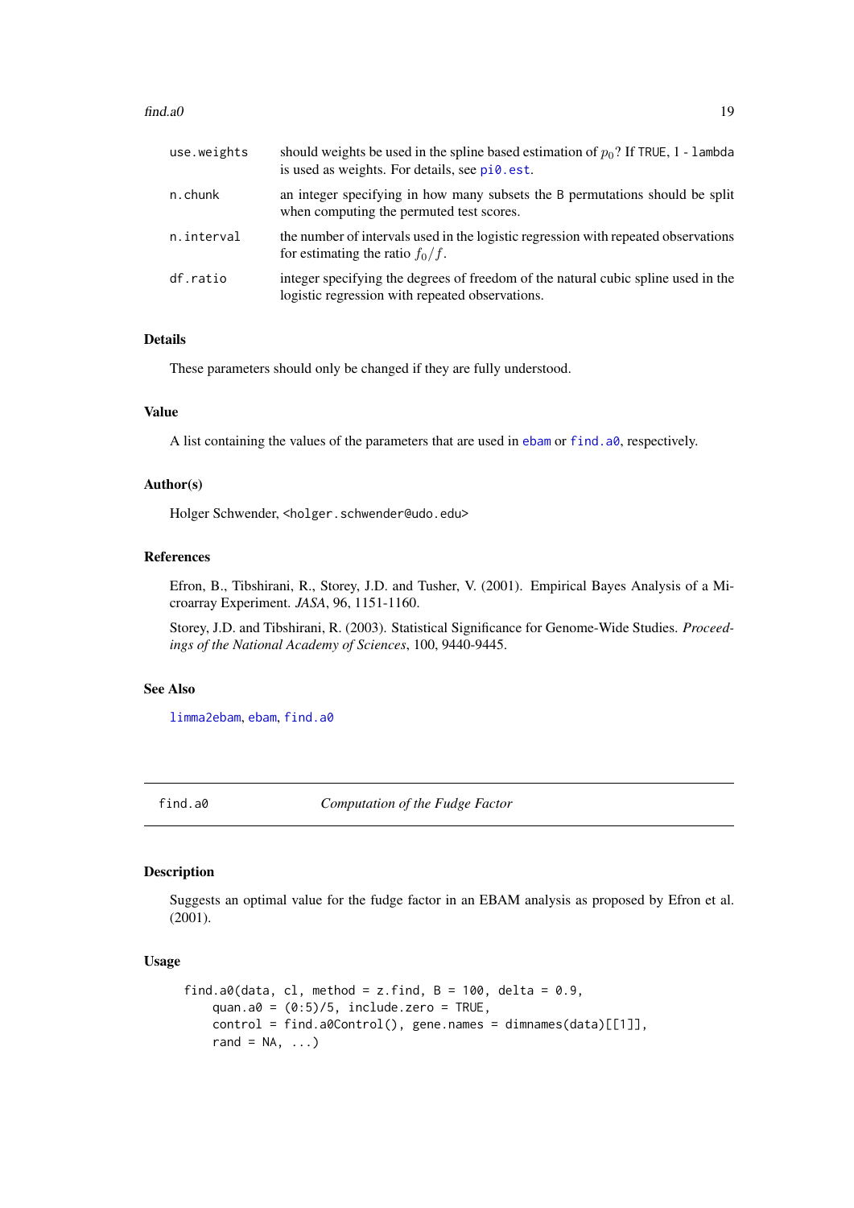| | |
|---|---|
| `use.weights` | should weights be used in the spline based estimation of $p_0$? If `TRUE`, `1 - lambda` is used as weights. For details, see `pi0.est`. |
| `n.chunk` | an integer specifying in how many subsets the `B` permutations should be split when computing the permuted test scores. |
| `n.interval` | the number of intervals used in the logistic regression with repeated observations for estimating the ratio $f_0/f$. |
| `df.ratio` | integer specifying the degrees of freedom of the natural cubic spline used in the logistic regression with repeated observations. |

### Details

These parameters should only be changed if they are fully understood.

### Value

A list containing the values of the parameters that are used in `ebam` or `find.a0`, respectively.

### Author(s)

Holger Schwender, <holger.schwender@udo.edu>

### References

Efron, B., Tibshirani, R., Storey, J.D. and Tusher, V. (2001). Empirical Bayes Analysis of a Microarray Experiment. *JASA*, 96, 1151-1160.

Storey, J.D. and Tibshirani, R. (2003). Statistical Significance for Genome-Wide Studies. *Proceedings of the National Academy of Sciences*, 100, 9440-9445.

### See Also

`limma2ebam`, `ebam`, `find.a0`

---

## find.a0 *Computation of the Fudge Factor*

### Description

Suggests an optimal value for the fudge factor in an EBAM analysis as proposed by Efron et al. (2001).

### Usage

```
find.a0(data, cl, method = z.find, B = 100, delta = 0.9,
    quan.a0 = (0:5)/5, include.zero = TRUE,
    control = find.a0Control(), gene.names = dimnames(data)[[1]],
    rand = NA, ...)
```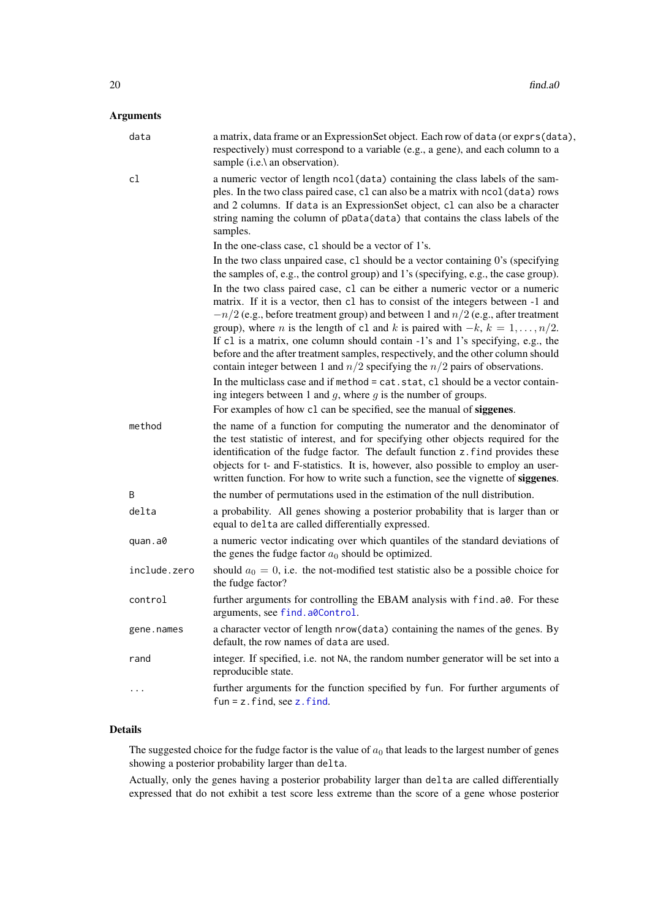## Arguments

| | |
|---|---|
| `data` | a matrix, data frame or an ExpressionSet object. Each row of `data` (or `exprs(data)`, respectively) must correspond to a variable (e.g., a gene), and each column to a sample (i.e.\ an observation). |
| `cl` | a numeric vector of length `ncol(data)` containing the class labels of the samples. In the two class paired case, `cl` can also be a matrix with `ncol(data)` rows and 2 columns. If `data` is an ExpressionSet object, `cl` can also be a character string naming the column of `pData(data)` that contains the class labels of the samples. <br> In the one-class case, `cl` should be a vector of 1's. <br> In the two class unpaired case, `cl` should be a vector containing 0's (specifying the samples of, e.g., the control group) and 1's (specifying, e.g., the case group). <br> In the two class paired case, `cl` can be either a numeric vector or a numeric matrix. If it is a vector, then `cl` has to consist of the integers between -1 and $-n/2$ (e.g., before treatment group) and between 1 and $n/2$ (e.g., after treatment group), where $n$ is the length of `cl` and $k$ is paired with $-k$, $k = 1, \ldots, n/2$. If `cl` is a matrix, one column should contain -1's and 1's specifying, e.g., the before and the after treatment samples, respectively, and the other column should contain integer between 1 and $n/2$ specifying the $n/2$ pairs of observations. <br> In the multiclass case and if `method = cat.stat`, `cl` should be a vector containing integers between 1 and $g$, where $g$ is the number of groups. <br> For examples of how `cl` can be specified, see the manual of **siggenes**. |
| `method` | the name of a function for computing the numerator and the denominator of the test statistic of interest, and for specifying other objects required for the identification of the fudge factor. The default function `z.find` provides these objects for t- and F-statistics. It is, however, also possible to employ an user-written function. For how to write such a function, see the vignette of **siggenes**. |
| `B` | the number of permutations used in the estimation of the null distribution. |
| `delta` | a probability. All genes showing a posterior probability that is larger than or equal to `delta` are called differentially expressed. |
| `quan.a0` | a numeric vector indicating over which quantiles of the standard deviations of the genes the fudge factor $a_0$ should be optimized. |
| `include.zero` | should $a_0 = 0$, i.e. the not-modified test statistic also be a possible choice for the fudge factor? |
| `control` | further arguments for controlling the EBAM analysis with `find.a0`. For these arguments, see `find.a0Control`. |
| `gene.names` | a character vector of length `nrow(data)` containing the names of the genes. By default, the row names of `data` are used. |
| `rand` | integer. If specified, i.e. not `NA`, the random number generator will be set into a reproducible state. |
| `...` | further arguments for the function specified by `fun`. For further arguments of `fun = z.find`, see `z.find`. |

## Details

The suggested choice for the fudge factor is the value of $a_0$ that leads to the largest number of genes showing a posterior probability larger than `delta`.

Actually, only the genes having a posterior probability larger than `delta` are called differentially expressed that do not exhibit a test score less extreme than the score of a gene whose posterior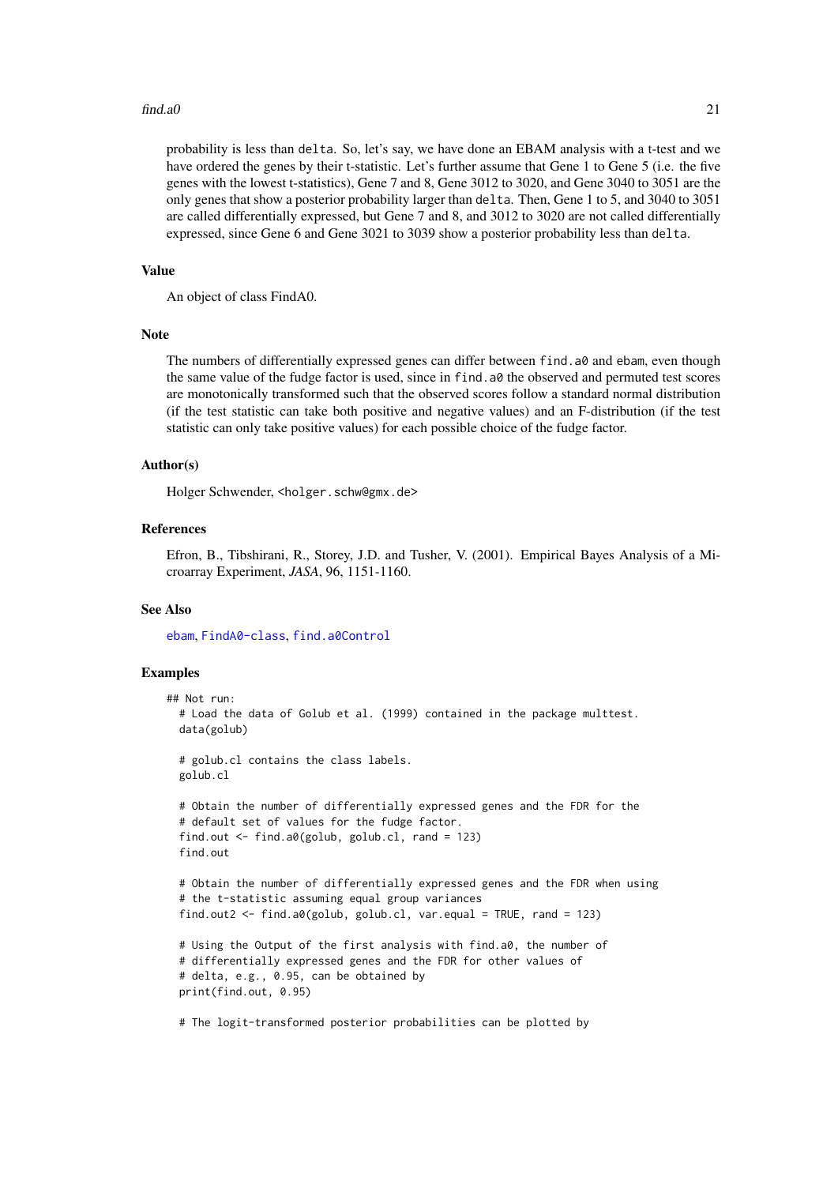probability is less than `delta`. So, let's say, we have done an EBAM analysis with a t-test and we have ordered the genes by their t-statistic. Let's further assume that Gene 1 to Gene 5 (i.e. the five genes with the lowest t-statistics), Gene 7 and 8, Gene 3012 to 3020, and Gene 3040 to 3051 are the only genes that show a posterior probability larger than `delta`. Then, Gene 1 to 5, and 3040 to 3051 are called differentially expressed, but Gene 7 and 8, and 3012 to 3020 are not called differentially expressed, since Gene 6 and Gene 3021 to 3039 show a posterior probability less than `delta`.

### Value

An object of class FindA0.

### Note

The numbers of differentially expressed genes can differ between `find.a0` and `ebam`, even though the same value of the fudge factor is used, since in `find.a0` the observed and permuted test scores are monotonically transformed such that the observed scores follow a standard normal distribution (if the test statistic can take both positive and negative values) and an F-distribution (if the test statistic can only take positive values) for each possible choice of the fudge factor.

### Author(s)

Holger Schwender, <holger.schw@gmx.de>

### References

Efron, B., Tibshirani, R., Storey, J.D. and Tusher, V. (2001). Empirical Bayes Analysis of a Microarray Experiment, *JASA*, 96, 1151-1160.

### See Also

`ebam`, `FindA0-class`, `find.a0Control`

### Examples

```
## Not run:
  # Load the data of Golub et al. (1999) contained in the package multtest.
  data(golub)

  # golub.cl contains the class labels.
  golub.cl

  # Obtain the number of differentially expressed genes and the FDR for the
  # default set of values for the fudge factor.
  find.out <- find.a0(golub, golub.cl, rand = 123)
  find.out

  # Obtain the number of differentially expressed genes and the FDR when using
  # the t-statistic assuming equal group variances
  find.out2 <- find.a0(golub, golub.cl, var.equal = TRUE, rand = 123)

  # Using the Output of the first analysis with find.a0, the number of
  # differentially expressed genes and the FDR for other values of
  # delta, e.g., 0.95, can be obtained by
  print(find.out, 0.95)

  # The logit-transformed posterior probabilities can be plotted by
```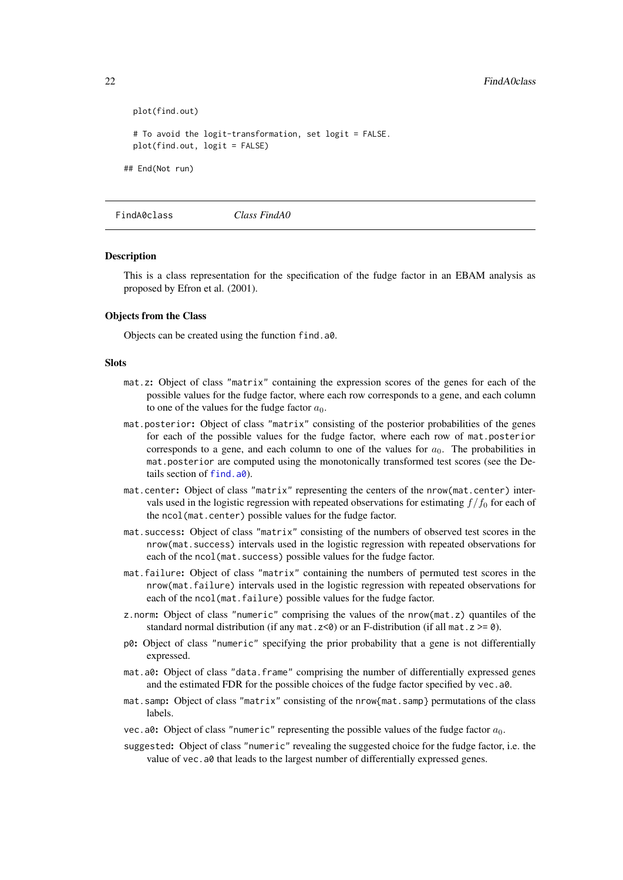```
  plot(find.out)

  # To avoid the logit-transformation, set logit = FALSE.
  plot(find.out, logit = FALSE)

## End(Not run)
```

## FindA0class — *Class FindA0*

### Description

This is a class representation for the specification of the fudge factor in an EBAM analysis as proposed by Efron et al. (2001).

### Objects from the Class

Objects can be created using the function `find.a0`.

### Slots

- `mat.z`: Object of class `"matrix"` containing the expression scores of the genes for each of the possible values for the fudge factor, where each row corresponds to a gene, and each column to one of the values for the fudge factor $a_0$.
- `mat.posterior`: Object of class `"matrix"` consisting of the posterior probabilities of the genes for each of the possible values for the fudge factor, where each row of `mat.posterior` corresponds to a gene, and each column to one of the values for $a_0$. The probabilities in `mat.posterior` are computed using the monotonically transformed test scores (see the Details section of `find.a0`).
- `mat.center`: Object of class `"matrix"` representing the centers of the `nrow(mat.center)` intervals used in the logistic regression with repeated observations for estimating $f/f_0$ for each of the `ncol(mat.center)` possible values for the fudge factor.
- `mat.success`: Object of class `"matrix"` consisting of the numbers of observed test scores in the `nrow(mat.success)` intervals used in the logistic regression with repeated observations for each of the `ncol(mat.success)` possible values for the fudge factor.
- `mat.failure`: Object of class `"matrix"` containing the numbers of permuted test scores in the `nrow(mat.failure)` intervals used in the logistic regression with repeated observations for each of the `ncol(mat.failure)` possible values for the fudge factor.
- `z.norm`: Object of class `"numeric"` comprising the values of the `nrow(mat.z)` quantiles of the standard normal distribution (if any `mat.z<0`) or an F-distribution (if all `mat.z >= 0`).
- `p0`: Object of class `"numeric"` specifying the prior probability that a gene is not differentially expressed.
- `mat.a0`: Object of class `"data.frame"` comprising the number of differentially expressed genes and the estimated FDR for the possible choices of the fudge factor specified by `vec.a0`.
- `mat.samp`: Object of class `"matrix"` consisting of the `nrow{mat.samp}` permutations of the class labels.
- `vec.a0`: Object of class `"numeric"` representing the possible values of the fudge factor $a_0$.
- `suggested`: Object of class `"numeric"` revealing the suggested choice for the fudge factor, i.e. the value of `vec.a0` that leads to the largest number of differentially expressed genes.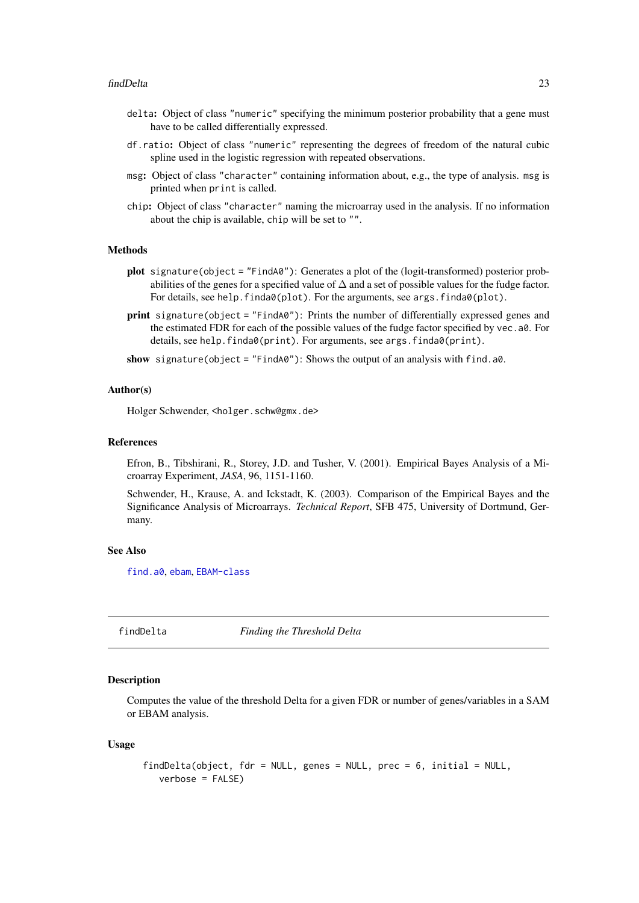- `delta`**:** Object of class `"numeric"` specifying the minimum posterior probability that a gene must have to be called differentially expressed.
- `df.ratio`**:** Object of class `"numeric"` representing the degrees of freedom of the natural cubic spline used in the logistic regression with repeated observations.
- `msg`**:** Object of class `"character"` containing information about, e.g., the type of analysis. `msg` is printed when `print` is called.
- `chip`**:** Object of class `"character"` naming the microarray used in the analysis. If no information about the chip is available, `chip` will be set to `""`.

### Methods

- **plot** `signature(object = "FindA0")`: Generates a plot of the (logit-transformed) posterior probabilities of the genes for a specified value of $\Delta$ and a set of possible values for the fudge factor. For details, see `help.finda0(plot)`. For the arguments, see `args.finda0(plot)`.
- **print** `signature(object = "FindA0")`: Prints the number of differentially expressed genes and the estimated FDR for each of the possible values of the fudge factor specified by `vec.a0`. For details, see `help.finda0(print)`. For arguments, see `args.finda0(print)`.
- **show** `signature(object = "FindA0")`: Shows the output of an analysis with `find.a0`.

### Author(s)

Holger Schwender, <holger.schw@gmx.de>

### References

Efron, B., Tibshirani, R., Storey, J.D. and Tusher, V. (2001). Empirical Bayes Analysis of a Microarray Experiment, *JASA*, 96, 1151-1160.

Schwender, H., Krause, A. and Ickstadt, K. (2003). Comparison of the Empirical Bayes and the Significance Analysis of Microarrays. *Technical Report*, SFB 475, University of Dortmund, Germany.

### See Also

`find.a0`, `ebam`, `EBAM-class`

---

## findDelta — *Finding the Threshold Delta*

### Description

Computes the value of the threshold Delta for a given FDR or number of genes/variables in a SAM or EBAM analysis.

### Usage

```
findDelta(object, fdr = NULL, genes = NULL, prec = 6, initial = NULL,
   verbose = FALSE)
```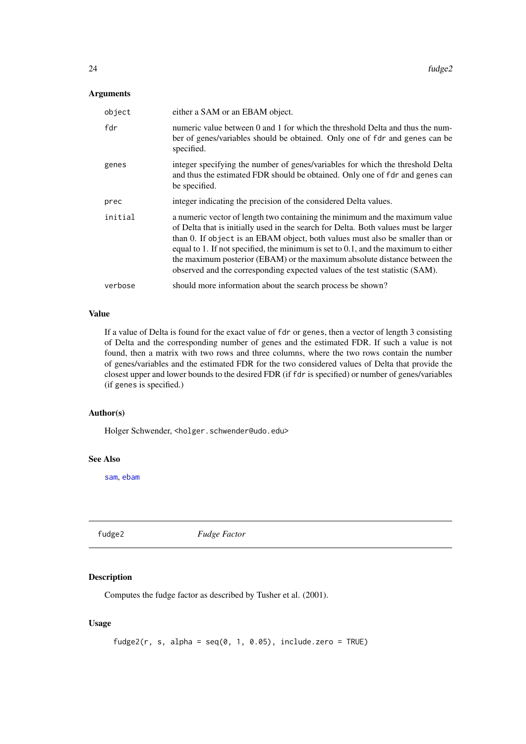### Arguments

| | |
|---|---|
| `object` | either a SAM or an EBAM object. |
| `fdr` | numeric value between 0 and 1 for which the threshold Delta and thus the number of genes/variables should be obtained. Only one of `fdr` and `genes` can be specified. |
| `genes` | integer specifying the number of genes/variables for which the threshold Delta and thus the estimated FDR should be obtained. Only one of `fdr` and `genes` can be specified. |
| `prec` | integer indicating the precision of the considered Delta values. |
| `initial` | a numeric vector of length two containing the minimum and the maximum value of Delta that is initially used in the search for Delta. Both values must be larger than 0. If `object` is an EBAM object, both values must also be smaller than or equal to 1. If not specified, the minimum is set to 0.1, and the maximum to either the maximum posterior (EBAM) or the maximum absolute distance between the observed and the corresponding expected values of the test statistic (SAM). |
| `verbose` | should more information about the search process be shown? |

### Value

If a value of Delta is found for the exact value of `fdr` or `genes`, then a vector of length 3 consisting of Delta and the corresponding number of genes and the estimated FDR. If such a value is not found, then a matrix with two rows and three columns, where the two rows contain the number of genes/variables and the estimated FDR for the two considered values of Delta that provide the closest upper and lower bounds to the desired FDR (if `fdr` is specified) or number of genes/variables (if `genes` is specified.)

### Author(s)

Holger Schwender, <holger.schwender@udo.edu>

### See Also

`sam`, `ebam`

---

## fudge2 *Fudge Factor*

### Description

Computes the fudge factor as described by Tusher et al. (2001).

### Usage

```
fudge2(r, s, alpha = seq(0, 1, 0.05), include.zero = TRUE)
```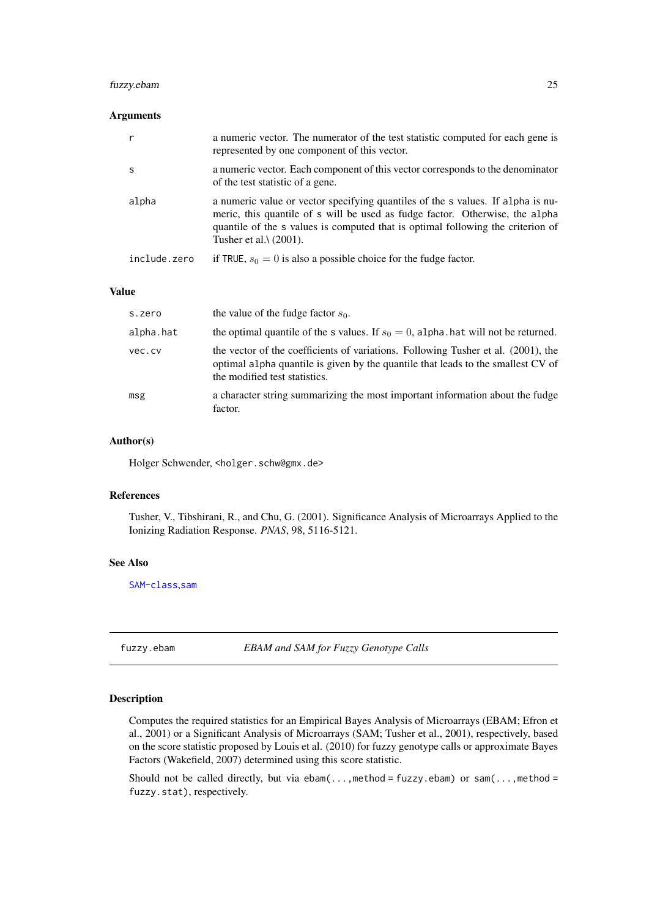## Arguments

| | |
|---|---|
| `r` | a numeric vector. The numerator of the test statistic computed for each gene is represented by one component of this vector. |
| `s` | a numeric vector. Each component of this vector corresponds to the denominator of the test statistic of a gene. |
| `alpha` | a numeric value or vector specifying quantiles of the `s` values. If `alpha` is numeric, this quantile of `s` will be used as fudge factor. Otherwise, the `alpha` quantile of the `s` values is computed that is optimal following the criterion of Tusher et al.\ (2001). |
| `include.zero` | if `TRUE`, $s_0 = 0$ is also a possible choice for the fudge factor. |

## Value

| | |
|---|---|
| `s.zero` | the value of the fudge factor $s_0$. |
| `alpha.hat` | the optimal quantile of the `s` values. If $s_0 = 0$, `alpha.hat` will not be returned. |
| `vec.cv` | the vector of the coefficients of variations. Following Tusher et al. (2001), the optimal `alpha` quantile is given by the quantile that leads to the smallest CV of the modified test statistics. |
| `msg` | a character string summarizing the most important information about the fudge factor. |

## Author(s)

Holger Schwender, <holger.schw@gmx.de>

## References

Tusher, V., Tibshirani, R., and Chu, G. (2001). Significance Analysis of Microarrays Applied to the Ionizing Radiation Response. *PNAS*, 98, 5116-5121.

## See Also

`SAM-class`,`sam`

---

# fuzzy.ebam — *EBAM and SAM for Fuzzy Genotype Calls*

## Description

Computes the required statistics for an Empirical Bayes Analysis of Microarrays (EBAM; Efron et al., 2001) or a Significant Analysis of Microarrays (SAM; Tusher et al., 2001), respectively, based on the score statistic proposed by Louis et al. (2010) for fuzzy genotype calls or approximate Bayes Factors (Wakefield, 2007) determined using this score statistic.

Should not be called directly, but via `ebam(...,method = fuzzy.ebam)` or `sam(...,method = fuzzy.stat)`, respectively.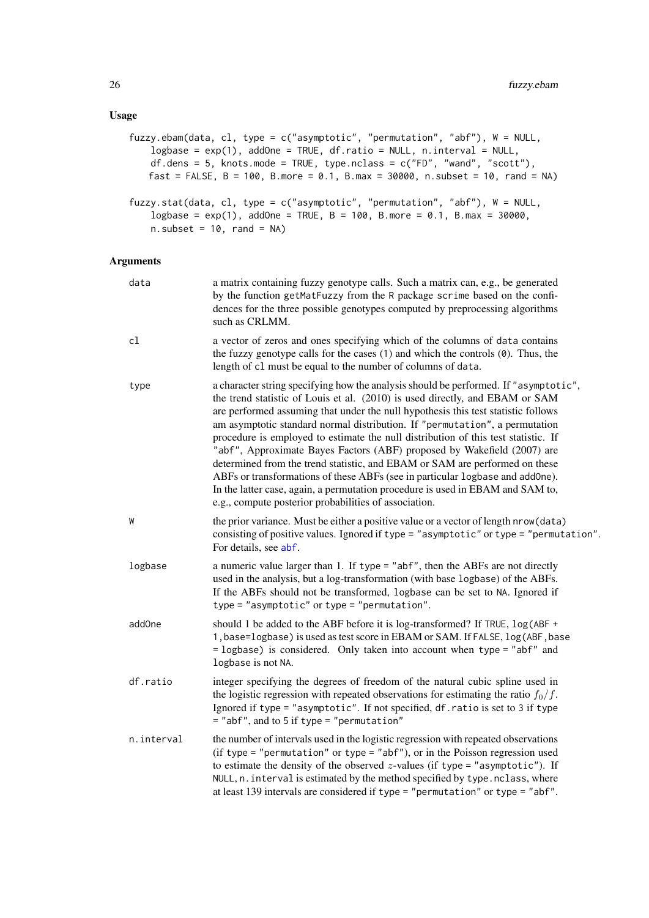## Usage

```
fuzzy.ebam(data, cl, type = c("asymptotic", "permutation", "abf"), W = NULL,
    logbase = exp(1), addOne = TRUE, df.ratio = NULL, n.interval = NULL,
    df.dens = 5, knots.mode = TRUE, type.nclass = c("FD", "wand", "scott"),
    fast = FALSE, B = 100, B.more = 0.1, B.max = 30000, n.subset = 10, rand = NA)

fuzzy.stat(data, cl, type = c("asymptotic", "permutation", "abf"), W = NULL,
    logbase = exp(1), addOne = TRUE, B = 100, B.more = 0.1, B.max = 30000,
    n.subset = 10, rand = NA)
```

## Arguments

- **data** — a matrix containing fuzzy genotype calls. Such a matrix can, e.g., be generated by the function `getMatFuzzy` from the R package `scrime` based on the confidences for the three possible genotypes computed by preprocessing algorithms such as CRLMM.

- **cl** — a vector of zeros and ones specifying which of the columns of `data` contains the fuzzy genotype calls for the cases (1) and which the controls (0). Thus, the length of `cl` must be equal to the number of columns of `data`.

- **type** — a character string specifying how the analysis should be performed. If `"asymptotic"`, the trend statistic of Louis et al. (2010) is used directly, and EBAM or SAM are performed assuming that under the null hypothesis this test statistic follows am asymptotic standard normal distribution. If `"permutation"`, a permutation procedure is employed to estimate the null distribution of this test statistic. If `"abf"`, Approximate Bayes Factors (ABF) proposed by Wakefield (2007) are determined from the trend statistic, and EBAM or SAM are performed on these ABFs or transformations of these ABFs (see in particular `logbase` and `addOne`). In the latter case, again, a permutation procedure is used in EBAM and SAM to, e.g., compute posterior probabilities of association.

- **W** — the prior variance. Must be either a positive value or a vector of length `nrow(data)` consisting of positive values. Ignored if `type = "asymptotic"` or `type = "permutation"`. For details, see `abf`.

- **logbase** — a numeric value larger than 1. If `type = "abf"`, then the ABFs are not directly used in the analysis, but a log-transformation (with base `logbase`) of the ABFs. If the ABFs should not be transformed, `logbase` can be set to `NA`. Ignored if `type = "asymptotic"` or `type = "permutation"`.

- **addOne** — should 1 be added to the ABF before it is log-transformed? If `TRUE`, `log(ABF + 1,base=logbase)` is used as test score in EBAM or SAM. If `FALSE`, `log(ABF,base = logbase)` is considered. Only taken into account when `type = "abf"` and `logbase` is not `NA`.

- **df.ratio** — integer specifying the degrees of freedom of the natural cubic spline used in the logistic regression with repeated observations for estimating the ratio $f_0/f$. Ignored if `type = "asymptotic"`. If not specified, `df.ratio` is set to 3 if `type = "abf"`, and to 5 if `type = "permutation"`

- **n.interval** — the number of intervals used in the logistic regression with repeated observations (if `type = "permutation"` or `type = "abf"`), or in the Poisson regression used to estimate the density of the observed $z$-values (if `type = "asymptotic"`). If `NULL`, `n.interval` is estimated by the method specified by `type.nclass`, where at least 139 intervals are considered if `type = "permutation"` or `type = "abf"`.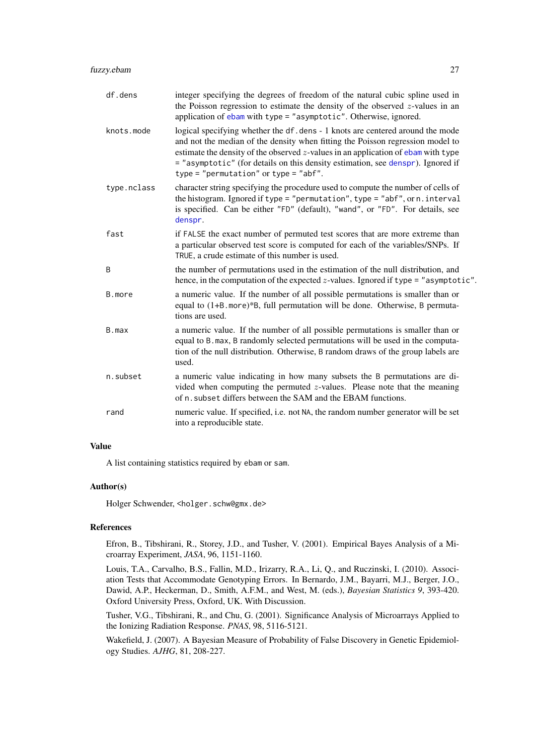| | |
|---|---|
| `df.dens` | integer specifying the degrees of freedom of the natural cubic spline used in the Poisson regression to estimate the density of the observed $z$-values in an application of `ebam` with `type = "asymptotic"`. Otherwise, ignored. |
| `knots.mode` | logical specifying whether the `df.dens - 1` knots are centered around the mode and not the median of the density when fitting the Poisson regression model to estimate the density of the observed $z$-values in an application of `ebam` with `type = "asymptotic"` (for details on this density estimation, see `denspr`). Ignored if `type = "permutation"` or `type = "abf"`. |
| `type.nclass` | character string specifying the procedure used to compute the number of cells of the histogram. Ignored if `type = "permutation"`, `type = "abf"`, or `n.interval` is specified. Can be either `"FD"` (default), `"wand"`, or `"FD"`. For details, see `denspr`. |
| `fast` | if `FALSE` the exact number of permuted test scores that are more extreme than a particular observed test score is computed for each of the variables/SNPs. If `TRUE`, a crude estimate of this number is used. |
| `B` | the number of permutations used in the estimation of the null distribution, and hence, in the computation of the expected $z$-values. Ignored if `type = "asymptotic"`. |
| `B.more` | a numeric value. If the number of all possible permutations is smaller than or equal to `(1+B.more)*B`, full permutation will be done. Otherwise, `B` permutations are used. |
| `B.max` | a numeric value. If the number of all possible permutations is smaller than or equal to `B.max`, `B` randomly selected permutations will be used in the computation of the null distribution. Otherwise, `B` random draws of the group labels are used. |
| `n.subset` | a numeric value indicating in how many subsets the `B` permutations are divided when computing the permuted $z$-values. Please note that the meaning of `n.subset` differs between the SAM and the EBAM functions. |
| `rand` | numeric value. If specified, i.e. not `NA`, the random number generator will be set into a reproducible state. |

### Value

A list containing statistics required by `ebam` or `sam`.

### Author(s)

Holger Schwender, <holger.schw@gmx.de>

### References

Efron, B., Tibshirani, R., Storey, J.D., and Tusher, V. (2001). Empirical Bayes Analysis of a Microarray Experiment, *JASA*, 96, 1151-1160.

Louis, T.A., Carvalho, B.S., Fallin, M.D., Irizarry, R.A., Li, Q., and Ruczinski, I. (2010). Association Tests that Accommodate Genotyping Errors. In Bernardo, J.M., Bayarri, M.J., Berger, J.O., Dawid, A.P., Heckerman, D., Smith, A.F.M., and West, M. (eds.), *Bayesian Statistics 9*, 393-420. Oxford University Press, Oxford, UK. With Discussion.

Tusher, V.G., Tibshirani, R., and Chu, G. (2001). Significance Analysis of Microarrays Applied to the Ionizing Radiation Response. *PNAS*, 98, 5116-5121.

Wakefield, J. (2007). A Bayesian Measure of Probability of False Discovery in Genetic Epidemiology Studies. *AJHG*, 81, 208-227.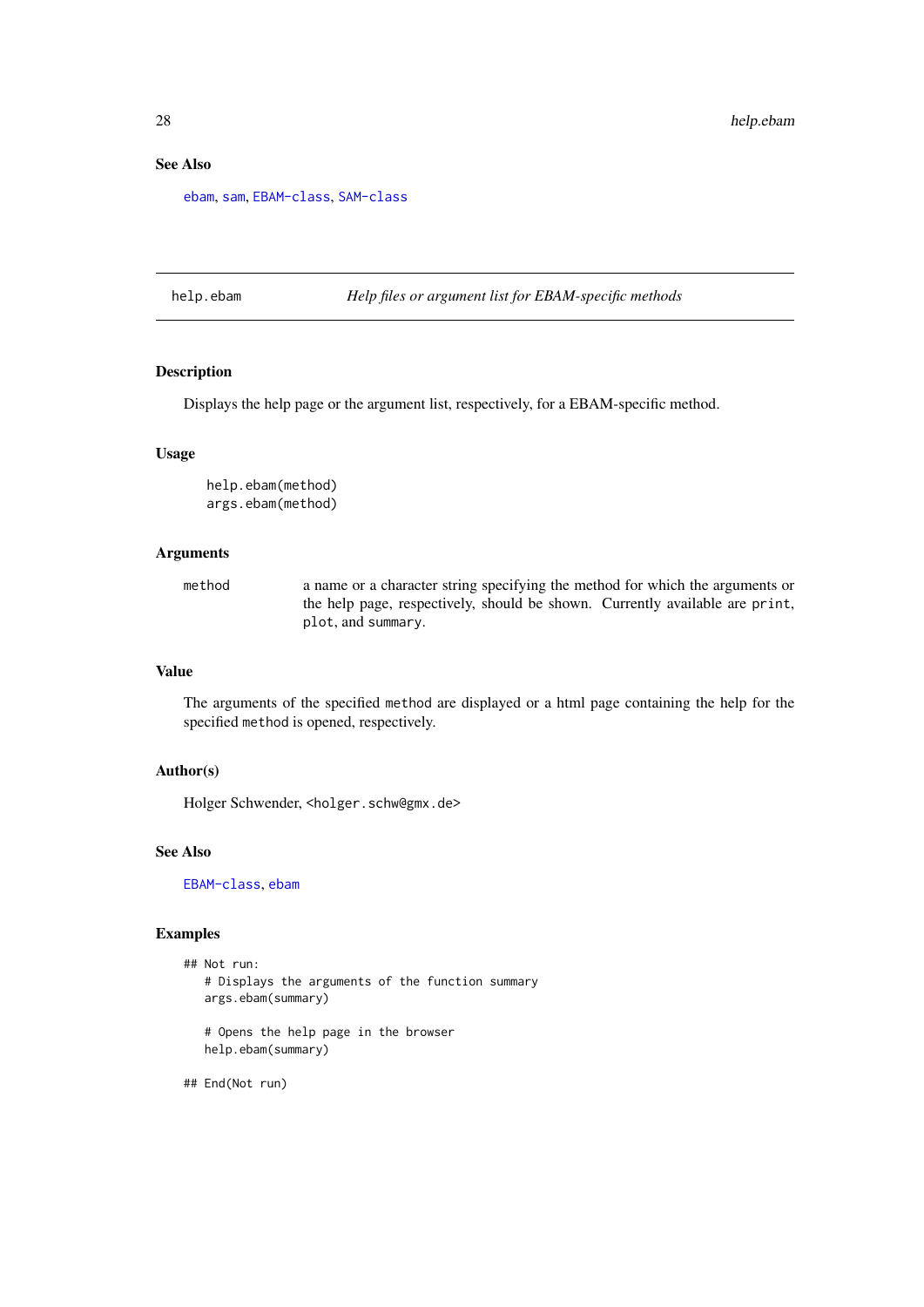### See Also

ebam, sam, EBAM-class, SAM-class

---

## help.ebam — *Help files or argument list for EBAM-specific methods*

### Description

Displays the help page or the argument list, respectively, for a EBAM-specific method.

### Usage

```
help.ebam(method)
args.ebam(method)
```

### Arguments

| | |
|---|---|
| `method` | a name or a character string specifying the method for which the arguments or the help page, respectively, should be shown. Currently available are `print`, `plot`, and `summary`. |

### Value

The arguments of the specified `method` are displayed or a html page containing the help for the specified `method` is opened, respectively.

### Author(s)

Holger Schwender, <holger.schw@gmx.de>

### See Also

EBAM-class, ebam

### Examples

```
## Not run:
  # Displays the arguments of the function summary
  args.ebam(summary)

  # Opens the help page in the browser
  help.ebam(summary)

## End(Not run)
```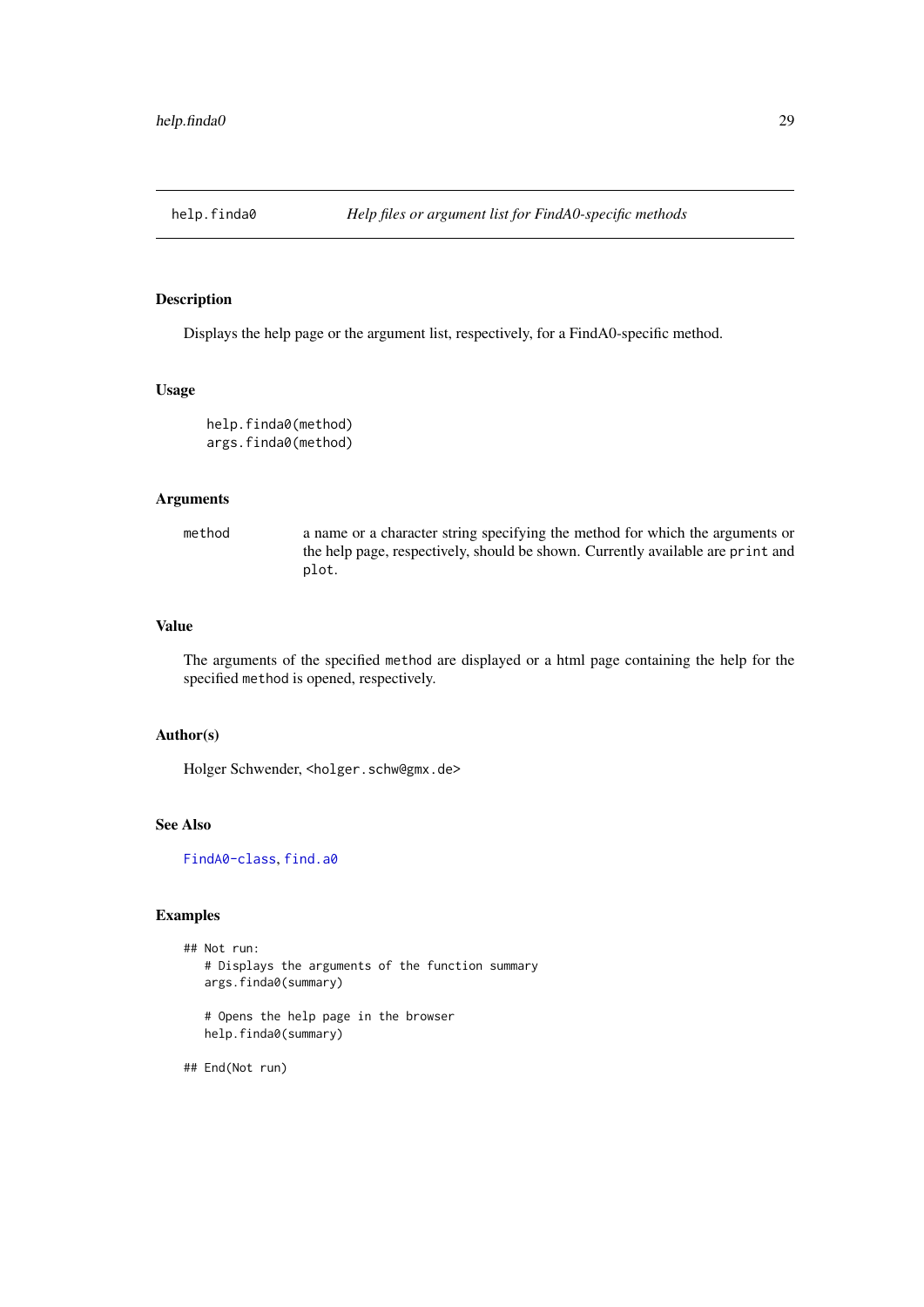help.finda0 *Help files or argument list for FindA0-specific methods*

### Description

Displays the help page or the argument list, respectively, for a FindA0-specific method.

### Usage

```
help.finda0(method)
args.finda0(method)
```

### Arguments

| | |
|---|---|
| method | a name or a character string specifying the method for which the arguments or the help page, respectively, should be shown. Currently available are `print` and `plot`. |

### Value

The arguments of the specified `method` are displayed or a html page containing the help for the specified `method` is opened, respectively.

### Author(s)

Holger Schwender, <holger.schw@gmx.de>

### See Also

FindA0-class, find.a0

### Examples

```
## Not run:
   # Displays the arguments of the function summary
   args.finda0(summary)

   # Opens the help page in the browser
   help.finda0(summary)

## End(Not run)
```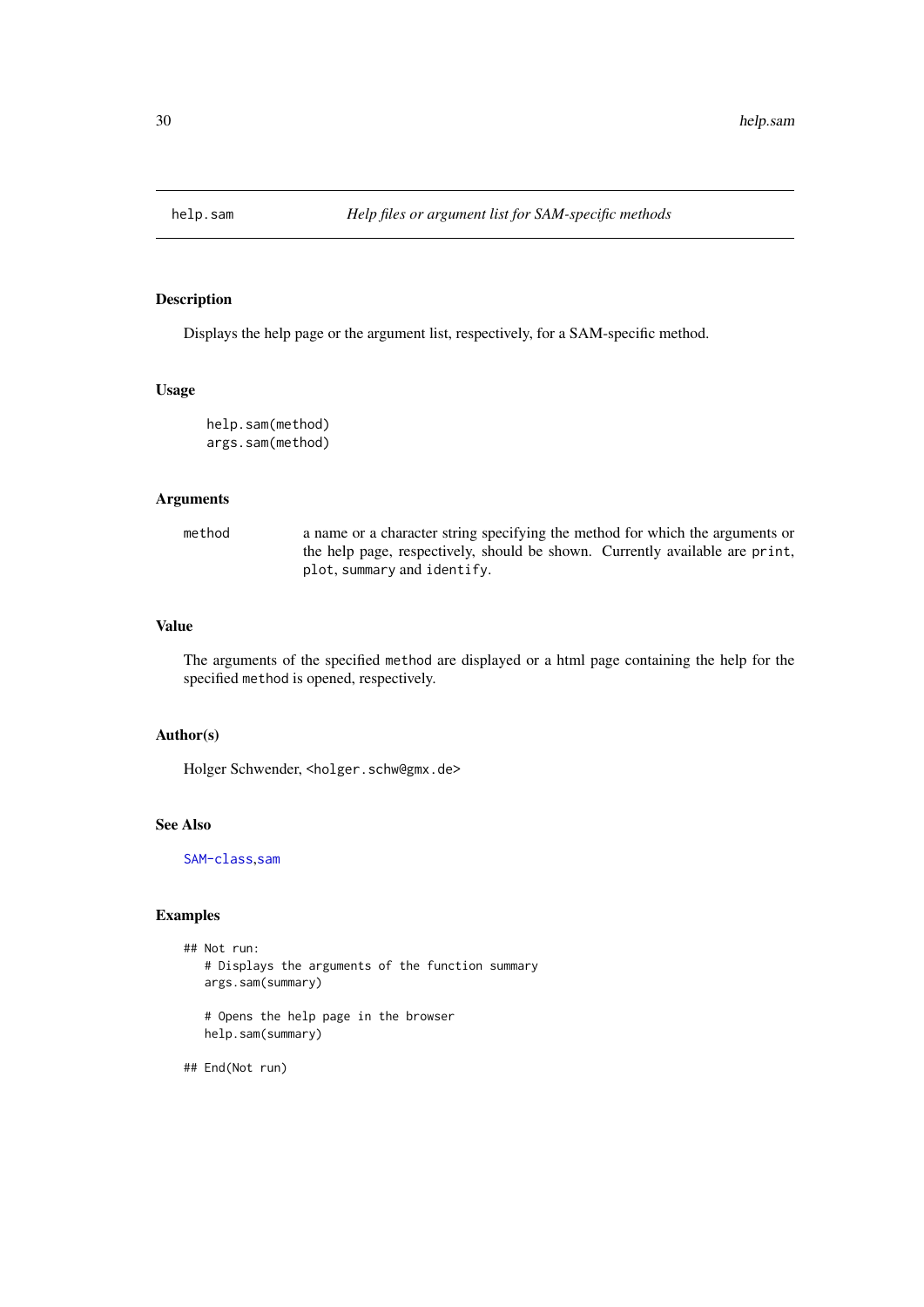help.sam *Help files or argument list for SAM-specific methods*

## Description

Displays the help page or the argument list, respectively, for a SAM-specific method.

## Usage

```
help.sam(method)
args.sam(method)
```

## Arguments

| | |
|---|---|
| method | a name or a character string specifying the method for which the arguments or the help page, respectively, should be shown. Currently available are `print`, `plot`, `summary` and `identify`. |

## Value

The arguments of the specified `method` are displayed or a html page containing the help for the specified `method` is opened, respectively.

## Author(s)

Holger Schwender, <holger.schw@gmx.de>

## See Also

SAM-class,sam

## Examples

```
## Not run:
   # Displays the arguments of the function summary
   args.sam(summary)

   # Opens the help page in the browser
   help.sam(summary)

## End(Not run)
```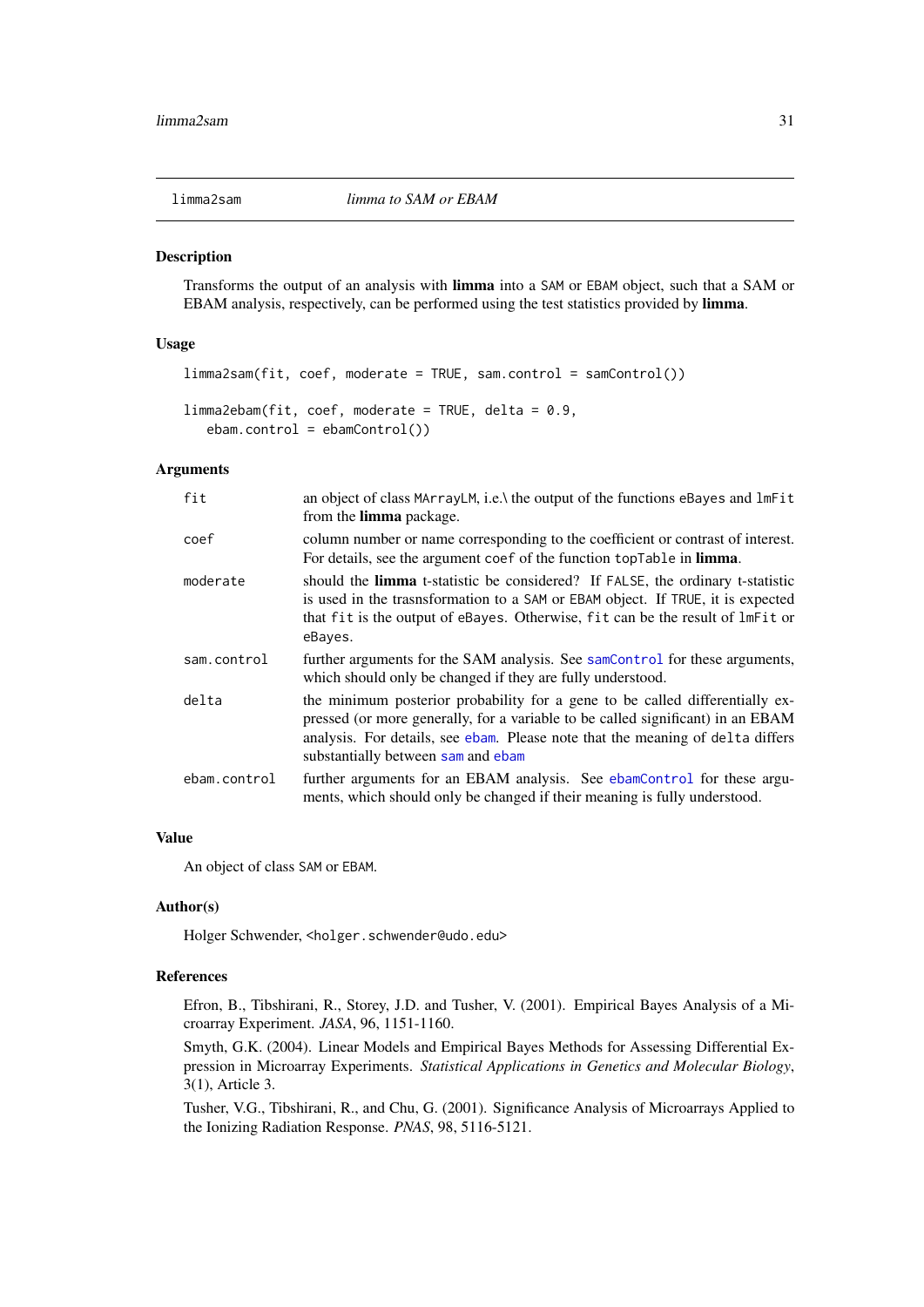limma2sam *limma to SAM or EBAM*

## Description

Transforms the output of an analysis with **limma** into a SAM or EBAM object, such that a SAM or EBAM analysis, respectively, can be performed using the test statistics provided by **limma**.

## Usage

```
limma2sam(fit, coef, moderate = TRUE, sam.control = samControl())

limma2ebam(fit, coef, moderate = TRUE, delta = 0.9,
   ebam.control = ebamControl())
```

## Arguments

| | |
|---|---|
| fit | an object of class MArrayLM, i.e.\ the output of the functions eBayes and lmFit from the **limma** package. |
| coef | column number or name corresponding to the coefficient or contrast of interest. For details, see the argument coef of the function topTable in **limma**. |
| moderate | should the **limma** t-statistic be considered? If FALSE, the ordinary t-statistic is used in the trasnsformation to a SAM or EBAM object. If TRUE, it is expected that fit is the output of eBayes. Otherwise, fit can be the result of lmFit or eBayes. |
| sam.control | further arguments for the SAM analysis. See samControl for these arguments, which should only be changed if they are fully understood. |
| delta | the minimum posterior probability for a gene to be called differentially expressed (or more generally, for a variable to be called significant) in an EBAM analysis. For details, see ebam. Please note that the meaning of delta differs substantially between sam and ebam |
| ebam.control | further arguments for an EBAM analysis. See ebamControl for these arguments, which should only be changed if their meaning is fully understood. |

## Value

An object of class SAM or EBAM.

## Author(s)

Holger Schwender, <holger.schwender@udo.edu>

## References

Efron, B., Tibshirani, R., Storey, J.D. and Tusher, V. (2001). Empirical Bayes Analysis of a Microarray Experiment. *JASA*, 96, 1151-1160.

Smyth, G.K. (2004). Linear Models and Empirical Bayes Methods for Assessing Differential Expression in Microarray Experiments. *Statistical Applications in Genetics and Molecular Biology*, 3(1), Article 3.

Tusher, V.G., Tibshirani, R., and Chu, G. (2001). Significance Analysis of Microarrays Applied to the Ionizing Radiation Response. *PNAS*, 98, 5116-5121.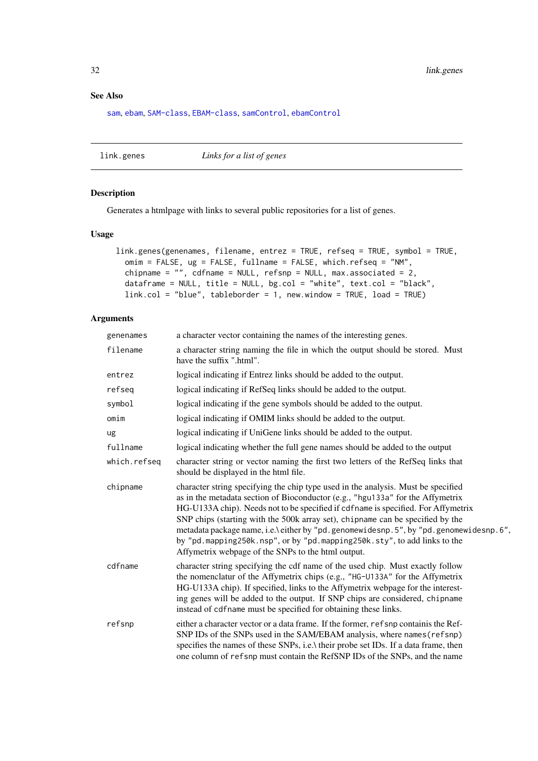## See Also

sam, ebam, SAM-class, EBAM-class, samControl, ebamControl

---

link.genes *Links for a list of genes*

---

### Description

Generates a htmlpage with links to several public repositories for a list of genes.

### Usage

```
link.genes(genenames, filename, entrez = TRUE, refseq = TRUE, symbol = TRUE,
  omim = FALSE, ug = FALSE, fullname = FALSE, which.refseq = "NM",
  chipname = "", cdfname = NULL, refsnp = NULL, max.associated = 2,
  dataframe = NULL, title = NULL, bg.col = "white", text.col = "black",
  link.col = "blue", tableborder = 1, new.window = TRUE, load = TRUE)
```

### Arguments

| | |
|---|---|
| genenames | a character vector containing the names of the interesting genes. |
| filename | a character string naming the file in which the output should be stored. Must have the suffix ".html". |
| entrez | logical indicating if Entrez links should be added to the output. |
| refseq | logical indicating if RefSeq links should be added to the output. |
| symbol | logical indicating if the gene symbols should be added to the output. |
| omim | logical indicating if OMIM links should be added to the output. |
| ug | logical indicating if UniGene links should be added to the output. |
| fullname | logical indicating whether the full gene names should be added to the output |
| which.refseq | character string or vector naming the first two letters of the RefSeq links that should be displayed in the html file. |
| chipname | character string specifying the chip type used in the analysis. Must be specified as in the metadata section of Bioconductor (e.g., "hgu133a" for the Affymetrix HG-U133A chip). Needs not to be specified if cdfname is specified. For Affymetrix SNP chips (starting with the 500k array set), chipname can be specified by the metadata package name, i.e.\ either by "pd.genomewidesnp.5", by "pd.genomewidesnp.6", by "pd.mapping250k.nsp", or by "pd.mapping250k.sty", to add links to the Affymetrix webpage of the SNPs to the html output. |
| cdfname | character string specifying the cdf name of the used chip. Must exactly follow the nomenclatur of the Affymetrix chips (e.g., "HG-U133A" for the Affymetrix HG-U133A chip). If specified, links to the Affymetrix webpage for the interesting genes will be added to the output. If SNP chips are considered, chipname instead of cdfname must be specified for obtaining these links. |
| refsnp | either a character vector or a data frame. If the former, refsnp containis the RefSNP IDs of the SNPs used in the SAM/EBAM analysis, where names(refsnp) specifies the names of these SNPs, i.e.\ their probe set IDs. If a data frame, then one column of refsnp must contain the RefSNP IDs of the SNPs, and the name |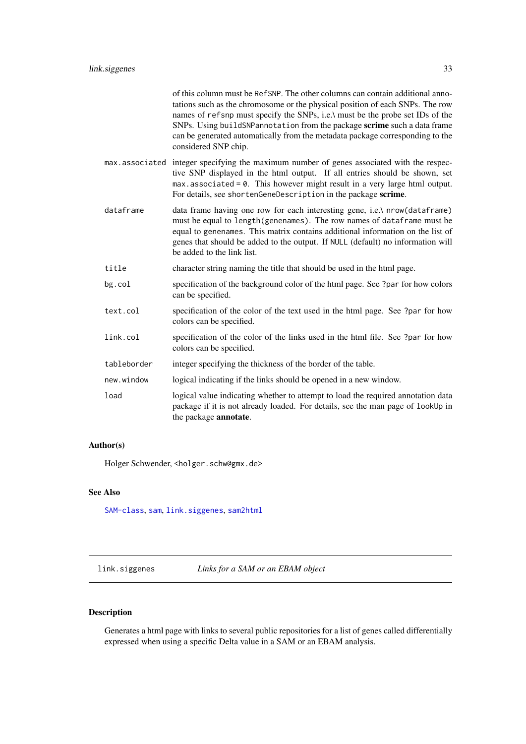of this column must be `RefSNP`. The other columns can contain additional annotations such as the chromosome or the physical position of each SNPs. The row names of `refsnp` must specify the SNPs, i.e.\ must be the probe set IDs of the SNPs. Using `buildSNPannotation` from the package **scrime** such a data frame can be generated automatically from the metadata package corresponding to the considered SNP chip.

`max.associated` integer specifying the maximum number of genes associated with the respective SNP displayed in the html output. If all entries should be shown, set `max.associated = 0`. This however might result in a very large html output. For details, see `shortenGeneDescription` in the package **scrime**.

`dataframe` data frame having one row for each interesting gene, i.e.\ `nrow(dataframe)` must be equal to `length(genenames)`. The row names of `dataframe` must be equal to `genenames`. This matrix contains additional information on the list of genes that should be added to the output. If `NULL` (default) no information will be added to the link list.

`title` character string naming the title that should be used in the html page.

`bg.col` specification of the background color of the html page. See `?par` for how colors can be specified.

`text.col` specification of the color of the text used in the html page. See `?par` for how colors can be specified.

`link.col` specification of the color of the links used in the html file. See `?par` for how colors can be specified.

`tableborder` integer specifying the thickness of the border of the table.

`new.window` logical indicating if the links should be opened in a new window.

`load` logical value indicating whether to attempt to load the required annotation data package if it is not already loaded. For details, see the man page of `lookUp` in the package **annotate**.

### Author(s)

Holger Schwender, `<holger.schw@gmx.de>`

### See Also

`SAM-class`, `sam`, `link.siggenes`, `sam2html`

---

## `link.siggenes` *Links for a SAM or an EBAM object*

### Description

Generates a html page with links to several public repositories for a list of genes called differentially expressed when using a specific Delta value in a SAM or an EBAM analysis.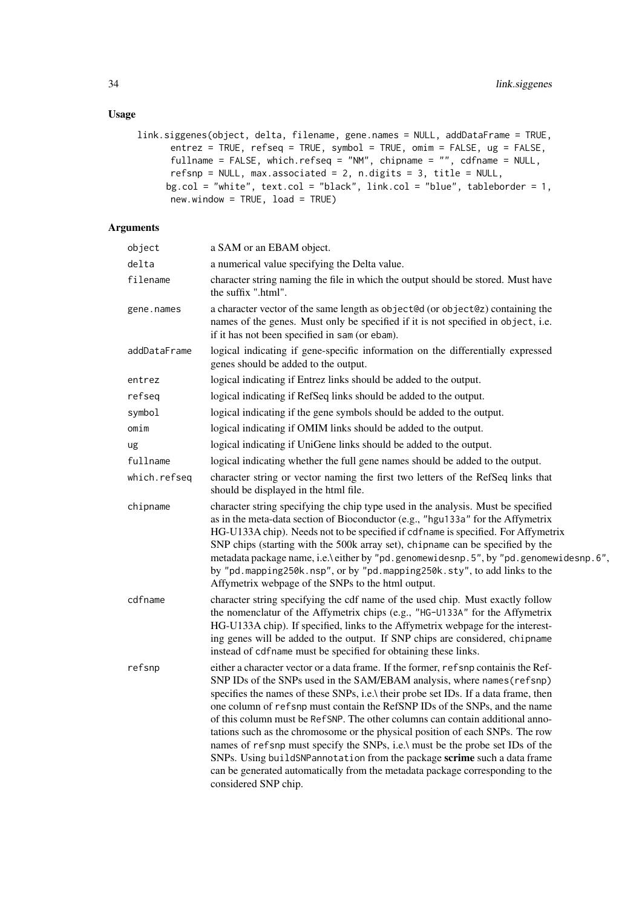## Usage

```
link.siggenes(object, delta, filename, gene.names = NULL, addDataFrame = TRUE,
       entrez = TRUE, refseq = TRUE, symbol = TRUE, omim = FALSE, ug = FALSE,
       fullname = FALSE, which.refseq = "NM", chipname = "", cdfname = NULL,
       refsnp = NULL, max.associated = 2, n.digits = 3, title = NULL,
      bg.col = "white", text.col = "black", link.col = "blue", tableborder = 1,
       new.window = TRUE, load = TRUE)
```

## Arguments

| | |
|---|---|
| `object` | a SAM or an EBAM object. |
| `delta` | a numerical value specifying the Delta value. |
| `filename` | character string naming the file in which the output should be stored. Must have the suffix ".html". |
| `gene.names` | a character vector of the same length as `object@d` (or `object@z`) containing the names of the genes. Must only be specified if it is not specified in `object`, i.e. if it has not been specified in `sam` (or `ebam`). |
| `addDataFrame` | logical indicating if gene-specific information on the differentially expressed genes should be added to the output. |
| `entrez` | logical indicating if Entrez links should be added to the output. |
| `refseq` | logical indicating if RefSeq links should be added to the output. |
| `symbol` | logical indicating if the gene symbols should be added to the output. |
| `omim` | logical indicating if OMIM links should be added to the output. |
| `ug` | logical indicating if UniGene links should be added to the output. |
| `fullname` | logical indicating whether the full gene names should be added to the output. |
| `which.refseq` | character string or vector naming the first two letters of the RefSeq links that should be displayed in the html file. |
| `chipname` | character string specifying the chip type used in the analysis. Must be specified as in the meta-data section of Bioconductor (e.g., `"hgu133a"` for the Affymetrix HG-U133A chip). Needs not to be specified if `cdfname` is specified. For Affymetrix SNP chips (starting with the 500k array set), `chipname` can be specified by the metadata package name, i.e.\ either by `"pd.genomewidesnp.5"`, by `"pd.genomewidesnp.6"`, by `"pd.mapping250k.nsp"`, or by `"pd.mapping250k.sty"`, to add links to the Affymetrix webpage of the SNPs to the html output. |
| `cdfname` | character string specifying the cdf name of the used chip. Must exactly follow the nomenclatur of the Affymetrix chips (e.g., `"HG-U133A"` for the Affymetrix HG-U133A chip). If specified, links to the Affymetrix webpage for the interesting genes will be added to the output. If SNP chips are considered, `chipname` instead of `cdfname` must be specified for obtaining these links. |
| `refsnp` | either a character vector or a data frame. If the former, `refsnp` containis the RefSNP IDs of the SNPs used in the SAM/EBAM analysis, where `names(refsnp)` specifies the names of these SNPs, i.e.\ their probe set IDs. If a data frame, then one column of `refsnp` must contain the RefSNP IDs of the SNPs, and the name of this column must be `RefSNP`. The other columns can contain additional annotations such as the chromosome or the physical position of each SNPs. The row names of `refsnp` must specify the SNPs, i.e.\ must be the probe set IDs of the SNPs. Using `buildSNPannotation` from the package **scrime** such a data frame can be generated automatically from the metadata package corresponding to the considered SNP chip. |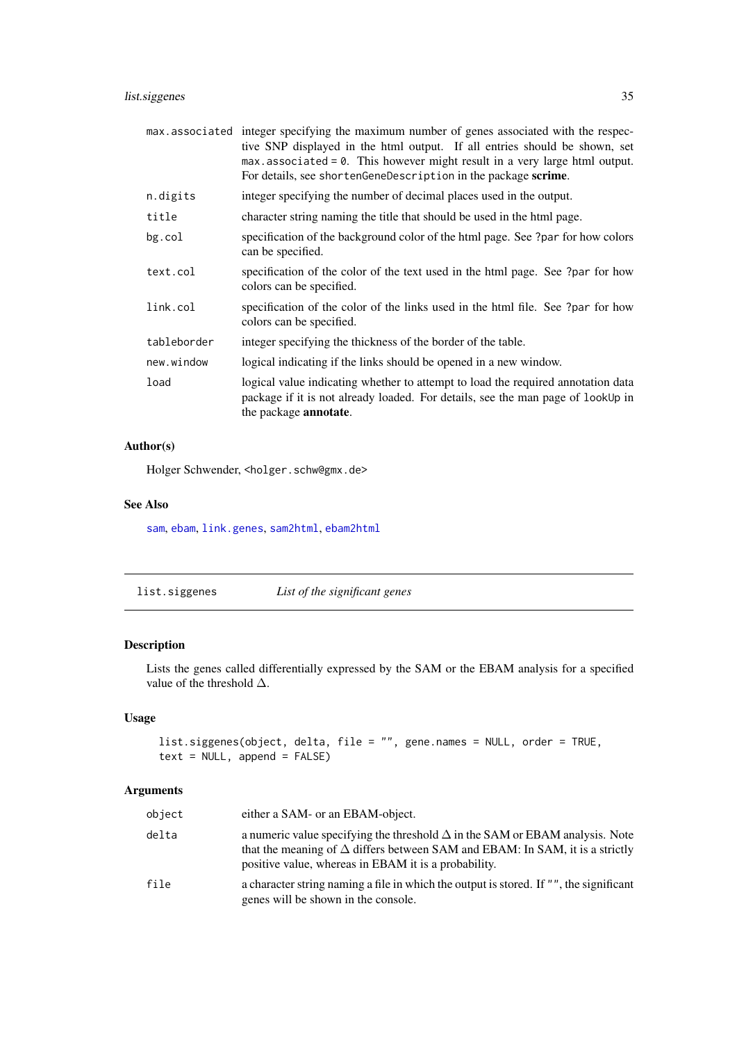| | |
|---|---|
| `max.associated` | integer specifying the maximum number of genes associated with the respective SNP displayed in the html output. If all entries should be shown, set `max.associated = 0`. This however might result in a very large html output. For details, see `shortenGeneDescription` in the package **scrime**. |
| `n.digits` | integer specifying the number of decimal places used in the output. |
| `title` | character string naming the title that should be used in the html page. |
| `bg.col` | specification of the background color of the html page. See `?par` for how colors can be specified. |
| `text.col` | specification of the color of the text used in the html page. See `?par` for how colors can be specified. |
| `link.col` | specification of the color of the links used in the html file. See `?par` for how colors can be specified. |
| `tableborder` | integer specifying the thickness of the border of the table. |
| `new.window` | logical indicating if the links should be opened in a new window. |
| `load` | logical value indicating whether to attempt to load the required annotation data package if it is not already loaded. For details, see the man page of `lookUp` in the package **annotate**. |

### Author(s)

Holger Schwender, `<holger.schw@gmx.de>`

### See Also

`sam`, `ebam`, `link.genes`, `sam2html`, `ebam2html`

---

## `list.siggenes` *List of the significant genes*

---

### Description

Lists the genes called differentially expressed by the SAM or the EBAM analysis for a specified value of the threshold $\Delta$.

### Usage

```
list.siggenes(object, delta, file = "", gene.names = NULL, order = TRUE,
text = NULL, append = FALSE)
```

### Arguments

| | |
|---|---|
| `object` | either a SAM- or an EBAM-object. |
| `delta` | a numeric value specifying the threshold $\Delta$ in the SAM or EBAM analysis. Note that the meaning of $\Delta$ differs between SAM and EBAM: In SAM, it is a strictly positive value, whereas in EBAM it is a probability. |
| `file` | a character string naming a file in which the output is stored. If `""`, the significant genes will be shown in the console. |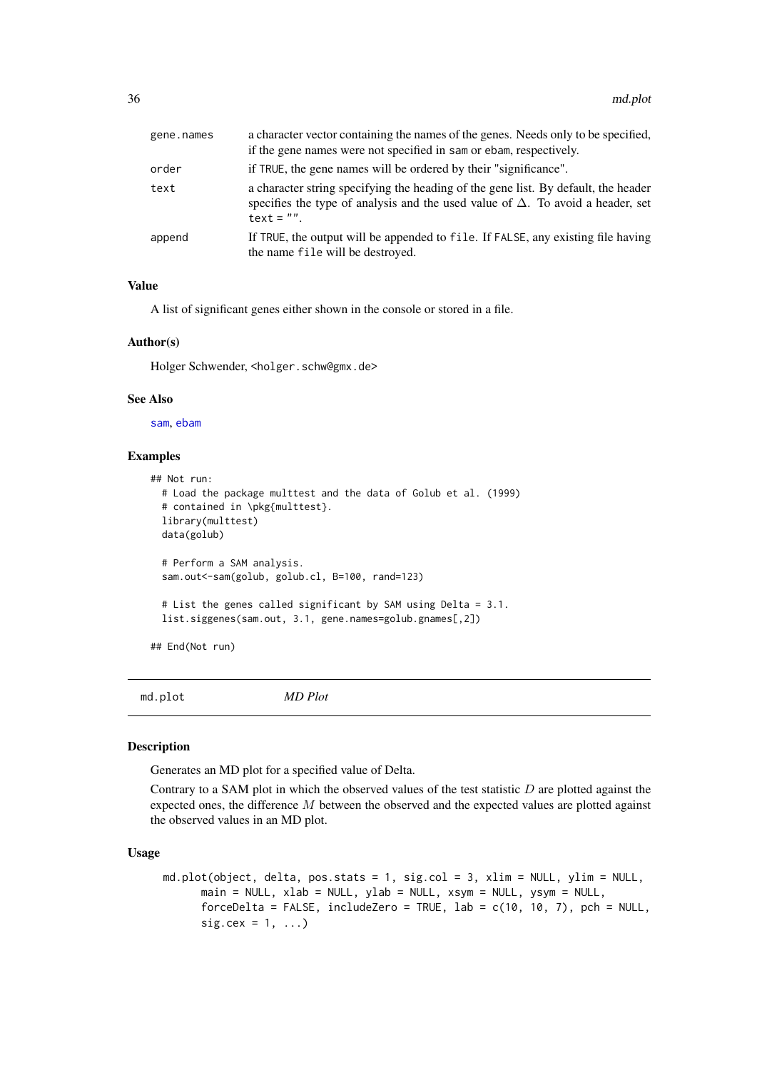| | |
|---|---|
| gene.names | a character vector containing the names of the genes. Needs only to be specified, if the gene names were not specified in sam or ebam, respectively. |
| order | if TRUE, the gene names will be ordered by their "significance". |
| text | a character string specifying the heading of the gene list. By default, the header specifies the type of analysis and the used value of $\Delta$. To avoid a header, set text = "". |
| append | If TRUE, the output will be appended to file. If FALSE, any existing file having the name file will be destroyed. |

### Value

A list of significant genes either shown in the console or stored in a file.

### Author(s)

Holger Schwender, <holger.schw@gmx.de>

### See Also

sam, ebam

### Examples

```
## Not run:
  # Load the package multtest and the data of Golub et al. (1999)
  # contained in \pkg{multtest}.
  library(multtest)
  data(golub)

  # Perform a SAM analysis.
  sam.out<-sam(golub, golub.cl, B=100, rand=123)

  # List the genes called significant by SAM using Delta = 3.1.
  list.siggenes(sam.out, 3.1, gene.names=golub.gnames[,2])

## End(Not run)
```

## md.plot *MD Plot*

### Description

Generates an MD plot for a specified value of Delta.

Contrary to a SAM plot in which the observed values of the test statistic $D$ are plotted against the expected ones, the difference $M$ between the observed and the expected values are plotted against the observed values in an MD plot.

### Usage

```
md.plot(object, delta, pos.stats = 1, sig.col = 3, xlim = NULL, ylim = NULL,
      main = NULL, xlab = NULL, ylab = NULL, xsym = NULL, ysym = NULL,
      forceDelta = FALSE, includeZero = TRUE, lab = c(10, 10, 7), pch = NULL,
      sig.cex = 1, ...)
```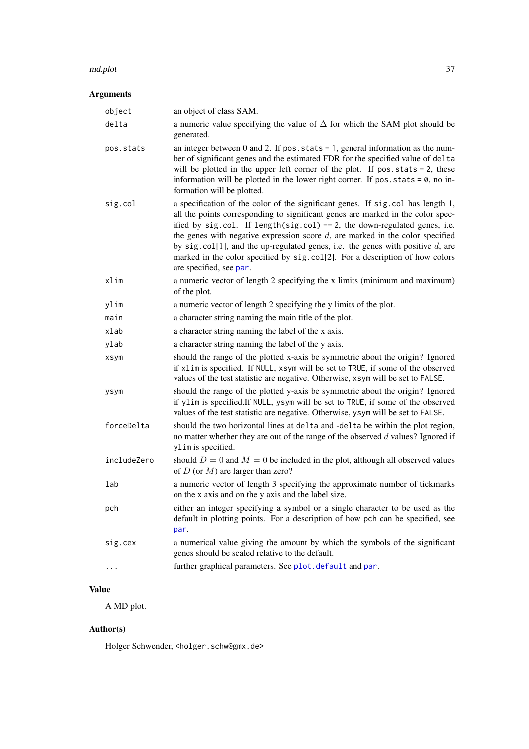## Arguments

| | |
|---|---|
| `object` | an object of class SAM. |
| `delta` | a numeric value specifying the value of $\Delta$ for which the SAM plot should be generated. |
| `pos.stats` | an integer between 0 and 2. If `pos.stats = 1`, general information as the number of significant genes and the estimated FDR for the specified value of `delta` will be plotted in the upper left corner of the plot. If `pos.stats = 2`, these information will be plotted in the lower right corner. If `pos.stats = 0`, no information will be plotted. |
| `sig.col` | a specification of the color of the significant genes. If `sig.col` has length 1, all the points corresponding to significant genes are marked in the color specified by `sig.col`. If `length(sig.col) == 2`, the down-regulated genes, i.e. the genes with negative expression score $d$, are marked in the color specified by `sig.col[1]`, and the up-regulated genes, i.e. the genes with positive $d$, are marked in the color specified by `sig.col[2]`. For a description of how colors are specified, see `par`. |
| `xlim` | a numeric vector of length 2 specifying the x limits (minimum and maximum) of the plot. |
| `ylim` | a numeric vector of length 2 specifying the y limits of the plot. |
| `main` | a character string naming the main title of the plot. |
| `xlab` | a character string naming the label of the x axis. |
| `ylab` | a character string naming the label of the y axis. |
| `xsym` | should the range of the plotted x-axis be symmetric about the origin? Ignored if `xlim` is specified. If `NULL`, `xsym` will be set to `TRUE`, if some of the observed values of the test statistic are negative. Otherwise, `xsym` will be set to `FALSE`. |
| `ysym` | should the range of the plotted y-axis be symmetric about the origin? Ignored if `ylim` is specified.If `NULL`, `ysym` will be set to `TRUE`, if some of the observed values of the test statistic are negative. Otherwise, `ysym` will be set to `FALSE`. |
| `forceDelta` | should the two horizontal lines at `delta` and `-delta` be within the plot region, no matter whether they are out of the range of the observed $d$ values? Ignored if `ylim` is specified. |
| `includeZero` | should $D = 0$ and $M = 0$ be included in the plot, although all observed values of $D$ (or $M$) are larger than zero? |
| `lab` | a numeric vector of length 3 specifying the approximate number of tickmarks on the x axis and on the y axis and the label size. |
| `pch` | either an integer specifying a symbol or a single character to be used as the default in plotting points. For a description of how `pch` can be specified, see `par`. |
| `sig.cex` | a numerical value giving the amount by which the symbols of the significant genes should be scaled relative to the default. |
| `...` | further graphical parameters. See `plot.default` and `par`. |

## Value

A MD plot.

## Author(s)

Holger Schwender, <holger.schw@gmx.de>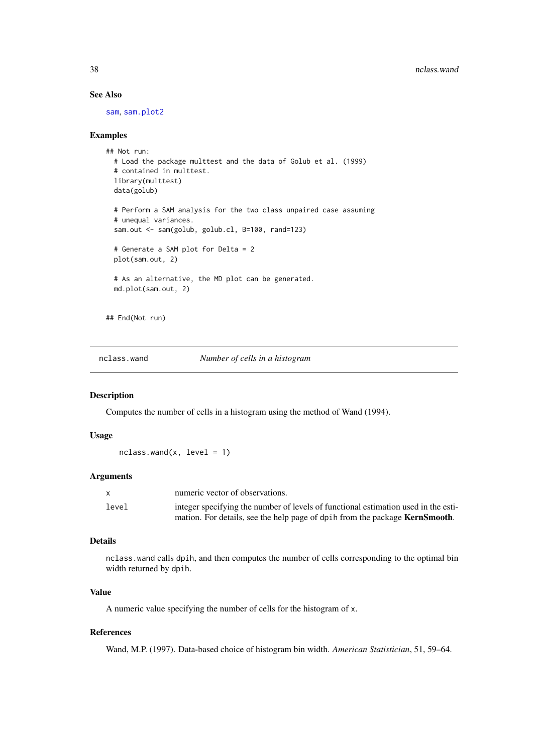### See Also

sam, sam.plot2

### Examples

```
## Not run:
  # Load the package multtest and the data of Golub et al. (1999)
  # contained in multtest.
  library(multtest)
  data(golub)

  # Perform a SAM analysis for the two class unpaired case assuming
  # unequal variances.
  sam.out <- sam(golub, golub.cl, B=100, rand=123)

  # Generate a SAM plot for Delta = 2
  plot(sam.out, 2)

  # As an alternative, the MD plot can be generated.
  md.plot(sam.out, 2)


## End(Not run)
```

---

## nclass.wand — *Number of cells in a histogram*

---

### Description

Computes the number of cells in a histogram using the method of Wand (1994).

### Usage

```
nclass.wand(x, level = 1)
```

### Arguments

| | |
|---|---|
| x | numeric vector of observations. |
| level | integer specifying the number of levels of functional estimation used in the estimation. For details, see the help page of dpih from the package **KernSmooth**. |

### Details

nclass.wand calls dpih, and then computes the number of cells corresponding to the optimal bin width returned by dpih.

### Value

A numeric value specifying the number of cells for the histogram of x.

### References

Wand, M.P. (1997). Data-based choice of histogram bin width. *American Statistician*, 51, 59–64.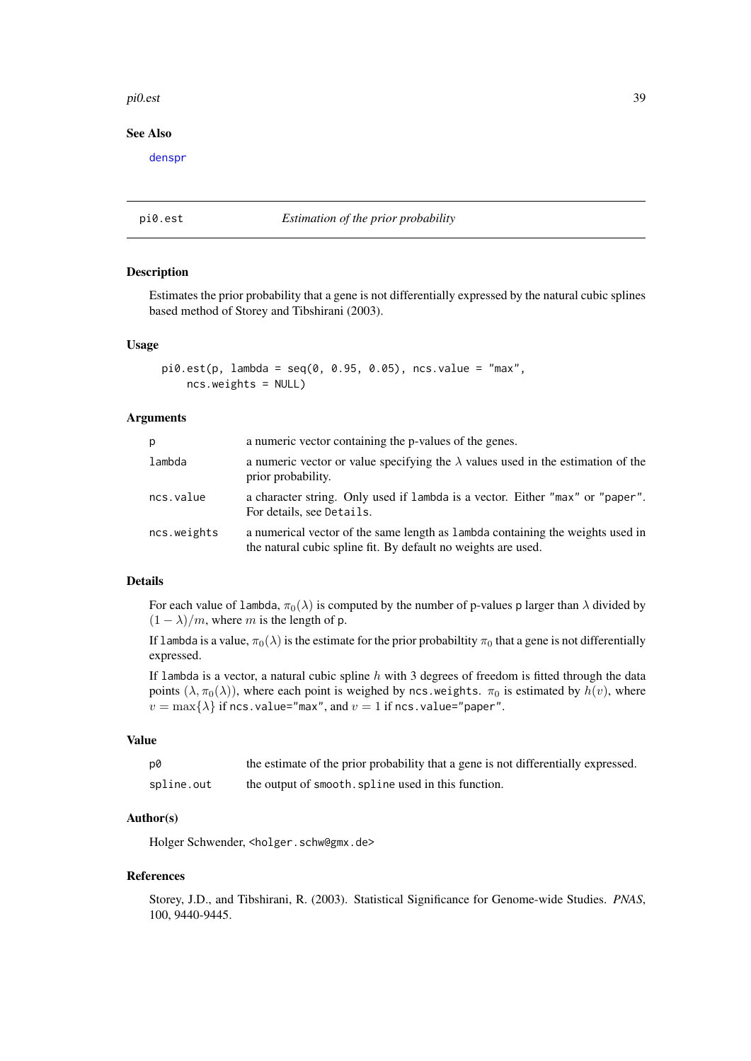### See Also

denspr

## pi0.est — *Estimation of the prior probability*

### Description

Estimates the prior probability that a gene is not differentially expressed by the natural cubic splines based method of Storey and Tibshirani (2003).

### Usage

```
pi0.est(p, lambda = seq(0, 0.95, 0.05), ncs.value = "max",
    ncs.weights = NULL)
```

### Arguments

| | |
|---|---|
| `p` | a numeric vector containing the p-values of the genes. |
| `lambda` | a numeric vector or value specifying the $\lambda$ values used in the estimation of the prior probability. |
| `ncs.value` | a character string. Only used if `lambda` is a vector. Either `"max"` or `"paper"`. For details, see `Details`. |
| `ncs.weights` | a numerical vector of the same length as `lambda` containing the weights used in the natural cubic spline fit. By default no weights are used. |

### Details

For each value of `lambda`, $\pi_0(\lambda)$ is computed by the number of p-values `p` larger than $\lambda$ divided by $(1 - \lambda)/m$, where $m$ is the length of `p`.

If `lambda` is a value, $\pi_0(\lambda)$ is the estimate for the prior probabiltity $\pi_0$ that a gene is not differentially expressed.

If `lambda` is a vector, a natural cubic spline $h$ with 3 degrees of freedom is fitted through the data points $(\lambda, \pi_0(\lambda))$, where each point is weighed by `ncs.weights`. $\pi_0$ is estimated by $h(v)$, where $v = \max\{\lambda\}$ if `ncs.value="max"`, and $v = 1$ if `ncs.value="paper"`.

### Value

| | |
|---|---|
| `p0` | the estimate of the prior probability that a gene is not differentially expressed. |
| `spline.out` | the output of `smooth.spline` used in this function. |

### Author(s)

Holger Schwender, <holger.schw@gmx.de>

### References

Storey, J.D., and Tibshirani, R. (2003). Statistical Significance for Genome-wide Studies. *PNAS*, 100, 9440-9445.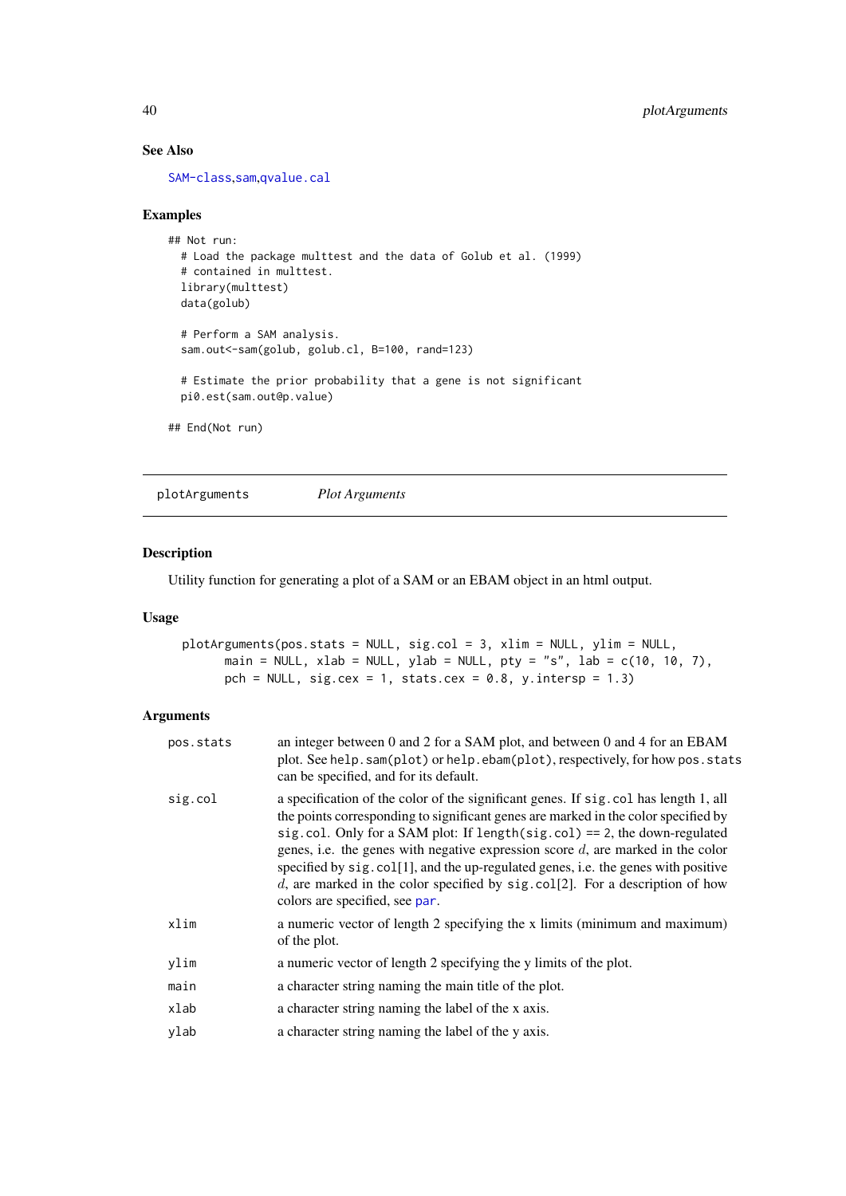### See Also

SAM-class,sam,qvalue.cal

### Examples

```
## Not run:
  # Load the package multtest and the data of Golub et al. (1999)
  # contained in multtest.
  library(multtest)
  data(golub)

  # Perform a SAM analysis.
  sam.out<-sam(golub, golub.cl, B=100, rand=123)

  # Estimate the prior probability that a gene is not significant
  pi0.est(sam.out@p.value)

## End(Not run)
```

---

## plotArguments &nbsp;&nbsp;&nbsp;&nbsp; *Plot Arguments*

---

### Description

Utility function for generating a plot of a SAM or an EBAM object in an html output.

### Usage

```
plotArguments(pos.stats = NULL, sig.col = 3, xlim = NULL, ylim = NULL,
      main = NULL, xlab = NULL, ylab = NULL, pty = "s", lab = c(10, 10, 7),
      pch = NULL, sig.cex = 1, stats.cex = 0.8, y.intersp = 1.3)
```

### Arguments

| | |
|---|---|
| `pos.stats` | an integer between 0 and 2 for a SAM plot, and between 0 and 4 for an EBAM plot. See `help.sam(plot)` or `help.ebam(plot)`, respectively, for how `pos.stats` can be specified, and for its default. |
| `sig.col` | a specification of the color of the significant genes. If `sig.col` has length 1, all the points corresponding to significant genes are marked in the color specified by `sig.col`. Only for a SAM plot: If `length(sig.col) == 2`, the down-regulated genes, i.e. the genes with negative expression score $d$, are marked in the color specified by `sig.col[1]`, and the up-regulated genes, i.e. the genes with positive $d$, are marked in the color specified by `sig.col[2]`. For a description of how colors are specified, see `par`. |
| `xlim` | a numeric vector of length 2 specifying the x limits (minimum and maximum) of the plot. |
| `ylim` | a numeric vector of length 2 specifying the y limits of the plot. |
| `main` | a character string naming the main title of the plot. |
| `xlab` | a character string naming the label of the x axis. |
| `ylab` | a character string naming the label of the y axis. |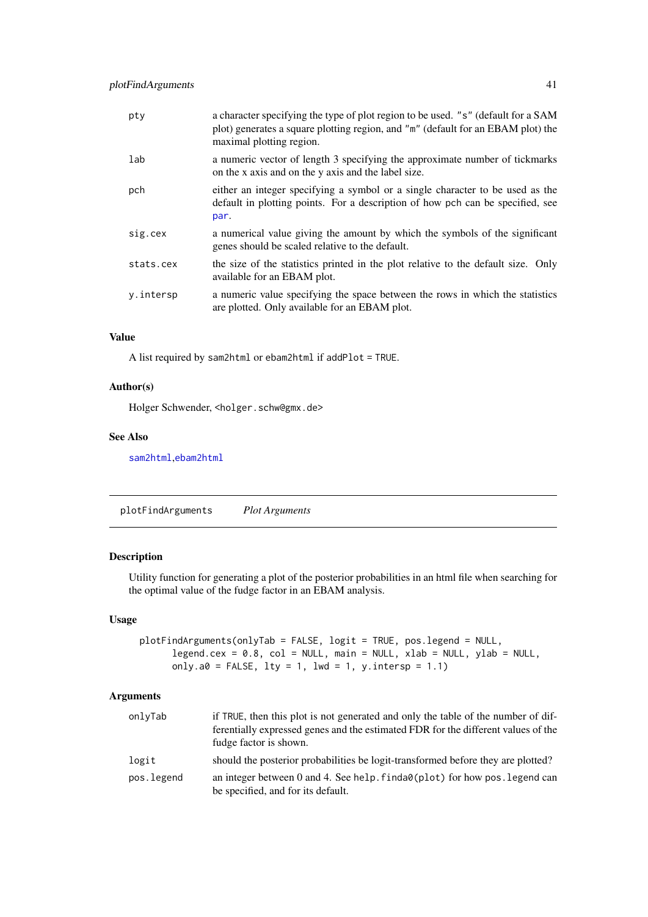| | |
|---|---|
| `pty` | a character specifying the type of plot region to be used. `"s"` (default for a SAM plot) generates a square plotting region, and `"m"` (default for an EBAM plot) the maximal plotting region. |
| `lab` | a numeric vector of length 3 specifying the approximate number of tickmarks on the x axis and on the y axis and the label size. |
| `pch` | either an integer specifying a symbol or a single character to be used as the default in plotting points. For a description of how `pch` can be specified, see `par`. |
| `sig.cex` | a numerical value giving the amount by which the symbols of the significant genes should be scaled relative to the default. |
| `stats.cex` | the size of the statistics printed in the plot relative to the default size. Only available for an EBAM plot. |
| `y.intersp` | a numeric value specifying the space between the rows in which the statistics are plotted. Only available for an EBAM plot. |

### Value

A list required by `sam2html` or `ebam2html` if `addPlot = TRUE`.

### Author(s)

Holger Schwender, `<holger.schw@gmx.de>`

### See Also

`sam2html`,`ebam2html`

---

## `plotFindArguments` *Plot Arguments*

---

### Description

Utility function for generating a plot of the posterior probabilities in an html file when searching for the optimal value of the fudge factor in an EBAM analysis.

### Usage

```
plotFindArguments(onlyTab = FALSE, logit = TRUE, pos.legend = NULL,
      legend.cex = 0.8, col = NULL, main = NULL, xlab = NULL, ylab = NULL,
      only.a0 = FALSE, lty = 1, lwd = 1, y.intersp = 1.1)
```

### Arguments

| | |
|---|---|
| `onlyTab` | if `TRUE`, then this plot is not generated and only the table of the number of differentially expressed genes and the estimated FDR for the different values of the fudge factor is shown. |
| `logit` | should the posterior probabilities be logit-transformed before they are plotted? |
| `pos.legend` | an integer between 0 and 4. See `help.finda0(plot)` for how `pos.legend` can be specified, and for its default. |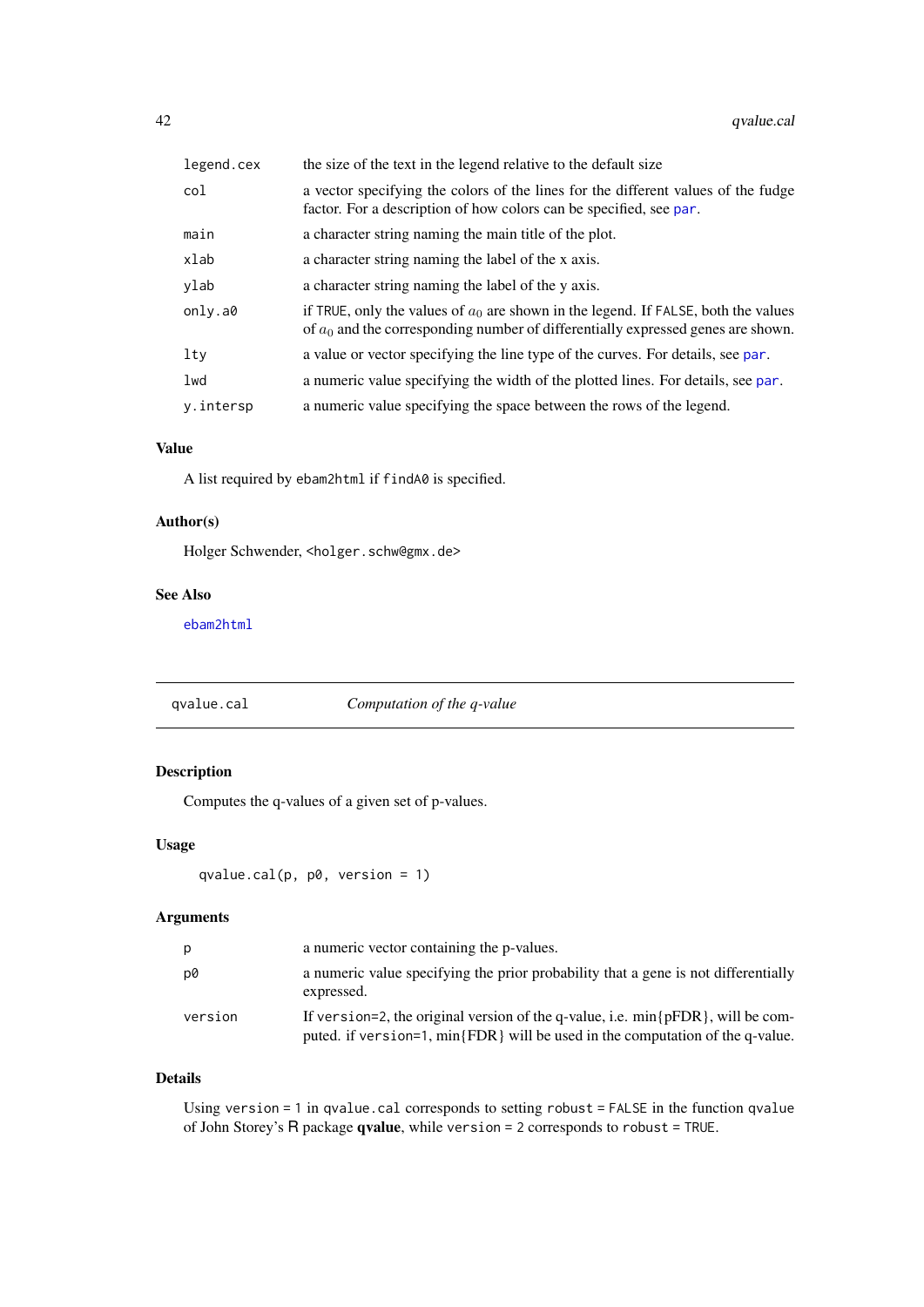| | |
|---|---|
| `legend.cex` | the size of the text in the legend relative to the default size |
| `col` | a vector specifying the colors of the lines for the different values of the fudge factor. For a description of how colors can be specified, see `par`. |
| `main` | a character string naming the main title of the plot. |
| `xlab` | a character string naming the label of the x axis. |
| `ylab` | a character string naming the label of the y axis. |
| `only.a0` | if `TRUE`, only the values of $a_0$ are shown in the legend. If `FALSE`, both the values of $a_0$ and the corresponding number of differentially expressed genes are shown. |
| `lty` | a value or vector specifying the line type of the curves. For details, see `par`. |
| `lwd` | a numeric value specifying the width of the plotted lines. For details, see `par`. |
| `y.intersp` | a numeric value specifying the space between the rows of the legend. |

### Value

A list required by `ebam2html` if `findA0` is specified.

### Author(s)

Holger Schwender, <holger.schw@gmx.de>

### See Also

`ebam2html`

---

## qvalue.cal — *Computation of the q-value*

### Description

Computes the q-values of a given set of p-values.

### Usage

```
qvalue.cal(p, p0, version = 1)
```

### Arguments

| | |
|---|---|
| `p` | a numeric vector containing the p-values. |
| `p0` | a numeric value specifying the prior probability that a gene is not differentially expressed. |
| `version` | If `version=2`, the original version of the q-value, i.e. min{pFDR}, will be computed. if `version=1`, min{FDR} will be used in the computation of the q-value. |

### Details

Using `version = 1` in `qvalue.cal` corresponds to setting `robust = FALSE` in the function `qvalue` of John Storey's R package **qvalue**, while `version = 2` corresponds to `robust = TRUE`.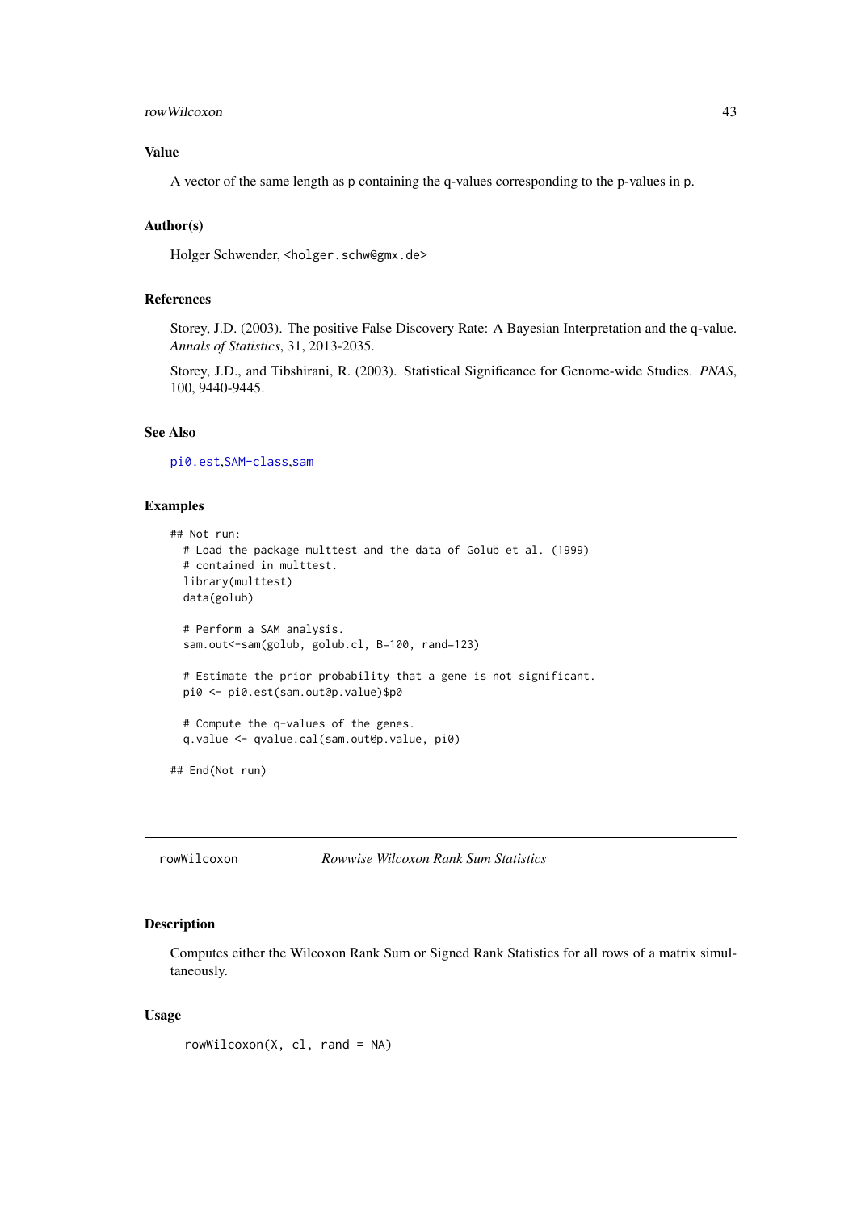### Value

A vector of the same length as p containing the q-values corresponding to the p-values in p.

### Author(s)

Holger Schwender, <holger.schw@gmx.de>

### References

Storey, J.D. (2003). The positive False Discovery Rate: A Bayesian Interpretation and the q-value. *Annals of Statistics*, 31, 2013-2035.

Storey, J.D., and Tibshirani, R. (2003). Statistical Significance for Genome-wide Studies. *PNAS*, 100, 9440-9445.

### See Also

pi0.est, SAM-class, sam

### Examples

```
## Not run:
  # Load the package multtest and the data of Golub et al. (1999)
  # contained in multtest.
  library(multtest)
  data(golub)

  # Perform a SAM analysis.
  sam.out<-sam(golub, golub.cl, B=100, rand=123)

  # Estimate the prior probability that a gene is not significant.
  pi0 <- pi0.est(sam.out@p.value)$p0

  # Compute the q-values of the genes.
  q.value <- qvalue.cal(sam.out@p.value, pi0)

## End(Not run)
```

---

## rowWilcoxon — *Rowwise Wilcoxon Rank Sum Statistics*

### Description

Computes either the Wilcoxon Rank Sum or Signed Rank Statistics for all rows of a matrix simultaneously.

### Usage

```
rowWilcoxon(X, cl, rand = NA)
```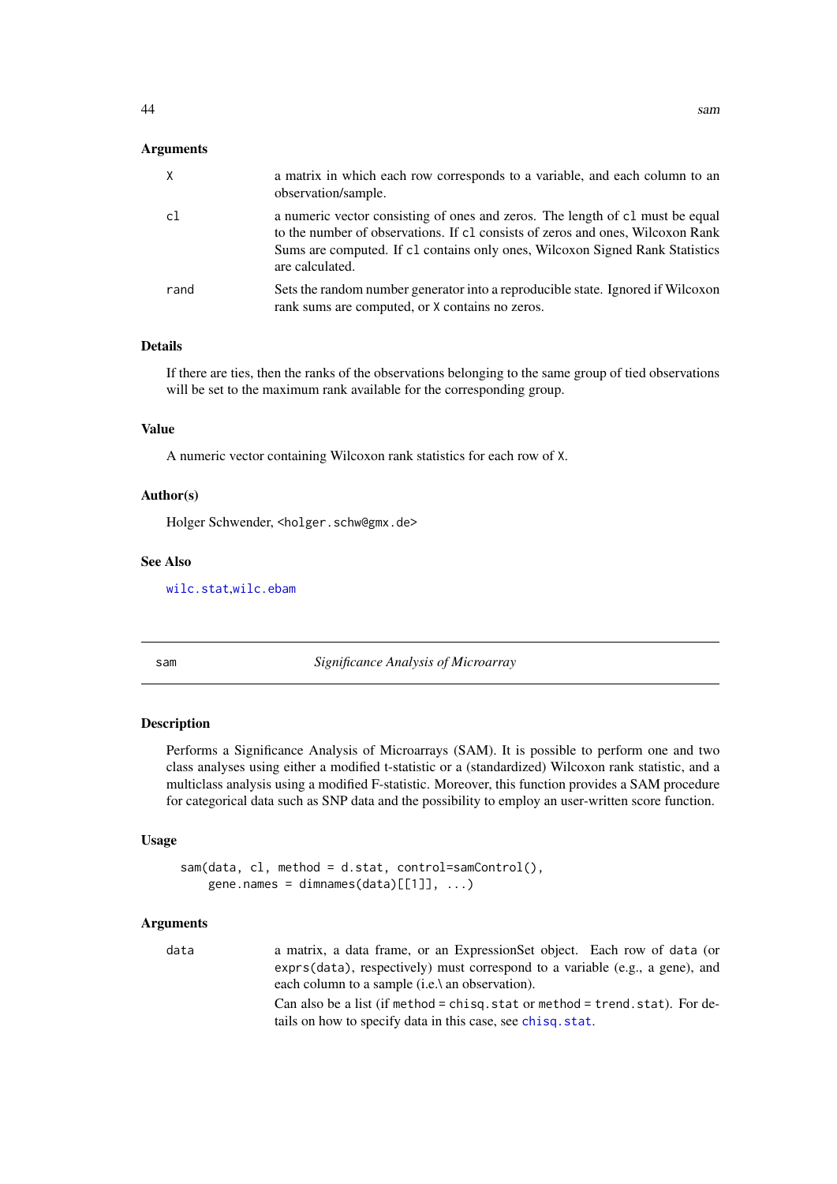### Arguments

- `X` — a matrix in which each row corresponds to a variable, and each column to an observation/sample.
- `cl` — a numeric vector consisting of ones and zeros. The length of `cl` must be equal to the number of observations. If `cl` consists of zeros and ones, Wilcoxon Rank Sums are computed. If `cl` contains only ones, Wilcoxon Signed Rank Statistics are calculated.
- `rand` — Sets the random number generator into a reproducible state. Ignored if Wilcoxon rank sums are computed, or `X` contains no zeros.

### Details

If there are ties, then the ranks of the observations belonging to the same group of tied observations will be set to the maximum rank available for the corresponding group.

### Value

A numeric vector containing Wilcoxon rank statistics for each row of `X`.

### Author(s)

Holger Schwender, <holger.schw@gmx.de>

### See Also

`wilc.stat`,`wilc.ebam`

---

## sam — *Significance Analysis of Microarray*

### Description

Performs a Significance Analysis of Microarrays (SAM). It is possible to perform one and two class analyses using either a modified t-statistic or a (standardized) Wilcoxon rank statistic, and a multiclass analysis using a modified F-statistic. Moreover, this function provides a SAM procedure for categorical data such as SNP data and the possibility to employ an user-written score function.

### Usage

```
sam(data, cl, method = d.stat, control=samControl(),
    gene.names = dimnames(data)[[1]], ...)
```

### Arguments

- `data` — a matrix, a data frame, or an ExpressionSet object. Each row of `data` (or `exprs(data)`, respectively) must correspond to a variable (e.g., a gene), and each column to a sample (i.e.\ an observation).

  Can also be a list (if `method = chisq.stat` or `method = trend.stat`). For details on how to specify data in this case, see `chisq.stat`.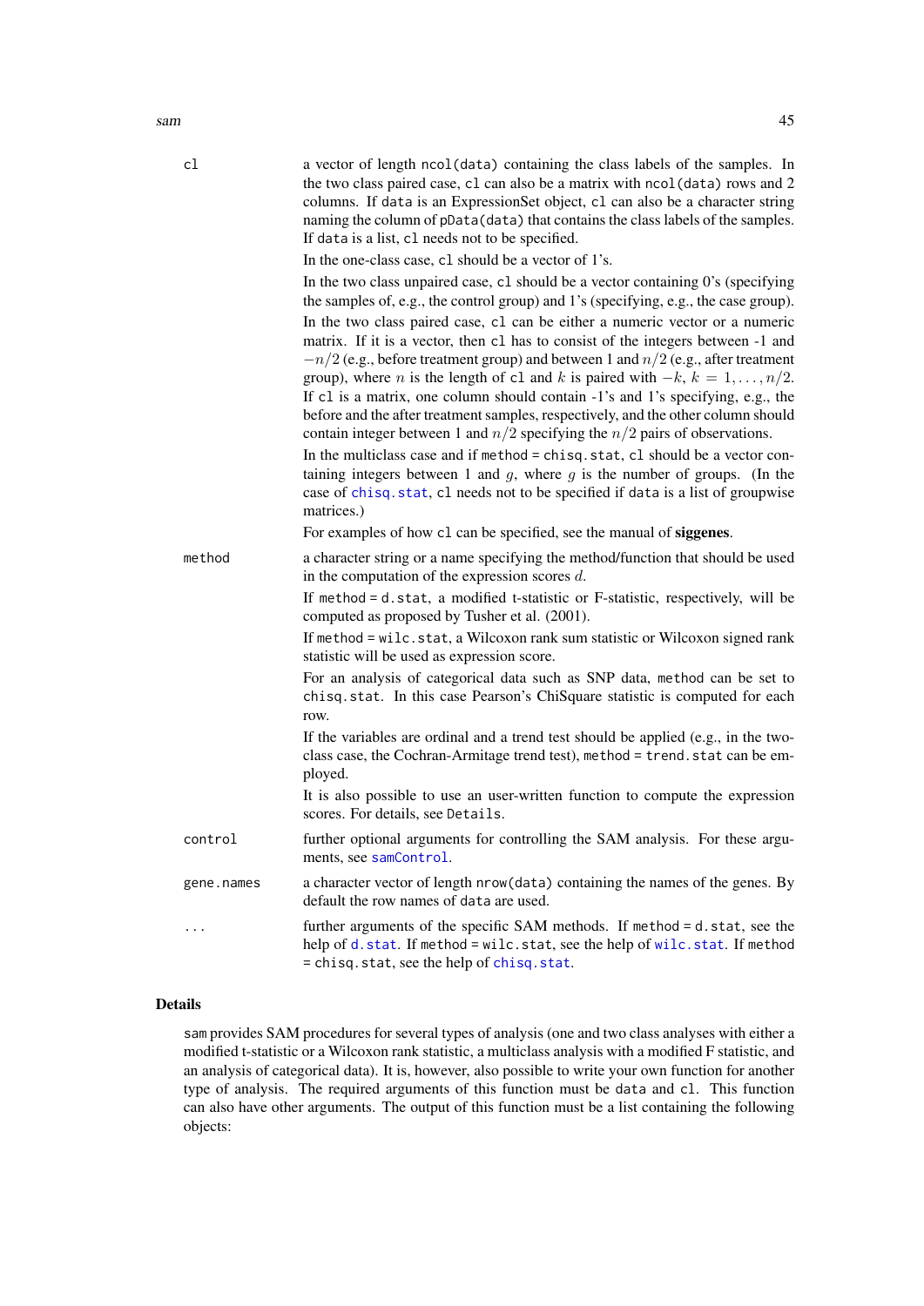`cl` a vector of length `ncol(data)` containing the class labels of the samples. In the two class paired case, `cl` can also be a matrix with `ncol(data)` rows and 2 columns. If `data` is an ExpressionSet object, `cl` can also be a character string naming the column of `pData(data)` that contains the class labels of the samples. If `data` is a list, `cl` needs not to be specified.

In the one-class case, `cl` should be a vector of 1's.

In the two class unpaired case, `cl` should be a vector containing 0's (specifying the samples of, e.g., the control group) and 1's (specifying, e.g., the case group).

In the two class paired case, `cl` can be either a numeric vector or a numeric matrix. If it is a vector, then `cl` has to consist of the integers between -1 and $-n/2$ (e.g., before treatment group) and between 1 and $n/2$ (e.g., after treatment group), where $n$ is the length of `cl` and $k$ is paired with $-k$, $k = 1, \ldots, n/2$. If `cl` is a matrix, one column should contain -1's and 1's specifying, e.g., the before and the after treatment samples, respectively, and the other column should contain integer between 1 and $n/2$ specifying the $n/2$ pairs of observations.

In the multiclass case and if `method = chisq.stat`, `cl` should be a vector containing integers between 1 and $g$, where $g$ is the number of groups. (In the case of `chisq.stat`, `cl` needs not to be specified if `data` is a list of groupwise matrices.)

For examples of how `cl` can be specified, see the manual of **siggenes**.

`method` a character string or a name specifying the method/function that should be used in the computation of the expression scores $d$.

If `method = d.stat`, a modified t-statistic or F-statistic, respectively, will be computed as proposed by Tusher et al. (2001).

If `method = wilc.stat`, a Wilcoxon rank sum statistic or Wilcoxon signed rank statistic will be used as expression score.

For an analysis of categorical data such as SNP data, `method` can be set to `chisq.stat`. In this case Pearson's ChiSquare statistic is computed for each row.

If the variables are ordinal and a trend test should be applied (e.g., in the two-class case, the Cochran-Armitage trend test), `method = trend.stat` can be employed.

It is also possible to use an user-written function to compute the expression scores. For details, see `Details`.

`control` further optional arguments for controlling the SAM analysis. For these arguments, see `samControl`.

`gene.names` a character vector of length `nrow(data)` containing the names of the genes. By default the row names of `data` are used.

`...` further arguments of the specific SAM methods. If `method = d.stat`, see the help of `d.stat`. If `method = wilc.stat`, see the help of `wilc.stat`. If `method = chisq.stat`, see the help of `chisq.stat`.

## Details

`sam` provides SAM procedures for several types of analysis (one and two class analyses with either a modified t-statistic or a Wilcoxon rank statistic, a multiclass analysis with a modified F statistic, and an analysis of categorical data). It is, however, also possible to write your own function for another type of analysis. The required arguments of this function must be `data` and `cl`. This function can also have other arguments. The output of this function must be a list containing the following objects: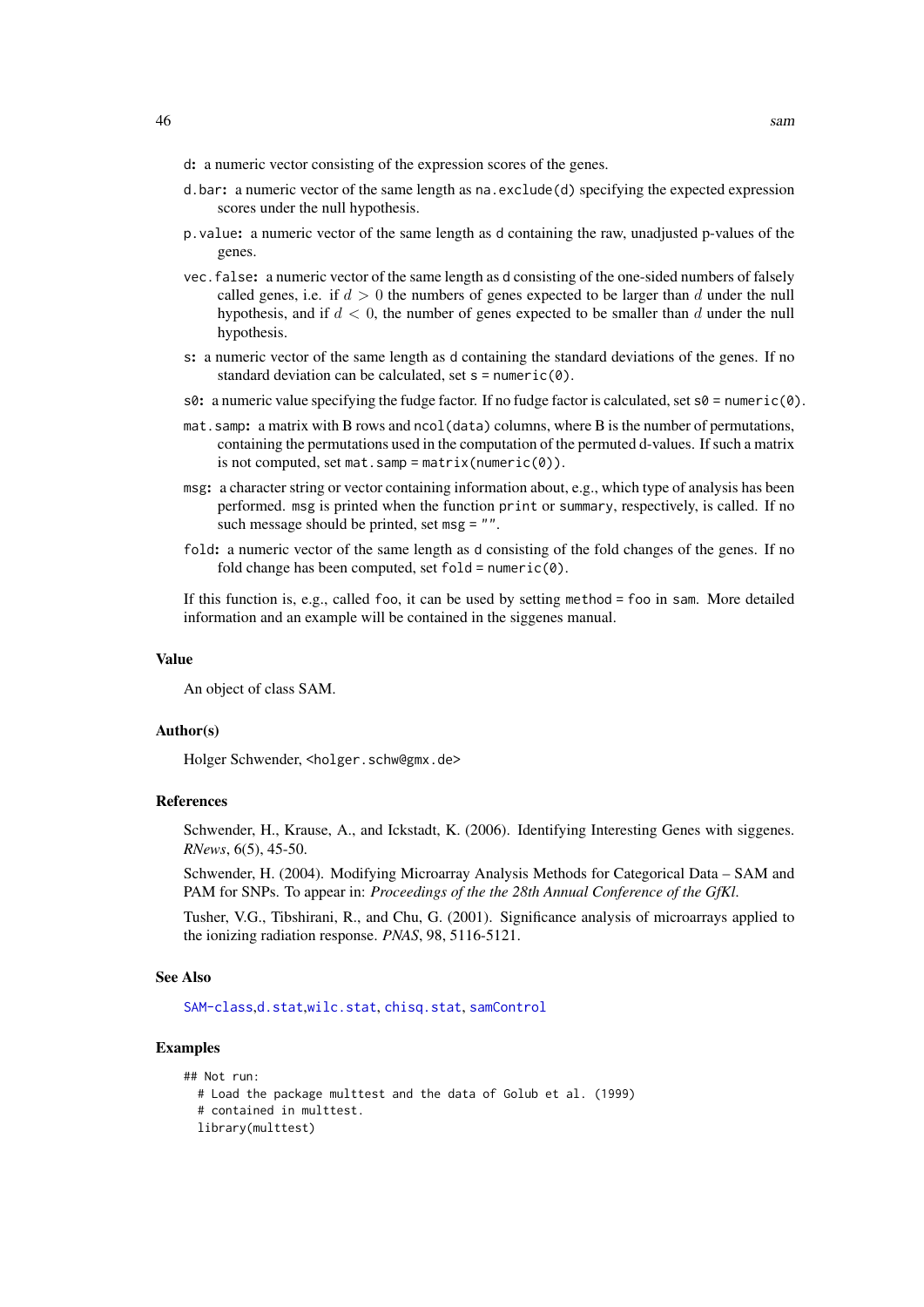`d`: a numeric vector consisting of the expression scores of the genes.

`d.bar`: a numeric vector of the same length as `na.exclude(d)` specifying the expected expression scores under the null hypothesis.

`p.value`: a numeric vector of the same length as `d` containing the raw, unadjusted p-values of the genes.

`vec.false`: a numeric vector of the same length as `d` consisting of the one-sided numbers of falsely called genes, i.e. if $d > 0$ the numbers of genes expected to be larger than $d$ under the null hypothesis, and if $d < 0$, the number of genes expected to be smaller than $d$ under the null hypothesis.

`s`: a numeric vector of the same length as `d` containing the standard deviations of the genes. If no standard deviation can be calculated, set `s = numeric(0)`.

`s0`: a numeric value specifying the fudge factor. If no fudge factor is calculated, set `s0 = numeric(0)`.

`mat.samp`: a matrix with B rows and `ncol(data)` columns, where B is the number of permutations, containing the permutations used in the computation of the permuted d-values. If such a matrix is not computed, set `mat.samp = matrix(numeric(0))`.

`msg`: a character string or vector containing information about, e.g., which type of analysis has been performed. `msg` is printed when the function `print` or `summary`, respectively, is called. If no such message should be printed, set `msg = ""`.

`fold`: a numeric vector of the same length as `d` consisting of the fold changes of the genes. If no fold change has been computed, set `fold = numeric(0)`.

If this function is, e.g., called `foo`, it can be used by setting `method = foo` in `sam`. More detailed information and an example will be contained in the siggenes manual.

## Value

An object of class SAM.

## Author(s)

Holger Schwender, <holger.schw@gmx.de>

## References

Schwender, H., Krause, A., and Ickstadt, K. (2006). Identifying Interesting Genes with siggenes. *RNews*, 6(5), 45-50.

Schwender, H. (2004). Modifying Microarray Analysis Methods for Categorical Data – SAM and PAM for SNPs. To appear in: *Proceedings of the the 28th Annual Conference of the GfKl.*

Tusher, V.G., Tibshirani, R., and Chu, G. (2001). Significance analysis of microarrays applied to the ionizing radiation response. *PNAS*, 98, 5116-5121.

## See Also

`SAM-class`, `d.stat`, `wilc.stat`, `chisq.stat`, `samControl`

## Examples

```
## Not run:
  # Load the package multtest and the data of Golub et al. (1999)
  # contained in multtest.
  library(multtest)
```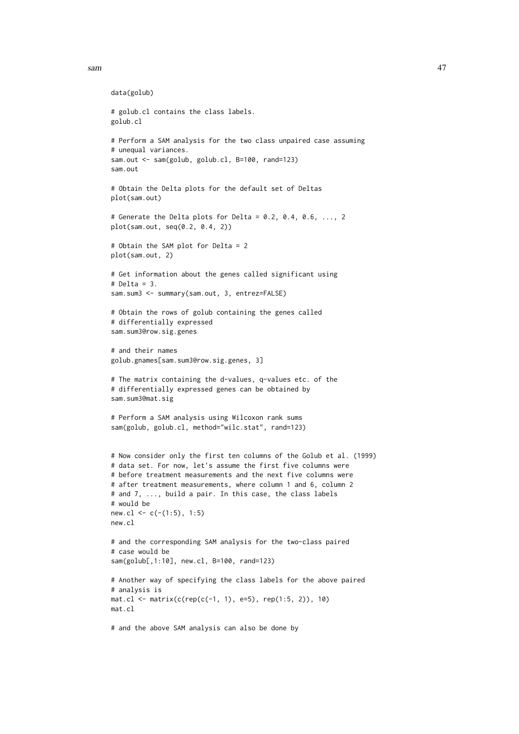```
data(golub)

# golub.cl contains the class labels.
golub.cl

# Perform a SAM analysis for the two class unpaired case assuming
# unequal variances.
sam.out <- sam(golub, golub.cl, B=100, rand=123)
sam.out

# Obtain the Delta plots for the default set of Deltas
plot(sam.out)

# Generate the Delta plots for Delta = 0.2, 0.4, 0.6, ..., 2
plot(sam.out, seq(0.2, 0.4, 2))

# Obtain the SAM plot for Delta = 2
plot(sam.out, 2)

# Get information about the genes called significant using
# Delta = 3.
sam.sum3 <- summary(sam.out, 3, entrez=FALSE)

# Obtain the rows of golub containing the genes called
# differentially expressed
sam.sum3@row.sig.genes

# and their names
golub.gnames[sam.sum3@row.sig.genes, 3]

# The matrix containing the d-values, q-values etc. of the
# differentially expressed genes can be obtained by
sam.sum3@mat.sig

# Perform a SAM analysis using Wilcoxon rank sums
sam(golub, golub.cl, method="wilc.stat", rand=123)


# Now consider only the first ten columns of the Golub et al. (1999)
# data set. For now, let's assume the first five columns were
# before treatment measurements and the next five columns were
# after treatment measurements, where column 1 and 6, column 2
# and 7, ..., build a pair. In this case, the class labels
# would be
new.cl <- c(-(1:5), 1:5)
new.cl

# and the corresponding SAM analysis for the two-class paired
# case would be
sam(golub[,1:10], new.cl, B=100, rand=123)

# Another way of specifying the class labels for the above paired
# analysis is
mat.cl <- matrix(c(rep(c(-1, 1), e=5), rep(1:5, 2)), 10)
mat.cl

# and the above SAM analysis can also be done by
```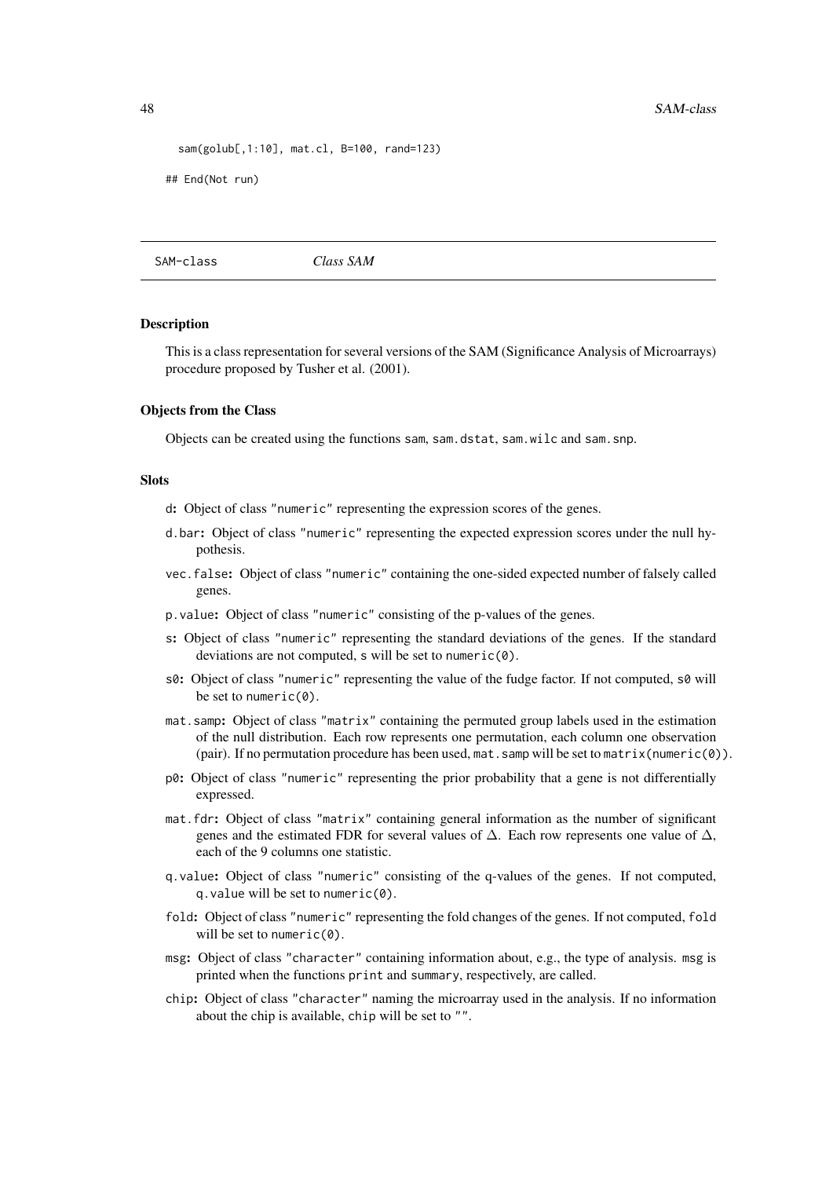```
  sam(golub[,1:10], mat.cl, B=100, rand=123)

## End(Not run)
```

---

SAM-class    *Class SAM*

---

### Description

This is a class representation for several versions of the SAM (Significance Analysis of Microarrays) procedure proposed by Tusher et al. (2001).

### Objects from the Class

Objects can be created using the functions sam, sam.dstat, sam.wilc and sam.snp.

### Slots

- d**:** Object of class "numeric" representing the expression scores of the genes.
- d.bar**:** Object of class "numeric" representing the expected expression scores under the null hypothesis.
- vec.false**:** Object of class "numeric" containing the one-sided expected number of falsely called genes.
- p.value**:** Object of class "numeric" consisting of the p-values of the genes.
- s**:** Object of class "numeric" representing the standard deviations of the genes. If the standard deviations are not computed, s will be set to numeric(0).
- s0**:** Object of class "numeric" representing the value of the fudge factor. If not computed, s0 will be set to numeric(0).
- mat.samp**:** Object of class "matrix" containing the permuted group labels used in the estimation of the null distribution. Each row represents one permutation, each column one observation (pair). If no permutation procedure has been used, mat.samp will be set to matrix(numeric(0)).
- p0**:** Object of class "numeric" representing the prior probability that a gene is not differentially expressed.
- mat.fdr**:** Object of class "matrix" containing general information as the number of significant genes and the estimated FDR for several values of $\Delta$. Each row represents one value of $\Delta$, each of the 9 columns one statistic.
- q.value**:** Object of class "numeric" consisting of the q-values of the genes. If not computed, q.value will be set to numeric(0).
- fold**:** Object of class "numeric" representing the fold changes of the genes. If not computed, fold will be set to numeric(0).
- msg**:** Object of class "character" containing information about, e.g., the type of analysis. msg is printed when the functions print and summary, respectively, are called.
- chip**:** Object of class "character" naming the microarray used in the analysis. If no information about the chip is available, chip will be set to "".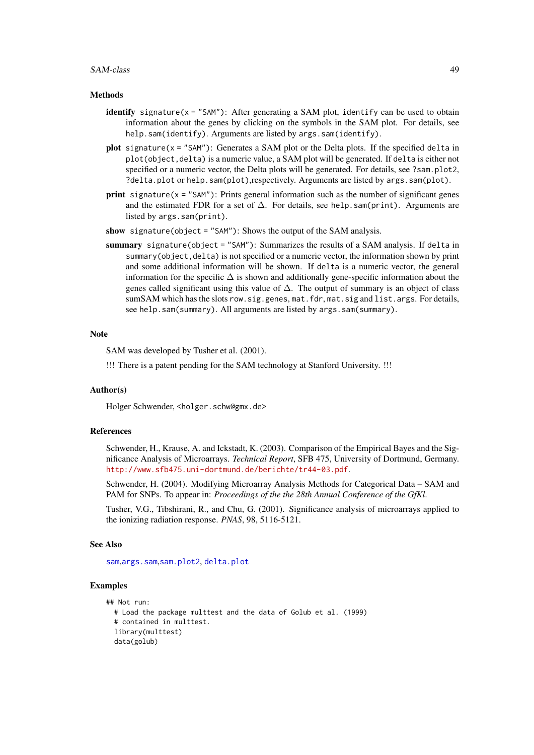### Methods

**identify** `signature(x = "SAM")`: After generating a SAM plot, `identify` can be used to obtain information about the genes by clicking on the symbols in the SAM plot. For details, see `help.sam(identify)`. Arguments are listed by `args.sam(identify)`.

**plot** `signature(x = "SAM")`: Generates a SAM plot or the Delta plots. If the specified `delta` in `plot(object,delta)` is a numeric value, a SAM plot will be generated. If `delta` is either not specified or a numeric vector, the Delta plots will be generated. For details, see `?sam.plot2`, `?delta.plot` or `help.sam(plot)`,respectively. Arguments are listed by `args.sam(plot)`.

**print** `signature(x = "SAM")`: Prints general information such as the number of significant genes and the estimated FDR for a set of $\Delta$. For details, see `help.sam(print)`. Arguments are listed by `args.sam(print)`.

**show** `signature(object = "SAM")`: Shows the output of the SAM analysis.

**summary** `signature(object = "SAM")`: Summarizes the results of a SAM analysis. If `delta` in `summary(object,delta)` is not specified or a numeric vector, the information shown by print and some additional information will be shown. If `delta` is a numeric vector, the general information for the specific $\Delta$ is shown and additionally gene-specific information about the genes called significant using this value of $\Delta$. The output of summary is an object of class sumSAM which has the slots `row.sig.genes`, `mat.fdr`, `mat.sig` and `list.args`. For details, see `help.sam(summary)`. All arguments are listed by `args.sam(summary)`.

### Note

SAM was developed by Tusher et al. (2001).

!!! There is a patent pending for the SAM technology at Stanford University. !!!

### Author(s)

Holger Schwender, <holger.schw@gmx.de>

### References

Schwender, H., Krause, A. and Ickstadt, K. (2003). Comparison of the Empirical Bayes and the Significance Analysis of Microarrays. *Technical Report*, SFB 475, University of Dortmund, Germany. http://www.sfb475.uni-dortmund.de/berichte/tr44-03.pdf.

Schwender, H. (2004). Modifying Microarray Analysis Methods for Categorical Data – SAM and PAM for SNPs. To appear in: *Proceedings of the the 28th Annual Conference of the GfKl.*

Tusher, V.G., Tibshirani, R., and Chu, G. (2001). Significance analysis of microarrays applied to the ionizing radiation response. *PNAS*, 98, 5116-5121.

### See Also

sam, args.sam, sam.plot2, delta.plot

### Examples

```
## Not run:
  # Load the package multtest and the data of Golub et al. (1999)
  # contained in multtest.
  library(multtest)
  data(golub)
```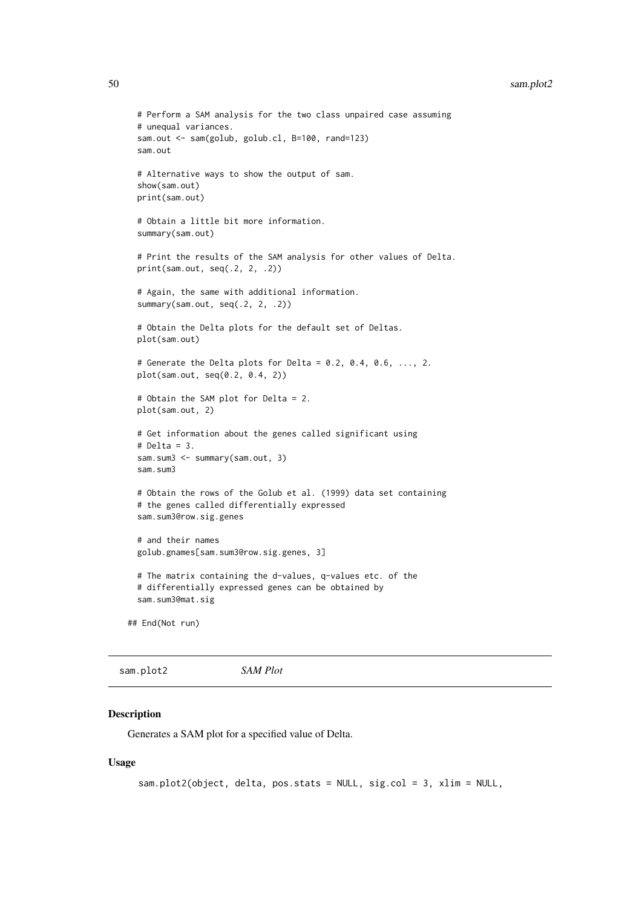```
# Perform a SAM analysis for the two class unpaired case assuming
# unequal variances.
sam.out <- sam(golub, golub.cl, B=100, rand=123)
sam.out

# Alternative ways to show the output of sam.
show(sam.out)
print(sam.out)

# Obtain a little bit more information.
summary(sam.out)

# Print the results of the SAM analysis for other values of Delta.
print(sam.out, seq(.2, 2, .2))

# Again, the same with additional information.
summary(sam.out, seq(.2, 2, .2))

# Obtain the Delta plots for the default set of Deltas.
plot(sam.out)

# Generate the Delta plots for Delta = 0.2, 0.4, 0.6, ..., 2.
plot(sam.out, seq(0.2, 0.4, 2))

# Obtain the SAM plot for Delta = 2.
plot(sam.out, 2)

# Get information about the genes called significant using
# Delta = 3.
sam.sum3 <- summary(sam.out, 3)
sam.sum3

# Obtain the rows of the Golub et al. (1999) data set containing
# the genes called differentially expressed
sam.sum3@row.sig.genes

# and their names
golub.gnames[sam.sum3@row.sig.genes, 3]

# The matrix containing the d-values, q-values etc. of the
# differentially expressed genes can be obtained by
sam.sum3@mat.sig

## End(Not run)
```

## sam.plot2 — *SAM Plot*

### Description

Generates a SAM plot for a specified value of Delta.

### Usage

```
sam.plot2(object, delta, pos.stats = NULL, sig.col = 3, xlim = NULL,
```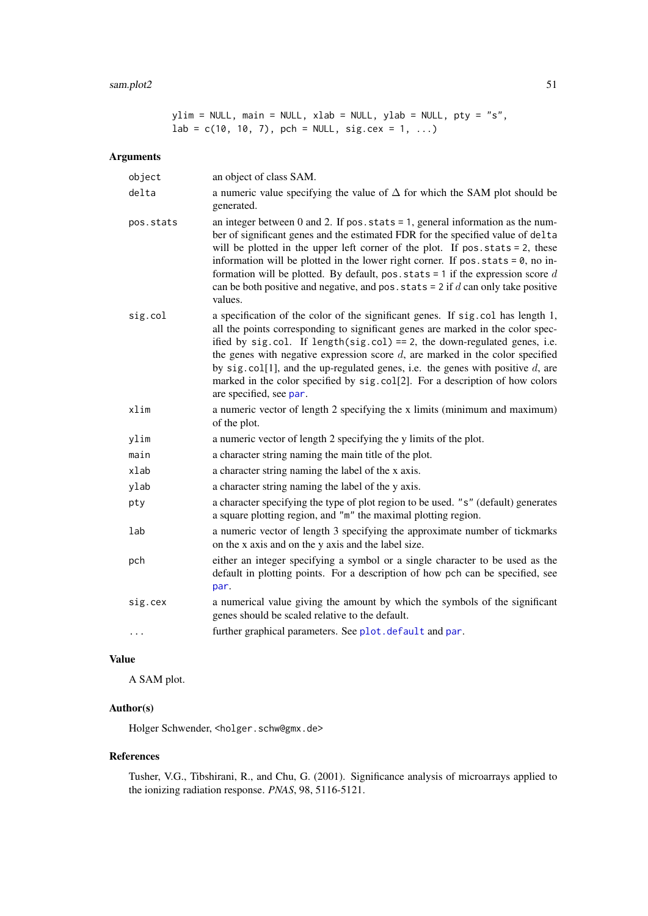```
ylim = NULL, main = NULL, xlab = NULL, ylab = NULL, pty = "s",
lab = c(10, 10, 7), pch = NULL, sig.cex = 1, ...)
```

### Arguments

| | |
|---|---|
| `object` | an object of class SAM. |
| `delta` | a numeric value specifying the value of $\Delta$ for which the SAM plot should be generated. |
| `pos.stats` | an integer between 0 and 2. If `pos.stats = 1`, general information as the number of significant genes and the estimated FDR for the specified value of `delta` will be plotted in the upper left corner of the plot. If `pos.stats = 2`, these information will be plotted in the lower right corner. If `pos.stats = 0`, no information will be plotted. By default, `pos.stats = 1` if the expression score $d$ can be both positive and negative, and `pos.stats = 2` if $d$ can only take positive values. |
| `sig.col` | a specification of the color of the significant genes. If `sig.col` has length 1, all the points corresponding to significant genes are marked in the color specified by `sig.col`. If `length(sig.col) == 2`, the down-regulated genes, i.e. the genes with negative expression score $d$, are marked in the color specified by `sig.col[1]`, and the up-regulated genes, i.e. the genes with positive $d$, are marked in the color specified by `sig.col[2]`. For a description of how colors are specified, see `par`. |
| `xlim` | a numeric vector of length 2 specifying the x limits (minimum and maximum) of the plot. |
| `ylim` | a numeric vector of length 2 specifying the y limits of the plot. |
| `main` | a character string naming the main title of the plot. |
| `xlab` | a character string naming the label of the x axis. |
| `ylab` | a character string naming the label of the y axis. |
| `pty` | a character specifying the type of plot region to be used. `"s"` (default) generates a square plotting region, and `"m"` the maximal plotting region. |
| `lab` | a numeric vector of length 3 specifying the approximate number of tickmarks on the x axis and on the y axis and the label size. |
| `pch` | either an integer specifying a symbol or a single character to be used as the default in plotting points. For a description of how `pch` can be specified, see `par`. |
| `sig.cex` | a numerical value giving the amount by which the symbols of the significant genes should be scaled relative to the default. |
| `...` | further graphical parameters. See `plot.default` and `par`. |

### Value

A SAM plot.

### Author(s)

Holger Schwender, <holger.schw@gmx.de>

### References

Tusher, V.G., Tibshirani, R., and Chu, G. (2001). Significance analysis of microarrays applied to the ionizing radiation response. *PNAS*, 98, 5116-5121.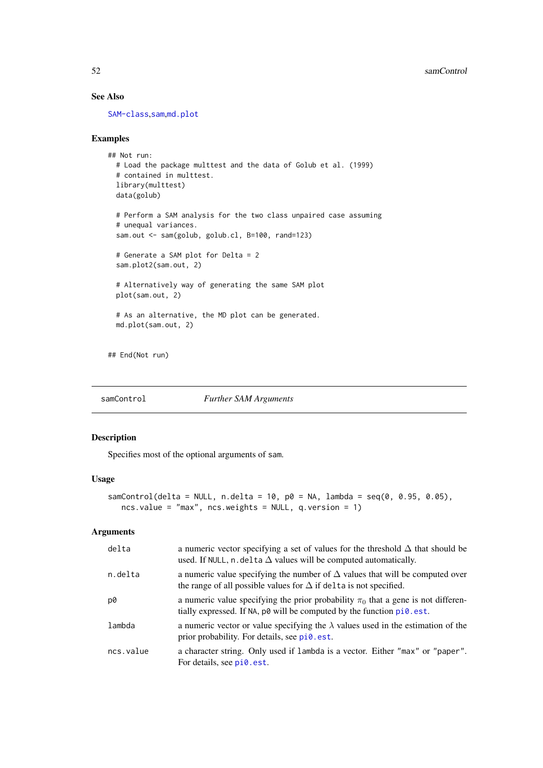### See Also

SAM-class, sam, md.plot

### Examples

```
## Not run:
  # Load the package multtest and the data of Golub et al. (1999)
  # contained in multtest.
  library(multtest)
  data(golub)

  # Perform a SAM analysis for the two class unpaired case assuming
  # unequal variances.
  sam.out <- sam(golub, golub.cl, B=100, rand=123)

  # Generate a SAM plot for Delta = 2
  sam.plot2(sam.out, 2)

  # Alternatively way of generating the same SAM plot
  plot(sam.out, 2)

  # As an alternative, the MD plot can be generated.
  md.plot(sam.out, 2)

## End(Not run)
```

---

## samControl *Further SAM Arguments*

### Description

Specifies most of the optional arguments of sam.

### Usage

```
samControl(delta = NULL, n.delta = 10, p0 = NA, lambda = seq(0, 0.95, 0.05),
   ncs.value = "max", ncs.weights = NULL, q.version = 1)
```

### Arguments

| | |
|---|---|
| delta | a numeric vector specifying a set of values for the threshold $\Delta$ that should be used. If NULL, n.delta $\Delta$ values will be computed automatically. |
| n.delta | a numeric value specifying the number of $\Delta$ values that will be computed over the range of all possible values for $\Delta$ if delta is not specified. |
| p0 | a numeric value specifying the prior probability $\pi_0$ that a gene is not differentially expressed. If NA, p0 will be computed by the function pi0.est. |
| lambda | a numeric vector or value specifying the $\lambda$ values used in the estimation of the prior probability. For details, see pi0.est. |
| ncs.value | a character string. Only used if lambda is a vector. Either "max" or "paper". For details, see pi0.est. |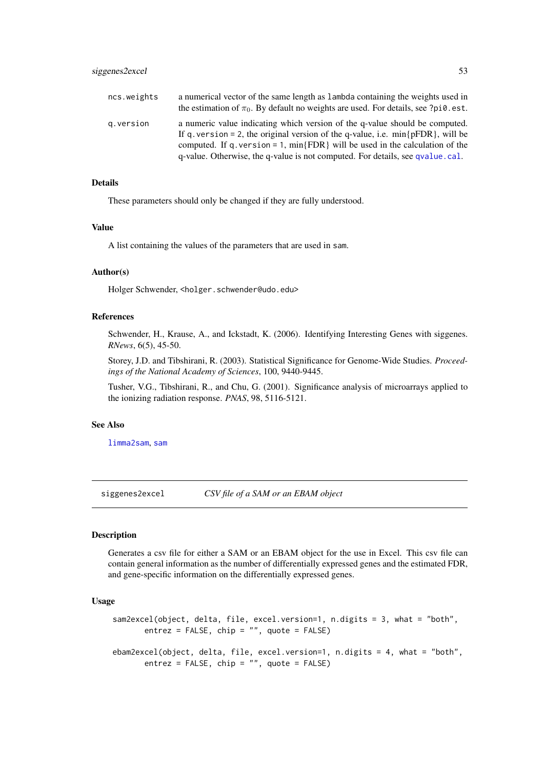| | |
|---|---|
| ncs.weights | a numerical vector of the same length as lambda containing the weights used in the estimation of $\pi_0$. By default no weights are used. For details, see ?pi0.est. |
| q.version | a numeric value indicating which version of the q-value should be computed. If q.version = 2, the original version of the q-value, i.e. min{pFDR}, will be computed. If q.version = 1, min{FDR} will be used in the calculation of the q-value. Otherwise, the q-value is not computed. For details, see qvalue.cal. |

### Details

These parameters should only be changed if they are fully understood.

### Value

A list containing the values of the parameters that are used in sam.

### Author(s)

Holger Schwender, <holger.schwender@udo.edu>

### References

Schwender, H., Krause, A., and Ickstadt, K. (2006). Identifying Interesting Genes with siggenes. *RNews*, 6(5), 45-50.

Storey, J.D. and Tibshirani, R. (2003). Statistical Significance for Genome-Wide Studies. *Proceedings of the National Academy of Sciences*, 100, 9440-9445.

Tusher, V.G., Tibshirani, R., and Chu, G. (2001). Significance analysis of microarrays applied to the ionizing radiation response. *PNAS*, 98, 5116-5121.

### See Also

limma2sam, sam

---

## siggenes2excel — *CSV file of a SAM or an EBAM object*

### Description

Generates a csv file for either a SAM or an EBAM object for the use in Excel. This csv file can contain general information as the number of differentially expressed genes and the estimated FDR, and gene-specific information on the differentially expressed genes.

### Usage

```
sam2excel(object, delta, file, excel.version=1, n.digits = 3, what = "both",
       entrez = FALSE, chip = "", quote = FALSE)

ebam2excel(object, delta, file, excel.version=1, n.digits = 4, what = "both",
       entrez = FALSE, chip = "", quote = FALSE)
```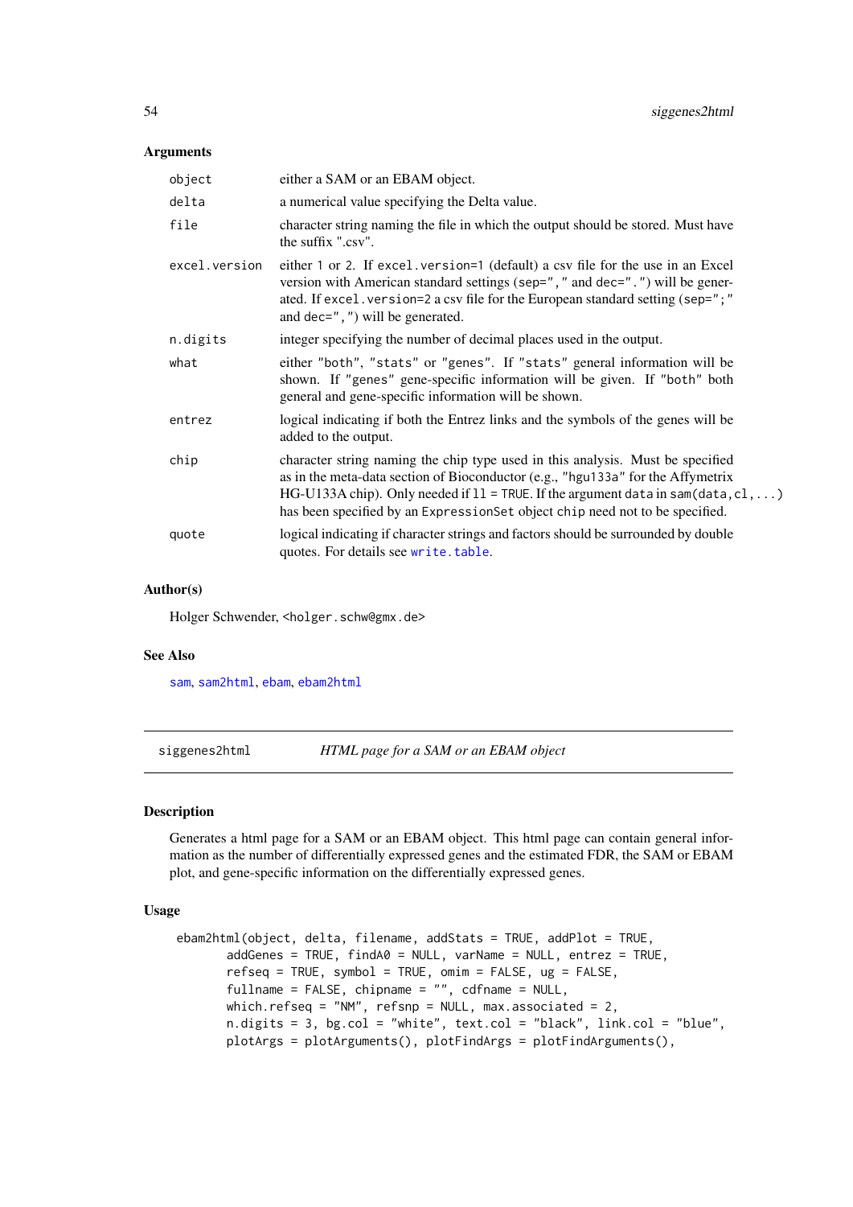### Arguments

| | |
|---|---|
| `object` | either a SAM or an EBAM object. |
| `delta` | a numerical value specifying the Delta value. |
| `file` | character string naming the file in which the output should be stored. Must have the suffix ".csv". |
| `excel.version` | either 1 or 2. If `excel.version=1` (default) a csv file for the use in an Excel version with American standard settings (`sep=","` and `dec="."`) will be generated. If `excel.version=2` a csv file for the European standard setting (`sep=";"` and `dec=","`) will be generated. |
| `n.digits` | integer specifying the number of decimal places used in the output. |
| `what` | either `"both"`, `"stats"` or `"genes"`. If `"stats"` general information will be shown. If `"genes"` gene-specific information will be given. If `"both"` both general and gene-specific information will be shown. |
| `entrez` | logical indicating if both the Entrez links and the symbols of the genes will be added to the output. |
| `chip` | character string naming the chip type used in this analysis. Must be specified as in the meta-data section of Bioconductor (e.g., `"hgu133a"` for the Affymetrix HG-U133A chip). Only needed if `ll = TRUE`. If the argument `data` in `sam(data,cl,...)` has been specified by an `ExpressionSet` object `chip` need not to be specified. |
| `quote` | logical indicating if character strings and factors should be surrounded by double quotes. For details see `write.table`. |

### Author(s)

Holger Schwender, <holger.schw@gmx.de>

### See Also

`sam`, `sam2html`, `ebam`, `ebam2html`

---

## siggenes2html — *HTML page for a SAM or an EBAM object*

### Description

Generates a html page for a SAM or an EBAM object. This html page can contain general information as the number of differentially expressed genes and the estimated FDR, the SAM or EBAM plot, and gene-specific information on the differentially expressed genes.

### Usage

```
ebam2html(object, delta, filename, addStats = TRUE, addPlot = TRUE,
      addGenes = TRUE, findA0 = NULL, varName = NULL, entrez = TRUE,
      refseq = TRUE, symbol = TRUE, omim = FALSE, ug = FALSE,
      fullname = FALSE, chipname = "", cdfname = NULL,
      which.refseq = "NM", refsnp = NULL, max.associated = 2,
      n.digits = 3, bg.col = "white", text.col = "black", link.col = "blue",
      plotArgs = plotArguments(), plotFindArgs = plotFindArguments(),
```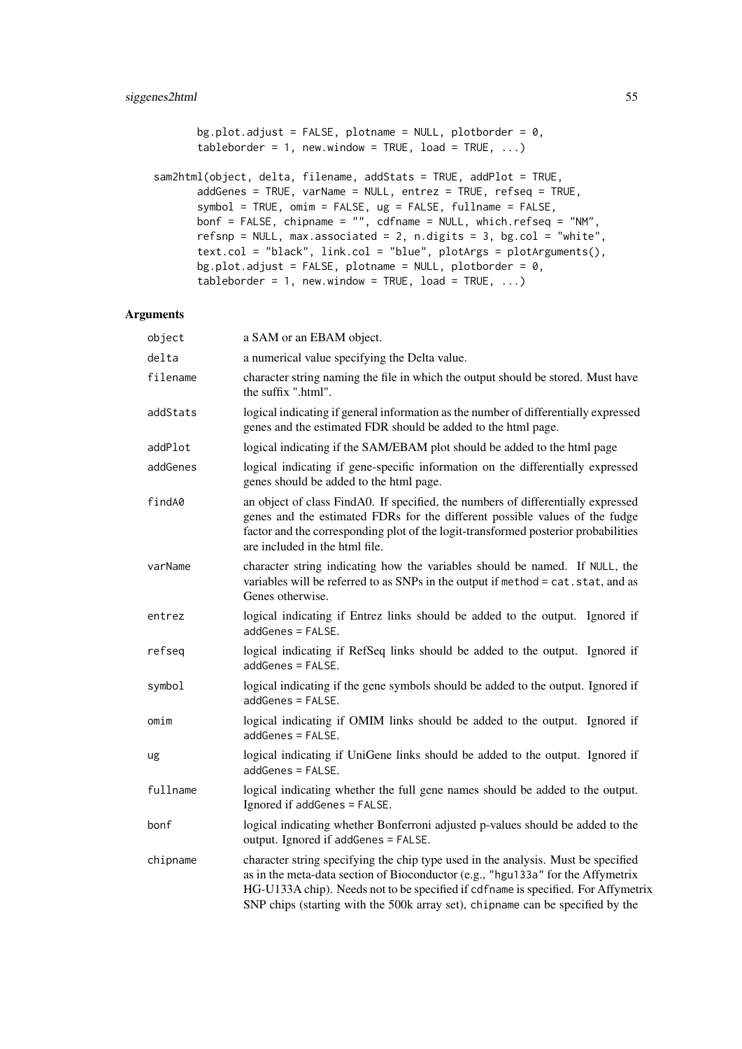```
        bg.plot.adjust = FALSE, plotname = NULL, plotborder = 0,
        tableborder = 1, new.window = TRUE, load = TRUE, ...)

sam2html(object, delta, filename, addStats = TRUE, addPlot = TRUE,
        addGenes = TRUE, varName = NULL, entrez = TRUE, refseq = TRUE,
        symbol = TRUE, omim = FALSE, ug = FALSE, fullname = FALSE,
        bonf = FALSE, chipname = "", cdfname = NULL, which.refseq = "NM",
        refsnp = NULL, max.associated = 2, n.digits = 3, bg.col = "white",
        text.col = "black", link.col = "blue", plotArgs = plotArguments(),
        bg.plot.adjust = FALSE, plotname = NULL, plotborder = 0,
        tableborder = 1, new.window = TRUE, load = TRUE, ...)
```

## Arguments

| | |
|---|---|
| `object` | a SAM or an EBAM object. |
| `delta` | a numerical value specifying the Delta value. |
| `filename` | character string naming the file in which the output should be stored. Must have the suffix ".html". |
| `addStats` | logical indicating if general information as the number of differentially expressed genes and the estimated FDR should be added to the html page. |
| `addPlot` | logical indicating if the SAM/EBAM plot should be added to the html page |
| `addGenes` | logical indicating if gene-specific information on the differentially expressed genes should be added to the html page. |
| `findA0` | an object of class FindA0. If specified, the numbers of differentially expressed genes and the estimated FDRs for the different possible values of the fudge factor and the corresponding plot of the logit-transformed posterior probabilities are included in the html file. |
| `varName` | character string indicating how the variables should be named. If `NULL`, the variables will be referred to as SNPs in the output if `method = cat.stat`, and as Genes otherwise. |
| `entrez` | logical indicating if Entrez links should be added to the output. Ignored if `addGenes = FALSE`. |
| `refseq` | logical indicating if RefSeq links should be added to the output. Ignored if `addGenes = FALSE`. |
| `symbol` | logical indicating if the gene symbols should be added to the output. Ignored if `addGenes = FALSE`. |
| `omim` | logical indicating if OMIM links should be added to the output. Ignored if `addGenes = FALSE`. |
| `ug` | logical indicating if UniGene links should be added to the output. Ignored if `addGenes = FALSE`. |
| `fullname` | logical indicating whether the full gene names should be added to the output. Ignored if `addGenes = FALSE`. |
| `bonf` | logical indicating whether Bonferroni adjusted p-values should be added to the output. Ignored if `addGenes = FALSE`. |
| `chipname` | character string specifying the chip type used in the analysis. Must be specified as in the meta-data section of Bioconductor (e.g., `"hgu133a"` for the Affymetrix HG-U133A chip). Needs not to be specified if `cdfname` is specified. For Affymetrix SNP chips (starting with the 500k array set), `chipname` can be specified by the |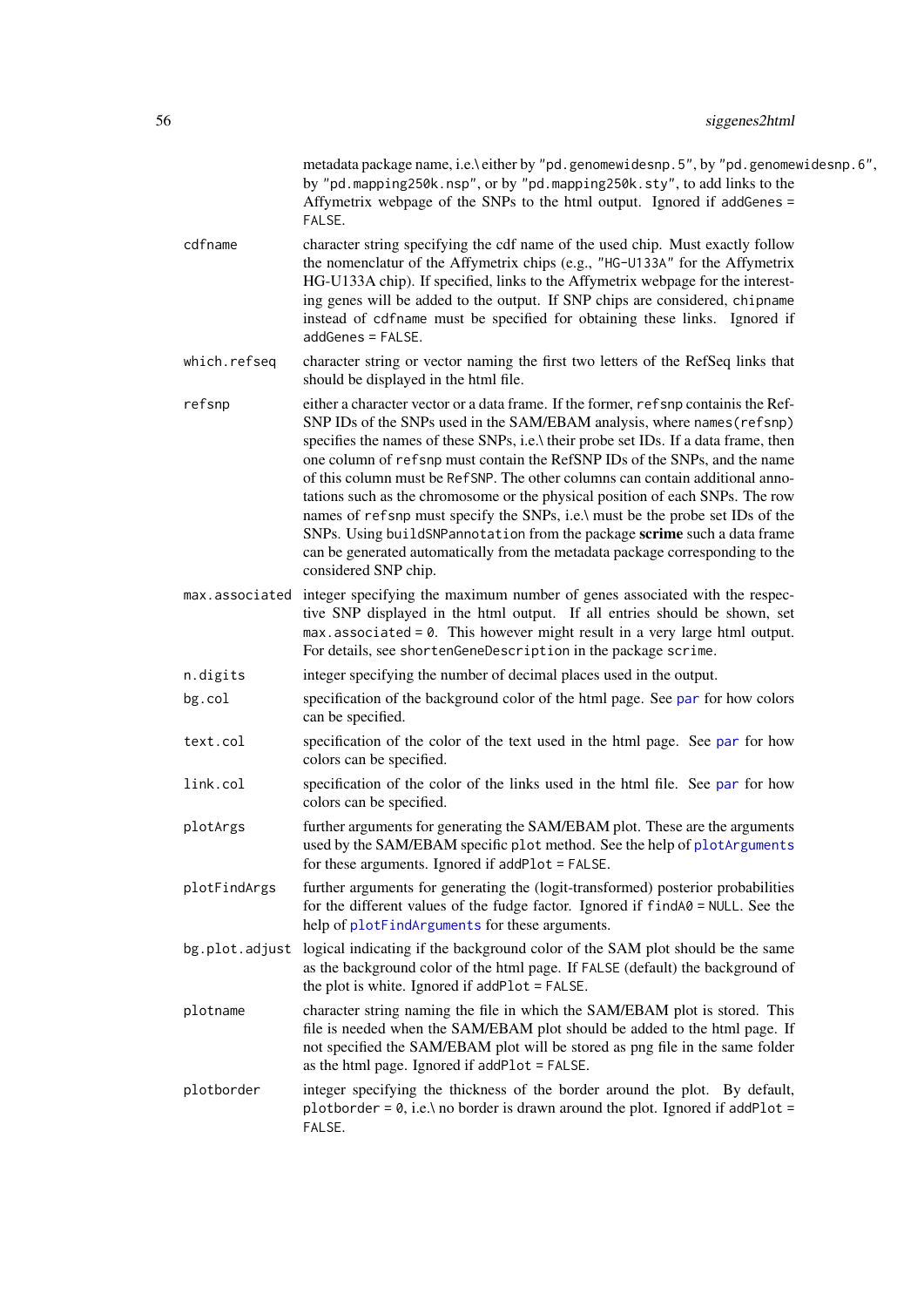metadata package name, i.e.\ either by "pd.genomewidesnp.5", by "pd.genomewidesnp.6", by "pd.mapping250k.nsp", or by "pd.mapping250k.sty", to add links to the Affymetrix webpage of the SNPs to the html output. Ignored if addGenes = FALSE.

`cdfname`
: character string specifying the cdf name of the used chip. Must exactly follow the nomenclatur of the Affymetrix chips (e.g., "HG-U133A" for the Affymetrix HG-U133A chip). If specified, links to the Affymetrix webpage for the interesting genes will be added to the output. If SNP chips are considered, chipname instead of cdfname must be specified for obtaining these links. Ignored if addGenes = FALSE.

`which.refseq`
: character string or vector naming the first two letters of the RefSeq links that should be displayed in the html file.

`refsnp`
: either a character vector or a data frame. If the former, refsnp containis the RefSNP IDs of the SNPs used in the SAM/EBAM analysis, where names(refsnp) specifies the names of these SNPs, i.e.\ their probe set IDs. If a data frame, then one column of refsnp must contain the RefSNP IDs of the SNPs, and the name of this column must be RefSNP. The other columns can contain additional annotations such as the chromosome or the physical position of each SNPs. The row names of refsnp must specify the SNPs, i.e.\ must be the probe set IDs of the SNPs. Using buildSNPannotation from the package **scrime** such a data frame can be generated automatically from the metadata package corresponding to the considered SNP chip.

`max.associated`
: integer specifying the maximum number of genes associated with the respective SNP displayed in the html output. If all entries should be shown, set max.associated = 0. This however might result in a very large html output. For details, see shortenGeneDescription in the package scrime.

`n.digits`
: integer specifying the number of decimal places used in the output.

`bg.col`
: specification of the background color of the html page. See par for how colors can be specified.

`text.col`
: specification of the color of the text used in the html page. See par for how colors can be specified.

`link.col`
: specification of the color of the links used in the html file. See par for how colors can be specified.

`plotArgs`
: further arguments for generating the SAM/EBAM plot. These are the arguments used by the SAM/EBAM specific plot method. See the help of plotArguments for these arguments. Ignored if addPlot = FALSE.

`plotFindArgs`
: further arguments for generating the (logit-transformed) posterior probabilities for the different values of the fudge factor. Ignored if findA0 = NULL. See the help of plotFindArguments for these arguments.

`bg.plot.adjust`
: logical indicating if the background color of the SAM plot should be the same as the background color of the html page. If FALSE (default) the background of the plot is white. Ignored if addPlot = FALSE.

`plotname`
: character string naming the file in which the SAM/EBAM plot is stored. This file is needed when the SAM/EBAM plot should be added to the html page. If not specified the SAM/EBAM plot will be stored as png file in the same folder as the html page. Ignored if addPlot = FALSE.

`plotborder`
: integer specifying the thickness of the border around the plot. By default, plotborder = 0, i.e.\ no border is drawn around the plot. Ignored if addPlot = FALSE.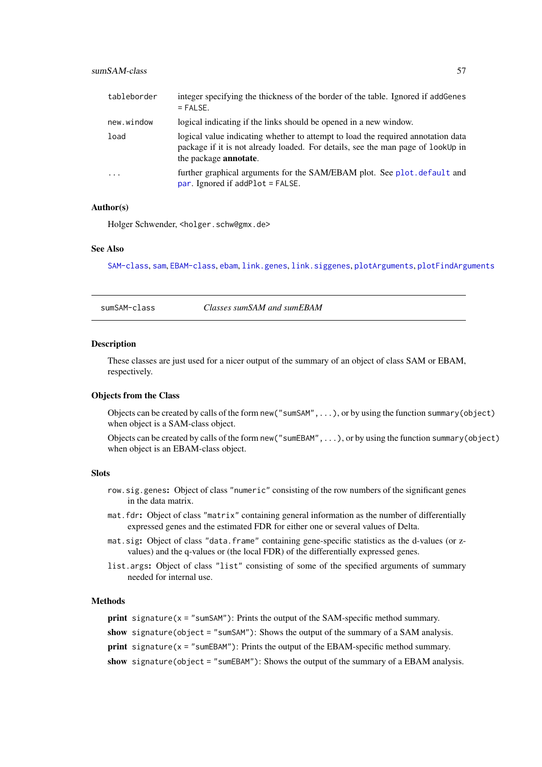| | |
|---|---|
| `tableborder` | integer specifying the thickness of the border of the table. Ignored if `addGenes = FALSE`. |
| `new.window` | logical indicating if the links should be opened in a new window. |
| `load` | logical value indicating whether to attempt to load the required annotation data package if it is not already loaded. For details, see the man page of `lookUp` in the package **annotate**. |
| `...` | further graphical arguments for the SAM/EBAM plot. See `plot.default` and `par`. Ignored if `addPlot = FALSE`. |

### Author(s)

Holger Schwender, <holger.schw@gmx.de>

### See Also

`SAM-class`, `sam`, `EBAM-class`, `ebam`, `link.genes`, `link.siggenes`, `plotArguments`, `plotFindArguments`

---

## sumSAM-class *Classes sumSAM and sumEBAM*

### Description

These classes are just used for a nicer output of the summary of an object of class SAM or EBAM, respectively.

### Objects from the Class

Objects can be created by calls of the form `new("sumSAM",...)`, or by using the function `summary(object)` when object is a SAM-class object.

Objects can be created by calls of the form `new("sumEBAM",...)`, or by using the function `summary(object)` when object is an EBAM-class object.

### Slots

`row.sig.genes`**:** Object of class `"numeric"` consisting of the row numbers of the significant genes in the data matrix.

`mat.fdr`**:** Object of class `"matrix"` containing general information as the number of differentially expressed genes and the estimated FDR for either one or several values of Delta.

`mat.sig`**:** Object of class `"data.frame"` containing gene-specific statistics as the d-values (or z-values) and the q-values or (the local FDR) of the differentially expressed genes.

`list.args`**:** Object of class `"list"` consisting of some of the specified arguments of summary needed for internal use.

### Methods

**print** `signature(x = "sumSAM")`: Prints the output of the SAM-specific method summary.

**show** `signature(object = "sumSAM")`: Shows the output of the summary of a SAM analysis.

**print** `signature(x = "sumEBAM")`: Prints the output of the EBAM-specific method summary.

**show** `signature(object = "sumEBAM")`: Shows the output of the summary of a EBAM analysis.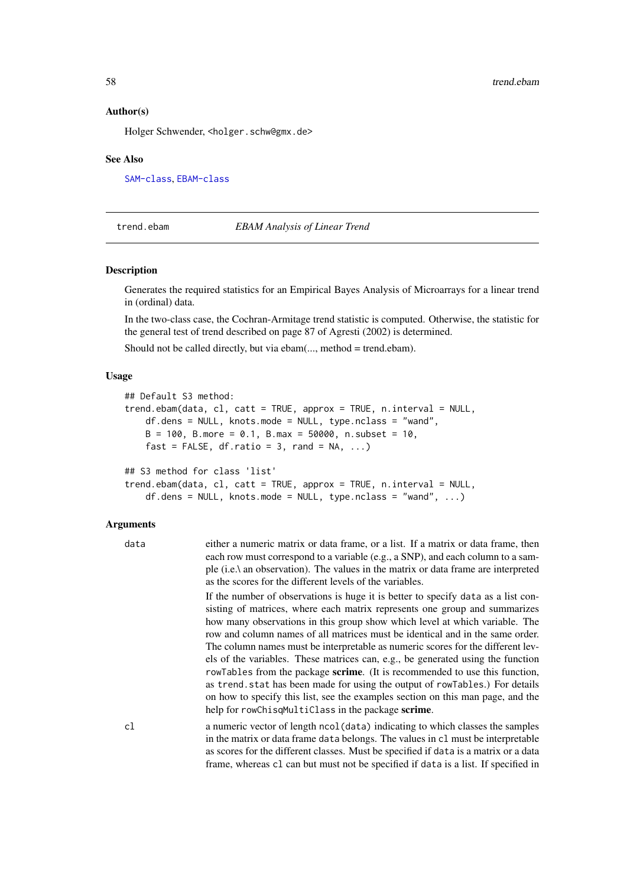### Author(s)

Holger Schwender, <holger.schw@gmx.de>

### See Also

SAM-class, EBAM-class

---

## trend.ebam — *EBAM Analysis of Linear Trend*

### Description

Generates the required statistics for an Empirical Bayes Analysis of Microarrays for a linear trend in (ordinal) data.

In the two-class case, the Cochran-Armitage trend statistic is computed. Otherwise, the statistic for the general test of trend described on page 87 of Agresti (2002) is determined.

Should not be called directly, but via ebam(..., method = trend.ebam).

### Usage

```
## Default S3 method:
trend.ebam(data, cl, catt = TRUE, approx = TRUE, n.interval = NULL,
    df.dens = NULL, knots.mode = NULL, type.nclass = "wand",
    B = 100, B.more = 0.1, B.max = 50000, n.subset = 10,
    fast = FALSE, df.ratio = 3, rand = NA, ...)

## S3 method for class 'list'
trend.ebam(data, cl, catt = TRUE, approx = TRUE, n.interval = NULL,
    df.dens = NULL, knots.mode = NULL, type.nclass = "wand", ...)
```

### Arguments

`data` either a numeric matrix or data frame, or a list. If a matrix or data frame, then each row must correspond to a variable (e.g., a SNP), and each column to a sample (i.e.\ an observation). The values in the matrix or data frame are interpreted as the scores for the different levels of the variables.

If the number of observations is huge it is better to specify `data` as a list consisting of matrices, where each matrix represents one group and summarizes how many observations in this group show which level at which variable. The row and column names of all matrices must be identical and in the same order. The column names must be interpretable as numeric scores for the different levels of the variables. These matrices can, e.g., be generated using the function `rowTables` from the package **scrime**. (It is recommended to use this function, as `trend.stat` has been made for using the output of `rowTables`.) For details on how to specify this list, see the examples section on this man page, and the help for `rowChisqMultiClass` in the package **scrime**.

`cl` a numeric vector of length `ncol(data)` indicating to which classes the samples in the matrix or data frame `data` belongs. The values in `cl` must be interpretable as scores for the different classes. Must be specified if `data` is a matrix or a data frame, whereas `cl` can but must not be specified if `data` is a list. If specified in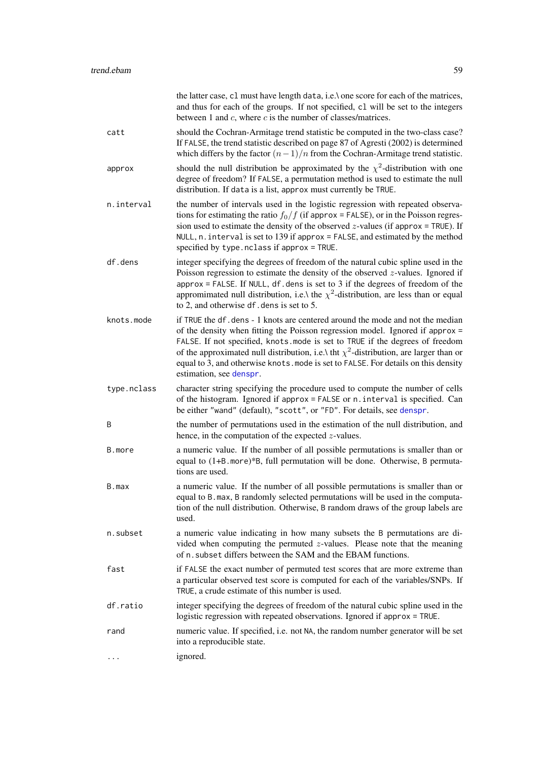the latter case, cl must have length data, i.e.\ one score for each of the matrices, and thus for each of the groups. If not specified, cl will be set to the integers between 1 and $c$, where $c$ is the number of classes/matrices.

| | |
|---|---|
| catt | should the Cochran-Armitage trend statistic be computed in the two-class case? If FALSE, the trend statistic described on page 87 of Agresti (2002) is determined which differs by the factor $(n-1)/n$ from the Cochran-Armitage trend statistic. |
| approx | should the null distribution be approximated by the $\chi^2$-distribution with one degree of freedom? If FALSE, a permutation method is used to estimate the null distribution. If data is a list, approx must currently be TRUE. |
| n.interval | the number of intervals used in the logistic regression with repeated observations for estimating the ratio $f_0/f$ (if approx = FALSE), or in the Poisson regression used to estimate the density of the observed $z$-values (if approx = TRUE). If NULL, n.interval is set to 139 if approx = FALSE, and estimated by the method specified by type.nclass if approx = TRUE. |
| df.dens | integer specifying the degrees of freedom of the natural cubic spline used in the Poisson regression to estimate the density of the observed $z$-values. Ignored if approx = FALSE. If NULL, df.dens is set to 3 if the degrees of freedom of the appromimated null distribution, i.e.\ the $\chi^2$-distribution, are less than or equal to 2, and otherwise df.dens is set to 5. |
| knots.mode | if TRUE the df.dens - 1 knots are centered around the mode and not the median of the density when fitting the Poisson regression model. Ignored if approx = FALSE. If not specified, knots.mode is set to TRUE if the degrees of freedom of the approximated null distribution, i.e.\ tht $\chi^2$-distribution, are larger than or equal to 3, and otherwise knots.mode is set to FALSE. For details on this density estimation, see denspr. |
| type.nclass | character string specifying the procedure used to compute the number of cells of the histogram. Ignored if approx = FALSE or n.interval is specified. Can be either "wand" (default), "scott", or "FD". For details, see denspr. |
| B | the number of permutations used in the estimation of the null distribution, and hence, in the computation of the expected $z$-values. |
| B.more | a numeric value. If the number of all possible permutations is smaller than or equal to (1+B.more)*B, full permutation will be done. Otherwise, B permutations are used. |
| B.max | a numeric value. If the number of all possible permutations is smaller than or equal to B.max, B randomly selected permutations will be used in the computation of the null distribution. Otherwise, B random draws of the group labels are used. |
| n.subset | a numeric value indicating in how many subsets the B permutations are divided when computing the permuted $z$-values. Please note that the meaning of n.subset differs between the SAM and the EBAM functions. |
| fast | if FALSE the exact number of permuted test scores that are more extreme than a particular observed test score is computed for each of the variables/SNPs. If TRUE, a crude estimate of this number is used. |
| df.ratio | integer specifying the degrees of freedom of the natural cubic spline used in the logistic regression with repeated observations. Ignored if approx = TRUE. |
| rand | numeric value. If specified, i.e. not NA, the random number generator will be set into a reproducible state. |
| ... | ignored. |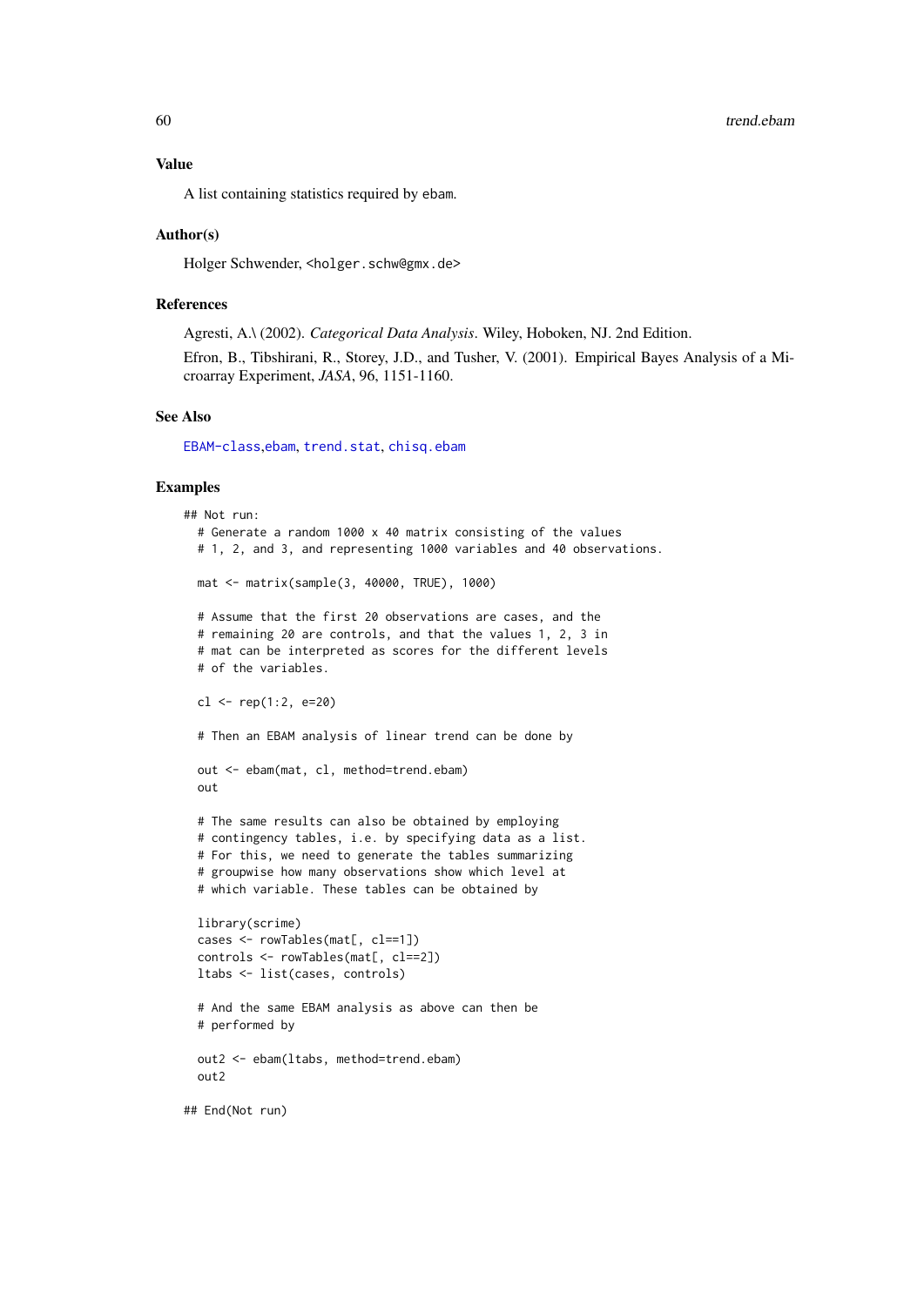### Value

A list containing statistics required by ebam.

### Author(s)

Holger Schwender, <holger.schw@gmx.de>

### References

Agresti, A.\ (2002). *Categorical Data Analysis*. Wiley, Hoboken, NJ. 2nd Edition.

Efron, B., Tibshirani, R., Storey, J.D., and Tusher, V. (2001). Empirical Bayes Analysis of a Microarray Experiment, *JASA*, 96, 1151-1160.

### See Also

EBAM-class,ebam, trend.stat, chisq.ebam

### Examples

```
## Not run:
  # Generate a random 1000 x 40 matrix consisting of the values
  # 1, 2, and 3, and representing 1000 variables and 40 observations.

  mat <- matrix(sample(3, 40000, TRUE), 1000)

  # Assume that the first 20 observations are cases, and the
  # remaining 20 are controls, and that the values 1, 2, 3 in
  # mat can be interpreted as scores for the different levels
  # of the variables.

  cl <- rep(1:2, e=20)

  # Then an EBAM analysis of linear trend can be done by

  out <- ebam(mat, cl, method=trend.ebam)
  out

  # The same results can also be obtained by employing
  # contingency tables, i.e. by specifying data as a list.
  # For this, we need to generate the tables summarizing
  # groupwise how many observations show which level at
  # which variable. These tables can be obtained by

  library(scrime)
  cases <- rowTables(mat[, cl==1])
  controls <- rowTables(mat[, cl==2])
  ltabs <- list(cases, controls)

  # And the same EBAM analysis as above can then be
  # performed by

  out2 <- ebam(ltabs, method=trend.ebam)
  out2

## End(Not run)
```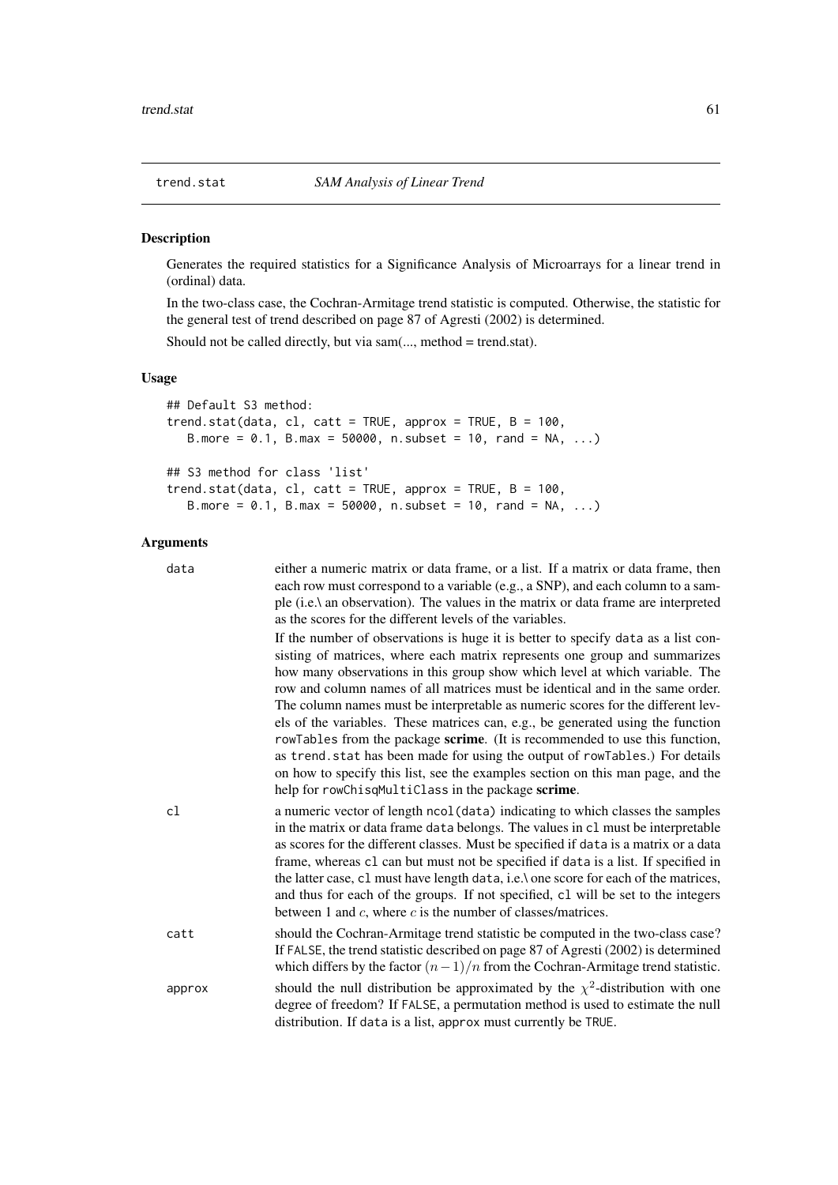trend.stat *SAM Analysis of Linear Trend*

## Description

Generates the required statistics for a Significance Analysis of Microarrays for a linear trend in (ordinal) data.

In the two-class case, the Cochran-Armitage trend statistic is computed. Otherwise, the statistic for the general test of trend described on page 87 of Agresti (2002) is determined.

Should not be called directly, but via sam(..., method = trend.stat).

## Usage

```
## Default S3 method:
trend.stat(data, cl, catt = TRUE, approx = TRUE, B = 100,
   B.more = 0.1, B.max = 50000, n.subset = 10, rand = NA, ...)

## S3 method for class 'list'
trend.stat(data, cl, catt = TRUE, approx = TRUE, B = 100,
   B.more = 0.1, B.max = 50000, n.subset = 10, rand = NA, ...)
```

## Arguments

| | |
|---|---|
| data | either a numeric matrix or data frame, or a list. If a matrix or data frame, then each row must correspond to a variable (e.g., a SNP), and each column to a sample (i.e.\ an observation). The values in the matrix or data frame are interpreted as the scores for the different levels of the variables. If the number of observations is huge it is better to specify data as a list consisting of matrices, where each matrix represents one group and summarizes how many observations in this group show which level at which variable. The row and column names of all matrices must be identical and in the same order. The column names must be interpretable as numeric scores for the different levels of the variables. These matrices can, e.g., be generated using the function rowTables from the package **scrime**. (It is recommended to use this function, as trend.stat has been made for using the output of rowTables.) For details on how to specify this list, see the examples section on this man page, and the help for rowChisqMultiClass in the package **scrime**. |
| cl | a numeric vector of length ncol(data) indicating to which classes the samples in the matrix or data frame data belongs. The values in cl must be interpretable as scores for the different classes. Must be specified if data is a matrix or a data frame, whereas cl can but must not be specified if data is a list. If specified in the latter case, cl must have length data, i.e.\ one score for each of the matrices, and thus for each of the groups. If not specified, cl will be set to the integers between 1 and $c$, where $c$ is the number of classes/matrices. |
| catt | should the Cochran-Armitage trend statistic be computed in the two-class case? If FALSE, the trend statistic described on page 87 of Agresti (2002) is determined which differs by the factor $(n-1)/n$ from the Cochran-Armitage trend statistic. |
| approx | should the null distribution be approximated by the $\chi^2$-distribution with one degree of freedom? If FALSE, a permutation method is used to estimate the null distribution. If data is a list, approx must currently be TRUE. |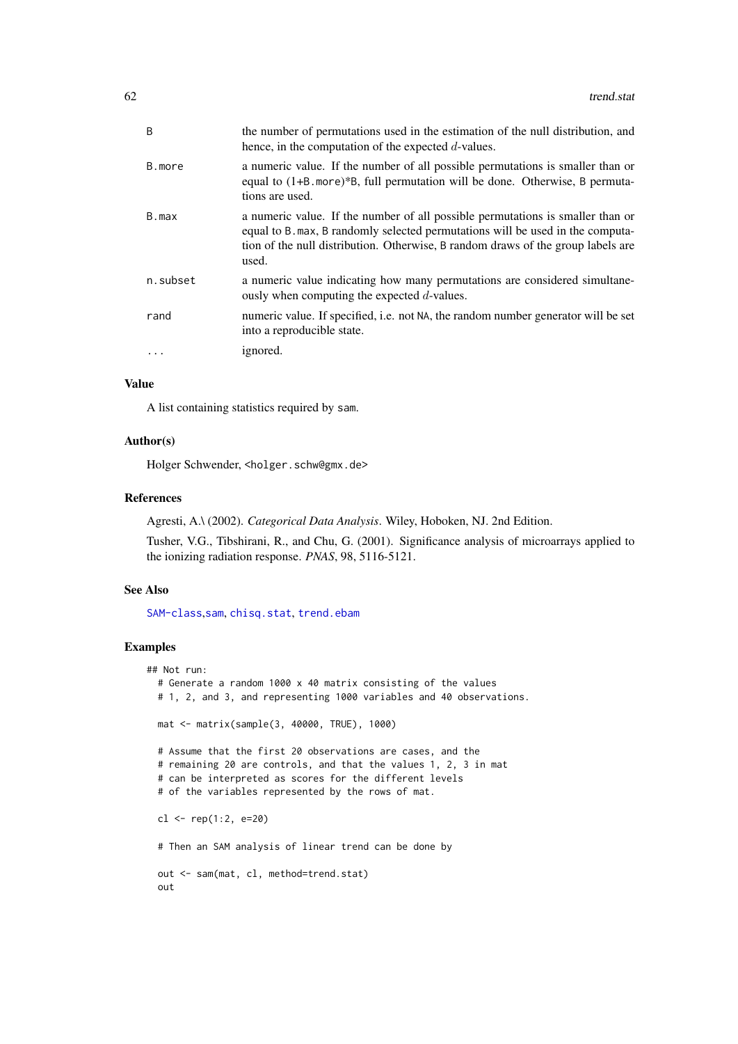| | |
|---|---|
| `B` | the number of permutations used in the estimation of the null distribution, and hence, in the computation of the expected $d$-values. |
| `B.more` | a numeric value. If the number of all possible permutations is smaller than or equal to (1+`B.more`)*`B`, full permutation will be done. Otherwise, `B` permutations are used. |
| `B.max` | a numeric value. If the number of all possible permutations is smaller than or equal to `B.max`, `B` randomly selected permutations will be used in the computation of the null distribution. Otherwise, `B` random draws of the group labels are used. |
| `n.subset` | a numeric value indicating how many permutations are considered simultaneously when computing the expected $d$-values. |
| `rand` | numeric value. If specified, i.e. not `NA`, the random number generator will be set into a reproducible state. |
| `...` | ignored. |

## Value

A list containing statistics required by `sam`.

## Author(s)

Holger Schwender, <holger.schw@gmx.de>

## References

Agresti, A.\ (2002). *Categorical Data Analysis*. Wiley, Hoboken, NJ. 2nd Edition.

Tusher, V.G., Tibshirani, R., and Chu, G. (2001). Significance analysis of microarrays applied to the ionizing radiation response. *PNAS*, 98, 5116-5121.

## See Also

`SAM-class`,`sam`, `chisq.stat`, `trend.ebam`

## Examples

```
## Not run:
  # Generate a random 1000 x 40 matrix consisting of the values
  # 1, 2, and 3, and representing 1000 variables and 40 observations.

  mat <- matrix(sample(3, 40000, TRUE), 1000)

  # Assume that the first 20 observations are cases, and the
  # remaining 20 are controls, and that the values 1, 2, 3 in mat
  # can be interpreted as scores for the different levels
  # of the variables represented by the rows of mat.

  cl <- rep(1:2, e=20)

  # Then an SAM analysis of linear trend can be done by

  out <- sam(mat, cl, method=trend.stat)
  out
```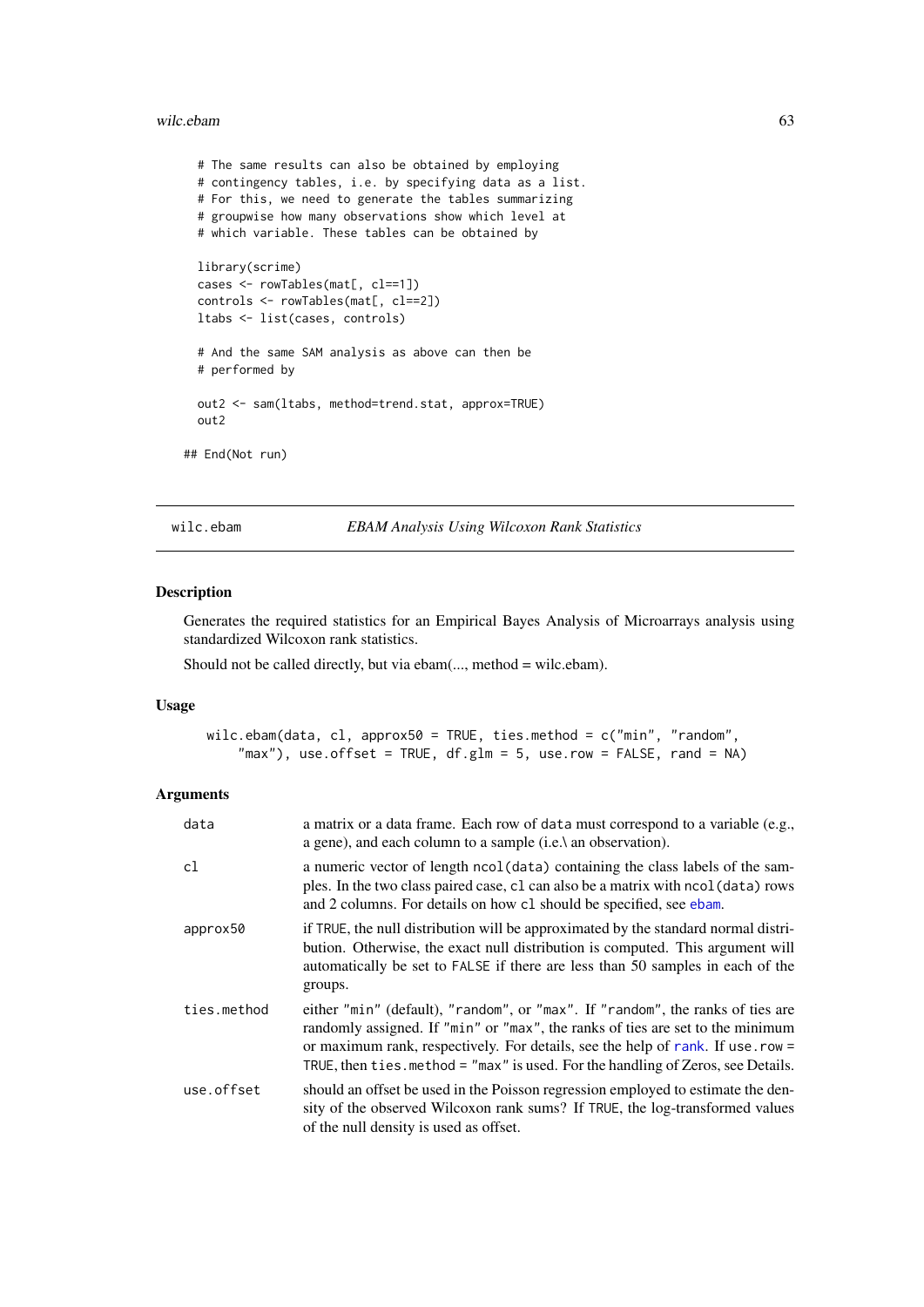```
  # The same results can also be obtained by employing
  # contingency tables, i.e. by specifying data as a list.
  # For this, we need to generate the tables summarizing
  # groupwise how many observations show which level at
  # which variable. These tables can be obtained by

  library(scrime)
  cases <- rowTables(mat[, cl==1])
  controls <- rowTables(mat[, cl==2])
  ltabs <- list(cases, controls)

  # And the same SAM analysis as above can then be
  # performed by

  out2 <- sam(ltabs, method=trend.stat, approx=TRUE)
  out2

## End(Not run)
```

---

## wilc.ebam — *EBAM Analysis Using Wilcoxon Rank Statistics*

### Description

Generates the required statistics for an Empirical Bayes Analysis of Microarrays analysis using standardized Wilcoxon rank statistics.

Should not be called directly, but via ebam(..., method = wilc.ebam).

### Usage

```
wilc.ebam(data, cl, approx50 = TRUE, ties.method = c("min", "random",
    "max"), use.offset = TRUE, df.glm = 5, use.row = FALSE, rand = NA)
```

### Arguments

| | |
|---|---|
| `data` | a matrix or a data frame. Each row of `data` must correspond to a variable (e.g., a gene), and each column to a sample (i.e.\ an observation). |
| `cl` | a numeric vector of length `ncol(data)` containing the class labels of the samples. In the two class paired case, `cl` can also be a matrix with `ncol(data)` rows and 2 columns. For details on how `cl` should be specified, see `ebam`. |
| `approx50` | if `TRUE`, the null distribution will be approximated by the standard normal distribution. Otherwise, the exact null distribution is computed. This argument will automatically be set to `FALSE` if there are less than 50 samples in each of the groups. |
| `ties.method` | either `"min"` (default), `"random"`, or `"max"`. If `"random"`, the ranks of ties are randomly assigned. If `"min"` or `"max"`, the ranks of ties are set to the minimum or maximum rank, respectively. For details, see the help of `rank`. If `use.row = TRUE`, then `ties.method = "max"` is used. For the handling of Zeros, see Details. |
| `use.offset` | should an offset be used in the Poisson regression employed to estimate the density of the observed Wilcoxon rank sums? If `TRUE`, the log-transformed values of the null density is used as offset. |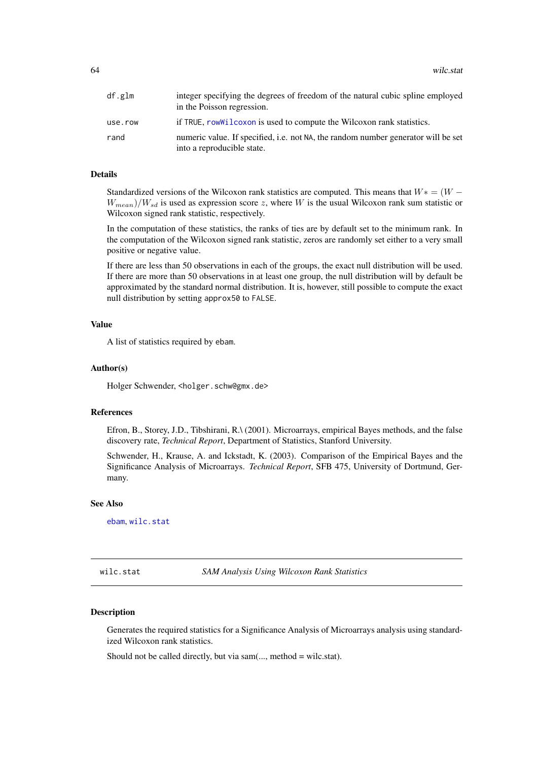| | |
|---|---|
| df.glm | integer specifying the degrees of freedom of the natural cubic spline employed in the Poisson regression. |
| use.row | if TRUE, rowWilcoxon is used to compute the Wilcoxon rank statistics. |
| rand | numeric value. If specified, i.e. not NA, the random number generator will be set into a reproducible state. |

### Details

Standardized versions of the Wilcoxon rank statistics are computed. This means that $W* = (W - W_{mean})/W_{sd}$ is used as expression score $z$, where $W$ is the usual Wilcoxon rank sum statistic or Wilcoxon signed rank statistic, respectively.

In the computation of these statistics, the ranks of ties are by default set to the minimum rank. In the computation of the Wilcoxon signed rank statistic, zeros are randomly set either to a very small positive or negative value.

If there are less than 50 observations in each of the groups, the exact null distribution will be used. If there are more than 50 observations in at least one group, the null distribution will by default be approximated by the standard normal distribution. It is, however, still possible to compute the exact null distribution by setting approx50 to FALSE.

### Value

A list of statistics required by ebam.

### Author(s)

Holger Schwender, <holger.schw@gmx.de>

### References

Efron, B., Storey, J.D., Tibshirani, R.\ (2001). Microarrays, empirical Bayes methods, and the false discovery rate, *Technical Report*, Department of Statistics, Stanford University.

Schwender, H., Krause, A. and Ickstadt, K. (2003). Comparison of the Empirical Bayes and the Significance Analysis of Microarrays. *Technical Report*, SFB 475, University of Dortmund, Germany.

### See Also

ebam, wilc.stat

---

## wilc.stat *SAM Analysis Using Wilcoxon Rank Statistics*

---

### Description

Generates the required statistics for a Significance Analysis of Microarrays analysis using standardized Wilcoxon rank statistics.

Should not be called directly, but via sam(..., method = wilc.stat).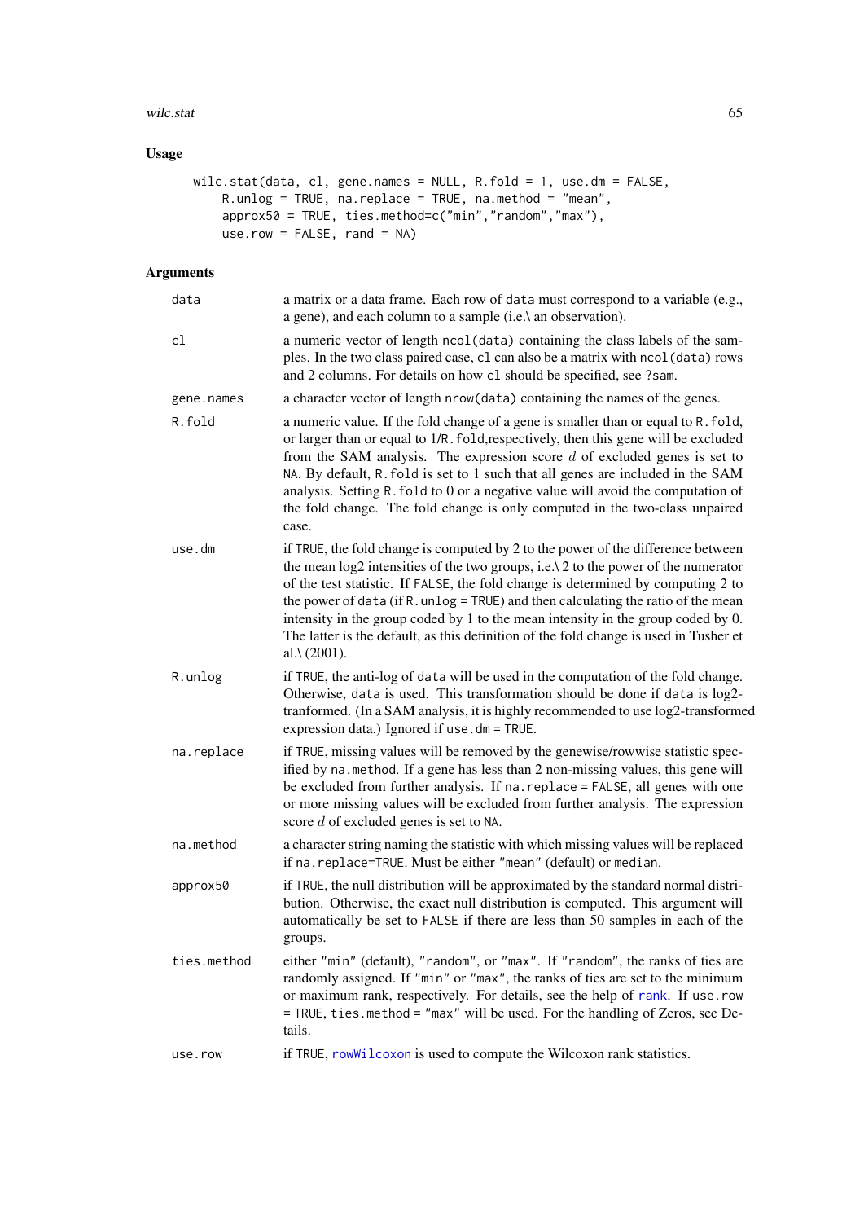## Usage

```
wilc.stat(data, cl, gene.names = NULL, R.fold = 1, use.dm = FALSE,
    R.unlog = TRUE, na.replace = TRUE, na.method = "mean",
    approx50 = TRUE, ties.method=c("min","random","max"),
    use.row = FALSE, rand = NA)
```

## Arguments

**data** a matrix or a data frame. Each row of data must correspond to a variable (e.g., a gene), and each column to a sample (i.e.\ an observation).

**cl** a numeric vector of length ncol(data) containing the class labels of the samples. In the two class paired case, cl can also be a matrix with ncol(data) rows and 2 columns. For details on how cl should be specified, see ?sam.

**gene.names** a character vector of length nrow(data) containing the names of the genes.

**R.fold** a numeric value. If the fold change of a gene is smaller than or equal to R.fold, or larger than or equal to 1/R.fold,respectively, then this gene will be excluded from the SAM analysis. The expression score $d$ of excluded genes is set to NA. By default, R.fold is set to 1 such that all genes are included in the SAM analysis. Setting R.fold to 0 or a negative value will avoid the computation of the fold change. The fold change is only computed in the two-class unpaired case.

**use.dm** if TRUE, the fold change is computed by 2 to the power of the difference between the mean log2 intensities of the two groups, i.e.\ 2 to the power of the numerator of the test statistic. If FALSE, the fold change is determined by computing 2 to the power of data (if R.unlog = TRUE) and then calculating the ratio of the mean intensity in the group coded by 1 to the mean intensity in the group coded by 0. The latter is the default, as this definition of the fold change is used in Tusher et al.\ (2001).

**R.unlog** if TRUE, the anti-log of data will be used in the computation of the fold change. Otherwise, data is used. This transformation should be done if data is log2-tranformed. (In a SAM analysis, it is highly recommended to use log2-transformed expression data.) Ignored if use.dm = TRUE.

**na.replace** if TRUE, missing values will be removed by the genewise/rowwise statistic specified by na.method. If a gene has less than 2 non-missing values, this gene will be excluded from further analysis. If na.replace = FALSE, all genes with one or more missing values will be excluded from further analysis. The expression score $d$ of excluded genes is set to NA.

**na.method** a character string naming the statistic with which missing values will be replaced if na.replace=TRUE. Must be either "mean" (default) or median.

**approx50** if TRUE, the null distribution will be approximated by the standard normal distribution. Otherwise, the exact null distribution is computed. This argument will automatically be set to FALSE if there are less than 50 samples in each of the groups.

**ties.method** either "min" (default), "random", or "max". If "random", the ranks of ties are randomly assigned. If "min" or "max", the ranks of ties are set to the minimum or maximum rank, respectively. For details, see the help of rank. If use.row = TRUE, ties.method = "max" will be used. For the handling of Zeros, see Details.

**use.row** if TRUE, rowWilcoxon is used to compute the Wilcoxon rank statistics.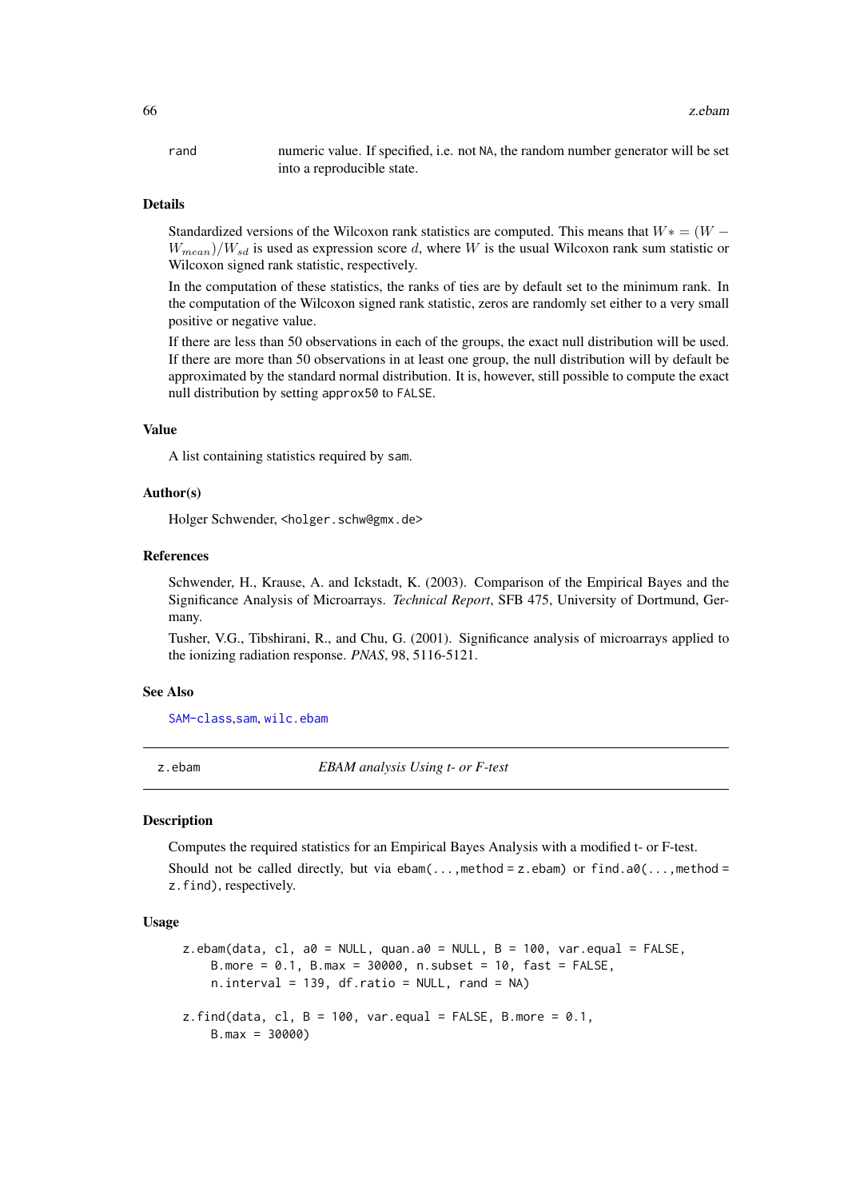rand numeric value. If specified, i.e. not NA, the random number generator will be set into a reproducible state.

### Details

Standardized versions of the Wilcoxon rank statistics are computed. This means that $W* = (W - W_{mean})/W_{sd}$ is used as expression score $d$, where $W$ is the usual Wilcoxon rank sum statistic or Wilcoxon signed rank statistic, respectively.

In the computation of these statistics, the ranks of ties are by default set to the minimum rank. In the computation of the Wilcoxon signed rank statistic, zeros are randomly set either to a very small positive or negative value.

If there are less than 50 observations in each of the groups, the exact null distribution will be used. If there are more than 50 observations in at least one group, the null distribution will by default be approximated by the standard normal distribution. It is, however, still possible to compute the exact null distribution by setting approx50 to FALSE.

### Value

A list containing statistics required by sam.

### Author(s)

Holger Schwender, <holger.schw@gmx.de>

### References

Schwender, H., Krause, A. and Ickstadt, K. (2003). Comparison of the Empirical Bayes and the Significance Analysis of Microarrays. *Technical Report*, SFB 475, University of Dortmund, Germany.

Tusher, V.G., Tibshirani, R., and Chu, G. (2001). Significance analysis of microarrays applied to the ionizing radiation response. *PNAS*, 98, 5116-5121.

### See Also

SAM-class, sam, wilc.ebam

---

## z.ebam *EBAM analysis Using t- or F-test*

### Description

Computes the required statistics for an Empirical Bayes Analysis with a modified t- or F-test.

Should not be called directly, but via ebam(...,method = z.ebam) or find.a0(...,method = z.find), respectively.

### Usage

```
z.ebam(data, cl, a0 = NULL, quan.a0 = NULL, B = 100, var.equal = FALSE,
    B.more = 0.1, B.max = 30000, n.subset = 10, fast = FALSE,
    n.interval = 139, df.ratio = NULL, rand = NA)

z.find(data, cl, B = 100, var.equal = FALSE, B.more = 0.1,
    B.max = 30000)
```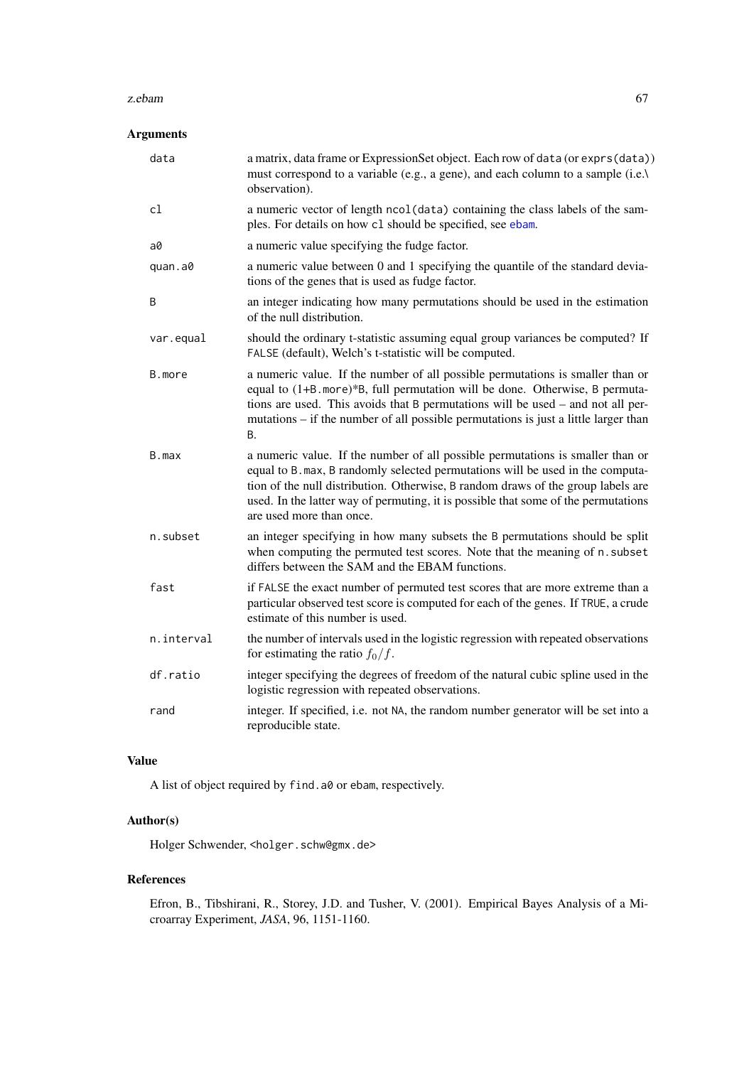### Arguments

- `data` — a matrix, data frame or ExpressionSet object. Each row of `data` (or `exprs(data)`) must correspond to a variable (e.g., a gene), and each column to a sample (i.e.\ observation).
- `cl` — a numeric vector of length `ncol(data)` containing the class labels of the samples. For details on how `cl` should be specified, see `ebam`.
- `a0` — a numeric value specifying the fudge factor.
- `quan.a0` — a numeric value between 0 and 1 specifying the quantile of the standard deviations of the genes that is used as fudge factor.
- `B` — an integer indicating how many permutations should be used in the estimation of the null distribution.
- `var.equal` — should the ordinary t-statistic assuming equal group variances be computed? If `FALSE` (default), Welch's t-statistic will be computed.
- `B.more` — a numeric value. If the number of all possible permutations is smaller than or equal to `(1+B.more)*B`, full permutation will be done. Otherwise, `B` permutations are used. This avoids that `B` permutations will be used – and not all permutations – if the number of all possible permutations is just a little larger than `B`.
- `B.max` — a numeric value. If the number of all possible permutations is smaller than or equal to `B.max`, `B` randomly selected permutations will be used in the computation of the null distribution. Otherwise, `B` random draws of the group labels are used. In the latter way of permuting, it is possible that some of the permutations are used more than once.
- `n.subset` — an integer specifying in how many subsets the `B` permutations should be split when computing the permuted test scores. Note that the meaning of `n.subset` differs between the SAM and the EBAM functions.
- `fast` — if `FALSE` the exact number of permuted test scores that are more extreme than a particular observed test score is computed for each of the genes. If `TRUE`, a crude estimate of this number is used.
- `n.interval` — the number of intervals used in the logistic regression with repeated observations for estimating the ratio $f_0/f$.
- `df.ratio` — integer specifying the degrees of freedom of the natural cubic spline used in the logistic regression with repeated observations.
- `rand` — integer. If specified, i.e. not `NA`, the random number generator will be set into a reproducible state.

### Value

A list of object required by `find.a0` or `ebam`, respectively.

### Author(s)

Holger Schwender, <holger.schw@gmx.de>

### References

Efron, B., Tibshirani, R., Storey, J.D. and Tusher, V. (2001). Empirical Bayes Analysis of a Microarray Experiment, *JASA*, 96, 1151-1160.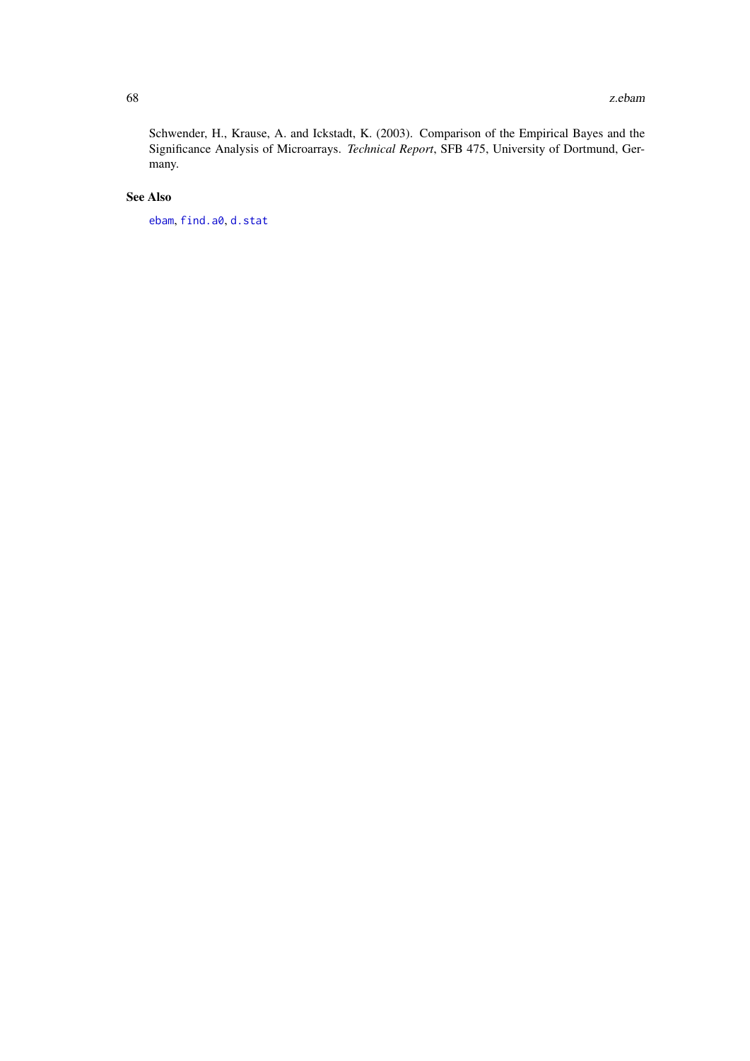Schwender, H., Krause, A. and Ickstadt, K. (2003). Comparison of the Empirical Bayes and the Significance Analysis of Microarrays. *Technical Report*, SFB 475, University of Dortmund, Germany.

## See Also

`ebam`, `find.a0`, `d.stat`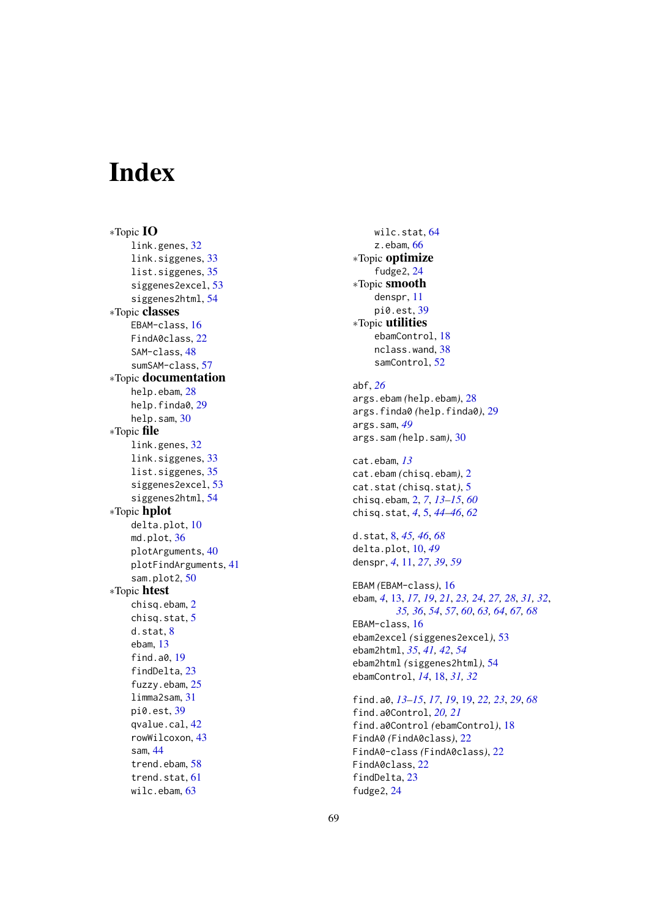# Index

∗Topic **IO**

- link.genes, 32
- link.siggenes, 33
- list.siggenes, 35
- siggenes2excel, 53
- siggenes2html, 54

∗Topic **classes**

- EBAM-class, 16
- FindA0class, 22
- SAM-class, 48
- sumSAM-class, 57

∗Topic **documentation**

- help.ebam, 28
- help.finda0, 29
- help.sam, 30

∗Topic **file**

- link.genes, 32
- link.siggenes, 33
- list.siggenes, 35
- siggenes2excel, 53
- siggenes2html, 54

∗Topic **hplot**

- delta.plot, 10
- md.plot, 36
- plotArguments, 40
- plotFindArguments, 41
- sam.plot2, 50

∗Topic **htest**

- chisq.ebam, 2
- chisq.stat, 5
- d.stat, 8
- ebam, 13
- find.a0, 19
- findDelta, 23
- fuzzy.ebam, 25
- limma2sam, 31
- pi0.est, 39
- qvalue.cal, 42
- rowWilcoxon, 43
- sam, 44
- trend.ebam, 58
- trend.stat, 61
- wilc.ebam, 63
- wilc.stat, 64
- z.ebam, 66

∗Topic **optimize**

- fudge2, 24

∗Topic **smooth**

- denspr, 11
- pi0.est, 39

∗Topic **utilities**

- ebamControl, 18
- nclass.wand, 38
- samControl, 52

abf, *26*
args.ebam (help.ebam), 28
args.finda0 (help.finda0), 29
args.sam, *49*
args.sam (help.sam), 30

cat.ebam, *13*
cat.ebam (chisq.ebam), 2
cat.stat (chisq.stat), 5
chisq.ebam, 2, *7*, *13–15*, *60*
chisq.stat, *4*, 5, *44–46*, *62*

d.stat, 8, *45*, *46*, *68*
delta.plot, 10, *49*
denspr, *4*, 11, *27*, *39*, *59*

EBAM (EBAM-class), 16
ebam, *4*, 13, *17*, *19*, *21*, *23*, *24*, *27*, *28*, *31*, *32*, *35*, *36*, *54*, *57*, *60*, *63*, *64*, *67*, *68*
EBAM-class, 16
ebam2excel (siggenes2excel), 53
ebam2html, *35*, *41*, *42*, *54*
ebam2html (siggenes2html), 54
ebamControl, *14*, 18, *31*, *32*

find.a0, *13–15*, *17*, *19*, 19, *22*, *23*, *29*, *68*
find.a0Control, *20*, *21*
find.a0Control (ebamControl), 18
FindA0 (FindA0class), 22
FindA0-class (FindA0class), 22
FindA0class, 22
findDelta, 23
fudge2, 24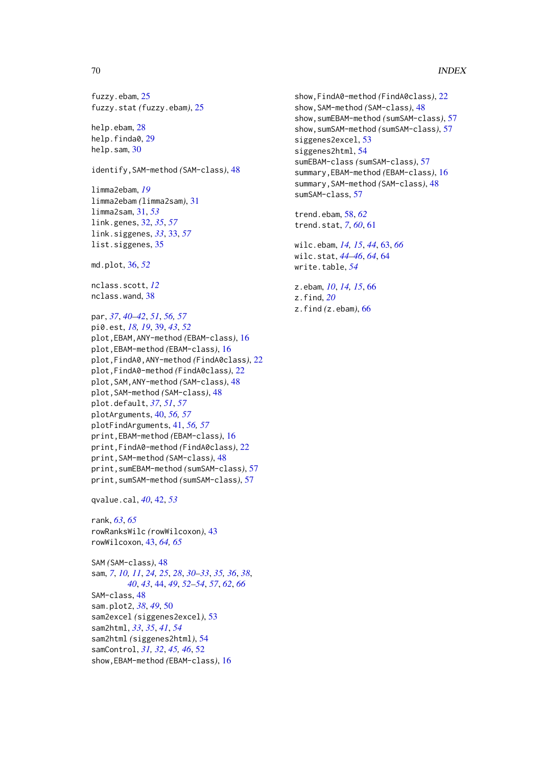fuzzy.ebam, 25
fuzzy.stat *(fuzzy.ebam)*, 25

help.ebam, 28
help.finda0, 29
help.sam, 30

identify,SAM-method *(SAM-class)*, 48

limma2ebam, *19*
limma2ebam *(limma2sam)*, 31
limma2sam, 31, *53*
link.genes, 32, *35*, *57*
link.siggenes, *33*, 33, *57*
list.siggenes, 35

md.plot, 36, *52*

nclass.scott, *12*
nclass.wand, 38

par, *37*, *40–42*, *51*, *56, 57*
pi0.est, *18, 19*, 39, *43*, *52*
plot,EBAM,ANY-method *(EBAM-class)*, 16
plot,EBAM-method *(EBAM-class)*, 16
plot,FindA0,ANY-method *(FindA0class)*, 22
plot,FindA0-method *(FindA0class)*, 22
plot,SAM,ANY-method *(SAM-class)*, 48
plot,SAM-method *(SAM-class)*, 48
plot.default, *37*, *51*, *57*
plotArguments, 40, *56, 57*
plotFindArguments, 41, *56, 57*
print,EBAM-method *(EBAM-class)*, 16
print,FindA0-method *(FindA0class)*, 22
print,SAM-method *(SAM-class)*, 48
print,sumEBAM-method *(sumSAM-class)*, 57
print,sumSAM-method *(sumSAM-class)*, 57

qvalue.cal, *40*, 42, *53*

rank, *63*, *65*
rowRanksWilc *(rowWilcoxon)*, 43
rowWilcoxon, 43, *64, 65*

SAM *(SAM-class)*, 48
sam, *7*, *10, 11*, *24, 25*, *28*, *30–33*, *35, 36*, *38*, *40*, *43*, 44, *49*, *52–54*, *57*, *62*, *66*
SAM-class, 48
sam.plot2, *38*, *49*, 50
sam2excel *(siggenes2excel)*, 53
sam2html, *33*, *35*, *41*, *54*
sam2html *(siggenes2html)*, 54
samControl, *31, 32*, *45, 46*, 52
show,EBAM-method *(EBAM-class)*, 16
show,FindA0-method *(FindA0class)*, 22
show,SAM-method *(SAM-class)*, 48
show,sumEBAM-method *(sumSAM-class)*, 57
show,sumSAM-method *(sumSAM-class)*, 57
siggenes2excel, 53
siggenes2html, 54
sumEBAM-class *(sumSAM-class)*, 57
summary,EBAM-method *(EBAM-class)*, 16
summary,SAM-method *(SAM-class)*, 48
sumSAM-class, 57

trend.ebam, 58, *62*
trend.stat, *7*, *60*, 61

wilc.ebam, *14, 15*, *44*, 63, *66*
wilc.stat, *44–46*, *64*, 64
write.table, *54*

z.ebam, *10*, *14, 15*, 66
z.find, *20*
z.find *(z.ebam)*, 66